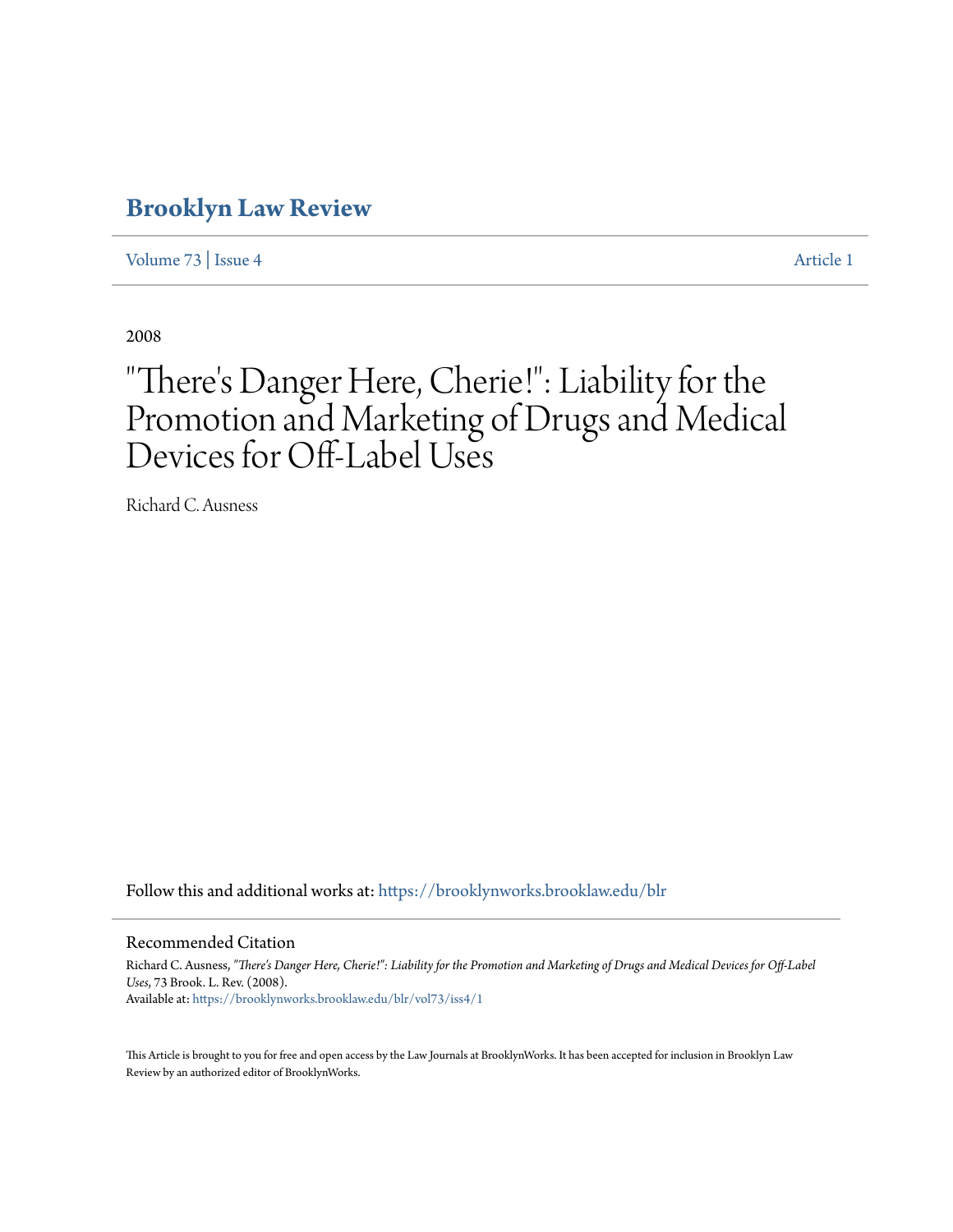# Brooklyn Law Review

Volume 73 | Issue 4 Article 1

2008

# "There's Danger Here, Cherie!": Liability for the Promotion and Marketing of Drugs and Medical Devices for Off-Label Uses

Richard C. Ausness

Follow this and additional works at: https://brooklynworks.brooklaw.edu/blr

## Recommended Citation

Richard C. Ausness, *"There's Danger Here, Cherie!": Liability for the Promotion and Marketing of Drugs and Medical Devices for Off-Label Uses*, 73 Brook. L. Rev. (2008).
Available at: https://brooklynworks.brooklaw.edu/blr/vol73/iss4/1

This Article is brought to you for free and open access by the Law Journals at BrooklynWorks. It has been accepted for inclusion in Brooklyn Law Review by an authorized editor of BrooklynWorks.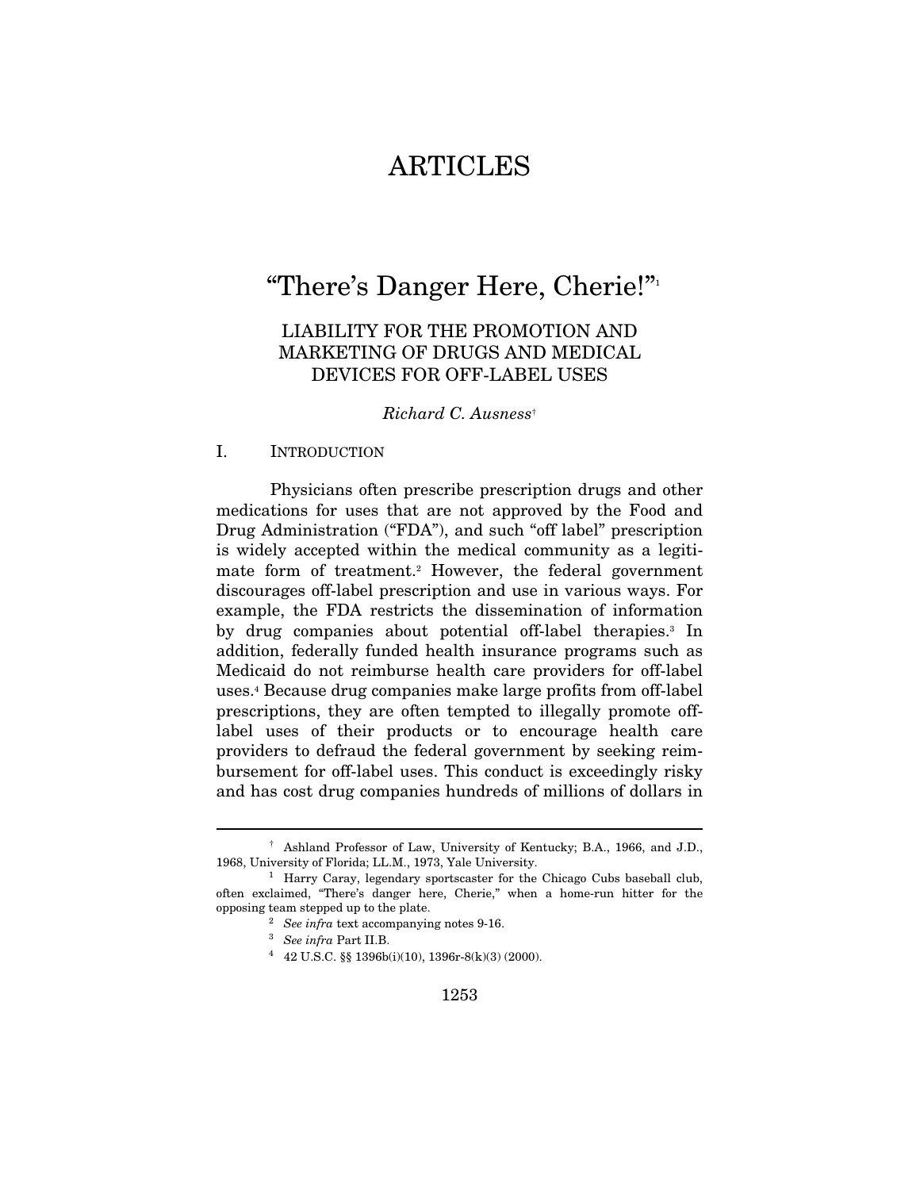# ARTICLES

## "There's Danger Here, Cherie!"[1]

### LIABILITY FOR THE PROMOTION AND MARKETING OF DRUGS AND MEDICAL DEVICES FOR OFF-LABEL USES

*Richard C. Ausness*[†]

### I. INTRODUCTION

Physicians often prescribe prescription drugs and other medications for uses that are not approved by the Food and Drug Administration ("FDA"), and such "off label" prescription is widely accepted within the medical community as a legitimate form of treatment.[2] However, the federal government discourages off-label prescription and use in various ways. For example, the FDA restricts the dissemination of information by drug companies about potential off-label therapies.[3] In addition, federally funded health insurance programs such as Medicaid do not reimburse health care providers for off-label uses.[4] Because drug companies make large profits from off-label prescriptions, they are often tempted to illegally promote off-label uses of their products or to encourage health care providers to defraud the federal government by seeking reimbursement for off-label uses. This conduct is exceedingly risky and has cost drug companies hundreds of millions of dollars in

---

[†] Ashland Professor of Law, University of Kentucky; B.A., 1966, and J.D., 1968, University of Florida; LL.M., 1973, Yale University.

[1] Harry Caray, legendary sportscaster for the Chicago Cubs baseball club, often exclaimed, "There's danger here, Cherie," when a home-run hitter for the opposing team stepped up to the plate.

[2] *See infra* text accompanying notes 9-16.

[3] *See infra* Part II.B.

[4] 42 U.S.C. §§ 1396b(i)(10), 1396r-8(k)(3) (2000).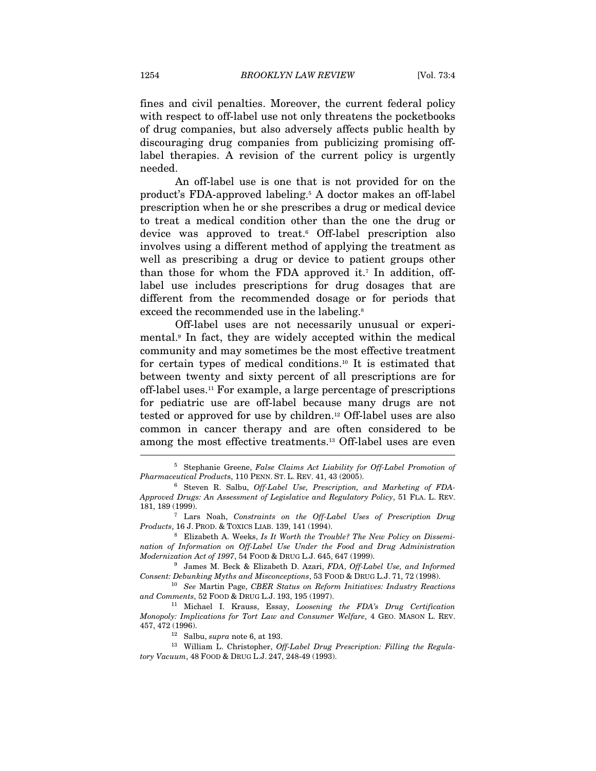fines and civil penalties. Moreover, the current federal policy with respect to off-label use not only threatens the pocketbooks of drug companies, but also adversely affects public health by discouraging drug companies from publicizing promising off-label therapies. A revision of the current policy is urgently needed.

An off-label use is one that is not provided for on the product's FDA-approved labeling.[5] A doctor makes an off-label prescription when he or she prescribes a drug or medical device to treat a medical condition other than the one the drug or device was approved to treat.[6] Off-label prescription also involves using a different method of applying the treatment as well as prescribing a drug or device to patient groups other than those for whom the FDA approved it.[7] In addition, off-label use includes prescriptions for drug dosages that are different from the recommended dosage or for periods that exceed the recommended use in the labeling.[8]

Off-label uses are not necessarily unusual or experimental.[9] In fact, they are widely accepted within the medical community and may sometimes be the most effective treatment for certain types of medical conditions.[10] It is estimated that between twenty and sixty percent of all prescriptions are for off-label uses.[11] For example, a large percentage of prescriptions for pediatric use are off-label because many drugs are not tested or approved for use by children.[12] Off-label uses are also common in cancer therapy and are often considered to be among the most effective treatments.[13] Off-label uses are even

---

[5] Stephanie Greene, *False Claims Act Liability for Off-Label Promotion of Pharmaceutical Products*, 110 PENN. ST. L. REV. 41, 43 (2005).

[6] Steven R. Salbu, *Off-Label Use, Prescription, and Marketing of FDA-Approved Drugs: An Assessment of Legislative and Regulatory Policy*, 51 FLA. L. REV. 181, 189 (1999).

[7] Lars Noah, *Constraints on the Off-Label Uses of Prescription Drug Products*, 16 J. PROD. & TOXICS LIAB. 139, 141 (1994).

[8] Elizabeth A. Weeks, *Is It Worth the Trouble? The New Policy on Dissemination of Information on Off-Label Use Under the Food and Drug Administration Modernization Act of 1997*, 54 FOOD & DRUG L.J. 645, 647 (1999).

[9] James M. Beck & Elizabeth D. Azari, *FDA, Off-Label Use, and Informed Consent: Debunking Myths and Misconceptions*, 53 FOOD & DRUG L.J. 71, 72 (1998).

[10] *See* Martin Page, *CBER Status on Reform Initiatives: Industry Reactions and Comments*, 52 FOOD & DRUG L.J. 193, 195 (1997).

[11] Michael I. Krauss, Essay, *Loosening the FDA's Drug Certification Monopoly: Implications for Tort Law and Consumer Welfare*, 4 GEO. MASON L. REV. 457, 472 (1996).

[12] Salbu, *supra* note 6, at 193.

[13] William L. Christopher, *Off-Label Drug Prescription: Filling the Regulatory Vacuum*, 48 FOOD & DRUG L.J. 247, 248-49 (1993).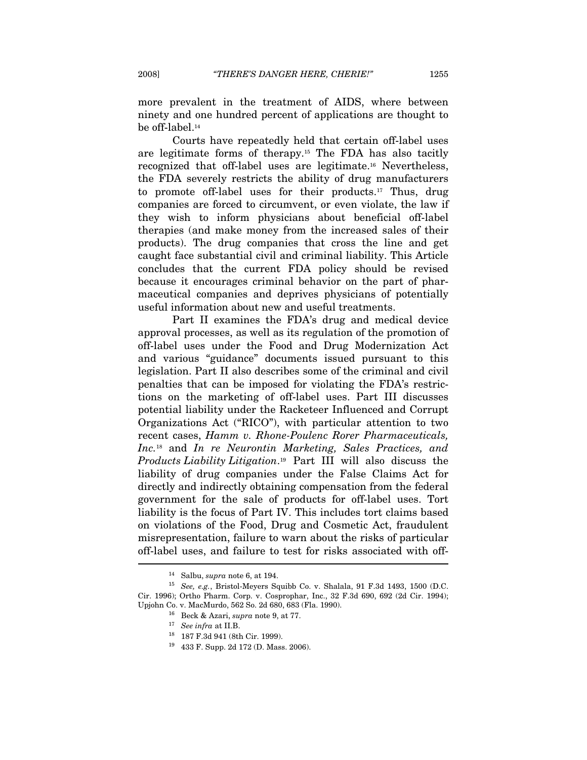more prevalent in the treatment of AIDS, where between ninety and one hundred percent of applications are thought to be off-label.[14]

Courts have repeatedly held that certain off-label uses are legitimate forms of therapy.[15] The FDA has also tacitly recognized that off-label uses are legitimate.[16] Nevertheless, the FDA severely restricts the ability of drug manufacturers to promote off-label uses for their products.[17] Thus, drug companies are forced to circumvent, or even violate, the law if they wish to inform physicians about beneficial off-label therapies (and make money from the increased sales of their products). The drug companies that cross the line and get caught face substantial civil and criminal liability. This Article concludes that the current FDA policy should be revised because it encourages criminal behavior on the part of pharmaceutical companies and deprives physicians of potentially useful information about new and useful treatments.

Part II examines the FDA's drug and medical device approval processes, as well as its regulation of the promotion of off-label uses under the Food and Drug Modernization Act and various "guidance" documents issued pursuant to this legislation. Part II also describes some of the criminal and civil penalties that can be imposed for violating the FDA's restrictions on the marketing of off-label uses. Part III discusses potential liability under the Racketeer Influenced and Corrupt Organizations Act ("RICO"), with particular attention to two recent cases, *Hamm v. Rhone-Poulenc Rorer Pharmaceuticals, Inc.*[18] and *In re Neurontin Marketing, Sales Practices, and Products Liability Litigation*.[19] Part III will also discuss the liability of drug companies under the False Claims Act for directly and indirectly obtaining compensation from the federal government for the sale of products for off-label uses. Tort liability is the focus of Part IV. This includes tort claims based on violations of the Food, Drug and Cosmetic Act, fraudulent misrepresentation, failure to warn about the risks of particular off-label uses, and failure to test for risks associated with off-

---

[14] Salbu, *supra* note 6, at 194.

[15] *See, e.g.*, Bristol-Meyers Squibb Co. v. Shalala, 91 F.3d 1493, 1500 (D.C. Cir. 1996); Ortho Pharm. Corp. v. Cosprophar, Inc., 32 F.3d 690, 692 (2d Cir. 1994); Upjohn Co. v. MacMurdo, 562 So. 2d 680, 683 (Fla. 1990).

[16] Beck & Azari, *supra* note 9, at 77.

[17] *See infra* at II.B.

[18] 187 F.3d 941 (8th Cir. 1999).

[19] 433 F. Supp. 2d 172 (D. Mass. 2006).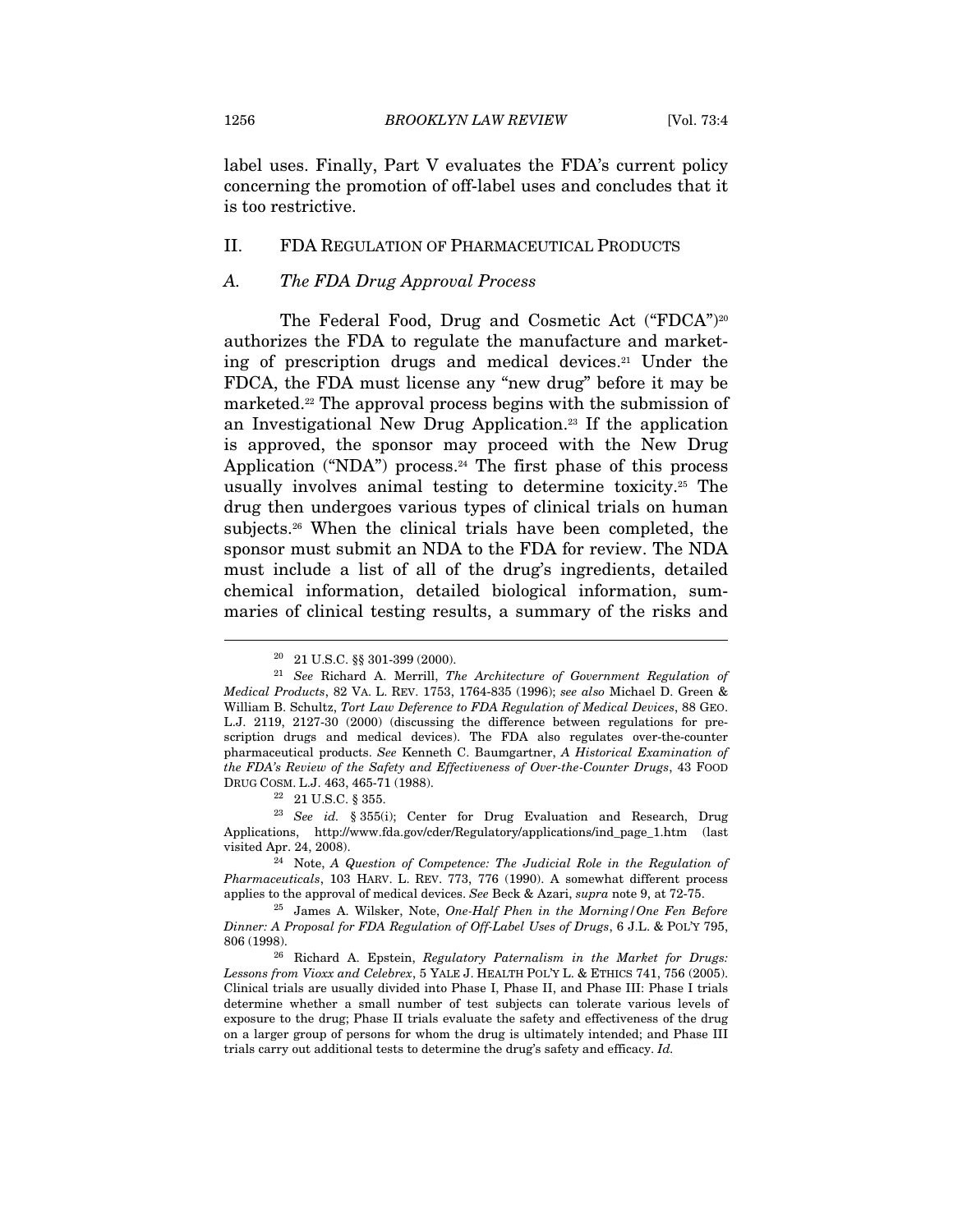label uses. Finally, Part V evaluates the FDA's current policy concerning the promotion of off-label uses and concludes that it is too restrictive.

## II. FDA REGULATION OF PHARMACEUTICAL PRODUCTS

### A. *The FDA Drug Approval Process*

The Federal Food, Drug and Cosmetic Act ("FDCA")[20] authorizes the FDA to regulate the manufacture and marketing of prescription drugs and medical devices.[21] Under the FDCA, the FDA must license any "new drug" before it may be marketed.[22] The approval process begins with the submission of an Investigational New Drug Application.[23] If the application is approved, the sponsor may proceed with the New Drug Application ("NDA") process.[24] The first phase of this process usually involves animal testing to determine toxicity.[25] The drug then undergoes various types of clinical trials on human subjects.[26] When the clinical trials have been completed, the sponsor must submit an NDA to the FDA for review. The NDA must include a list of all of the drug's ingredients, detailed chemical information, detailed biological information, summaries of clinical testing results, a summary of the risks and

---

[20] 21 U.S.C. §§ 301-399 (2000).

[21] *See* Richard A. Merrill, *The Architecture of Government Regulation of Medical Products*, 82 VA. L. REV. 1753, 1764-835 (1996); *see also* Michael D. Green & William B. Schultz, *Tort Law Deference to FDA Regulation of Medical Devices*, 88 GEO. L.J. 2119, 2127-30 (2000) (discussing the difference between regulations for prescription drugs and medical devices). The FDA also regulates over-the-counter pharmaceutical products. *See* Kenneth C. Baumgartner, *A Historical Examination of the FDA's Review of the Safety and Effectiveness of Over-the-Counter Drugs*, 43 FOOD DRUG COSM. L.J. 463, 465-71 (1988).

[22] 21 U.S.C. § 355.

[23] *See id.* § 355(i); Center for Drug Evaluation and Research, Drug Applications, http://www.fda.gov/cder/Regulatory/applications/ind_page_1.htm (last visited Apr. 24, 2008).

[24] Note, *A Question of Competence: The Judicial Role in the Regulation of Pharmaceuticals*, 103 HARV. L. REV. 773, 776 (1990). A somewhat different process applies to the approval of medical devices. *See* Beck & Azari, *supra* note 9, at 72-75.

[25] James A. Wilsker, Note, *One-Half Phen in the Morning/One Fen Before Dinner: A Proposal for FDA Regulation of Off-Label Uses of Drugs*, 6 J.L. & POL'Y 795, 806 (1998).

[26] Richard A. Epstein, *Regulatory Paternalism in the Market for Drugs: Lessons from Vioxx and Celebrex*, 5 YALE J. HEALTH POL'Y L. & ETHICS 741, 756 (2005). Clinical trials are usually divided into Phase I, Phase II, and Phase III: Phase I trials determine whether a small number of test subjects can tolerate various levels of exposure to the drug; Phase II trials evaluate the safety and effectiveness of the drug on a larger group of persons for whom the drug is ultimately intended; and Phase III trials carry out additional tests to determine the drug's safety and efficacy. *Id.*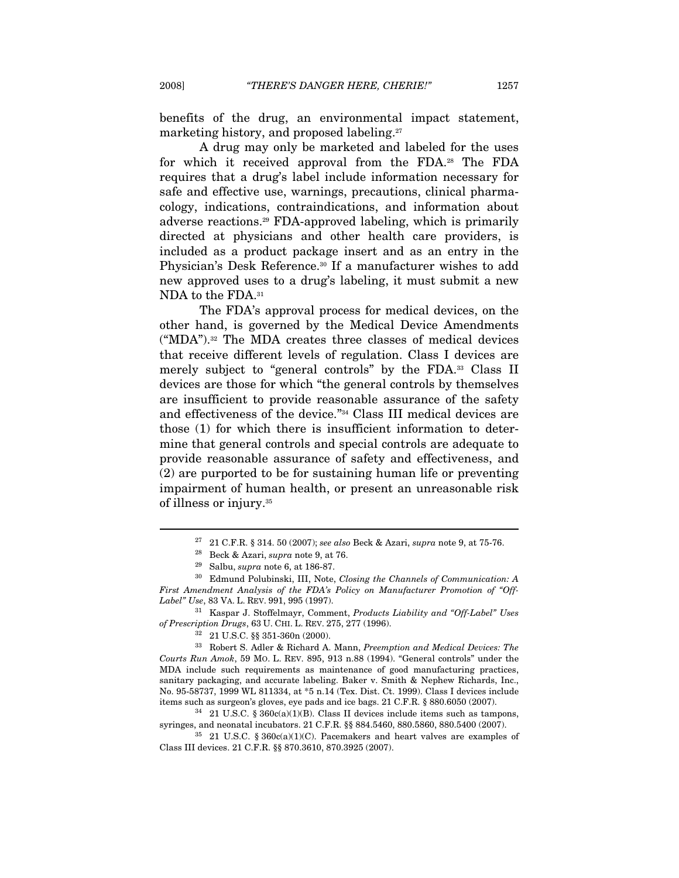benefits of the drug, an environmental impact statement, marketing history, and proposed labeling.[27]

A drug may only be marketed and labeled for the uses for which it received approval from the FDA.[28] The FDA requires that a drug's label include information necessary for safe and effective use, warnings, precautions, clinical pharmacology, indications, contraindications, and information about adverse reactions.[29] FDA-approved labeling, which is primarily directed at physicians and other health care providers, is included as a product package insert and as an entry in the Physician's Desk Reference.[30] If a manufacturer wishes to add new approved uses to a drug's labeling, it must submit a new NDA to the FDA.[31]

The FDA's approval process for medical devices, on the other hand, is governed by the Medical Device Amendments ("MDA").[32] The MDA creates three classes of medical devices that receive different levels of regulation. Class I devices are merely subject to "general controls" by the FDA.[33] Class II devices are those for which "the general controls by themselves are insufficient to provide reasonable assurance of the safety and effectiveness of the device."[34] Class III medical devices are those (1) for which there is insufficient information to determine that general controls and special controls are adequate to provide reasonable assurance of safety and effectiveness, and (2) are purported to be for sustaining human life or preventing impairment of human health, or present an unreasonable risk of illness or injury.[35]

---

[27] 21 C.F.R. § 314. 50 (2007); *see also* Beck & Azari, *supra* note 9, at 75-76.

[28] Beck & Azari, *supra* note 9, at 76.

[29] Salbu, *supra* note 6, at 186-87.

[30] Edmund Polubinski, III, Note, *Closing the Channels of Communication: A First Amendment Analysis of the FDA's Policy on Manufacturer Promotion of "Off-Label" Use*, 83 VA. L. REV. 991, 995 (1997).

[31] Kaspar J. Stoffelmayr, Comment, *Products Liability and "Off-Label" Uses of Prescription Drugs*, 63 U. CHI. L. REV. 275, 277 (1996).

[32] 21 U.S.C. §§ 351-360n (2000).

[33] Robert S. Adler & Richard A. Mann, *Preemption and Medical Devices: The Courts Run Amok*, 59 MO. L. REV. 895, 913 n.88 (1994). "General controls" under the MDA include such requirements as maintenance of good manufacturing practices, sanitary packaging, and accurate labeling. Baker v. Smith & Nephew Richards, Inc., No. 95-58737, 1999 WL 811334, at *5 n.14 (Tex. Dist. Ct. 1999). Class I devices include items such as surgeon's gloves, eye pads and ice bags. 21 C.F.R. § 880.6050 (2007).

[34] 21 U.S.C. § 360c(a)(1)(B). Class II devices include items such as tampons, syringes, and neonatal incubators. 21 C.F.R. §§ 884.5460, 880.5860, 880.5400 (2007).

[35] 21 U.S.C. § 360c(a)(1)(C). Pacemakers and heart valves are examples of Class III devices. 21 C.F.R. §§ 870.3610, 870.3925 (2007).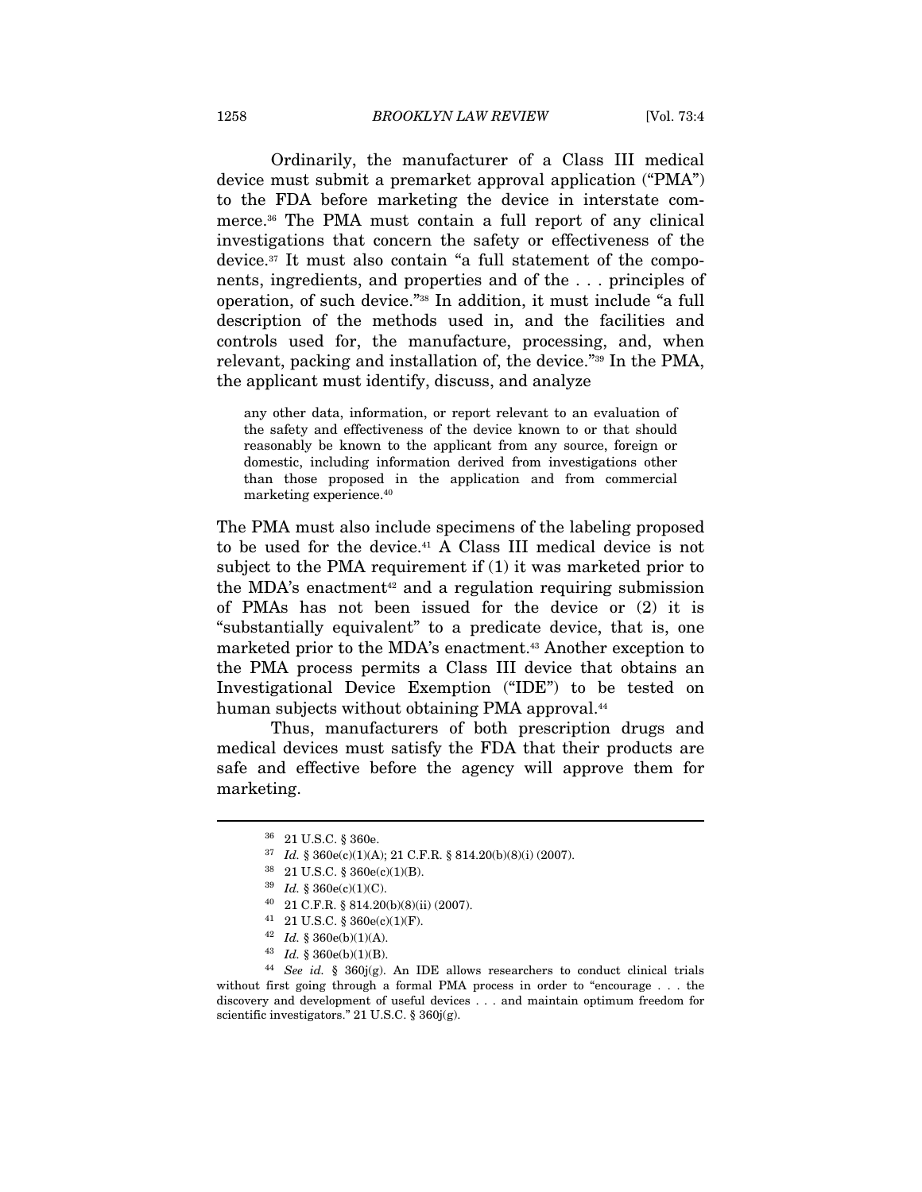Ordinarily, the manufacturer of a Class III medical device must submit a premarket approval application ("PMA") to the FDA before marketing the device in interstate commerce.[36] The PMA must contain a full report of any clinical investigations that concern the safety or effectiveness of the device.[37] It must also contain "a full statement of the components, ingredients, and properties and of the . . . principles of operation, of such device."[38] In addition, it must include "a full description of the methods used in, and the facilities and controls used for, the manufacture, processing, and, when relevant, packing and installation of, the device."[39] In the PMA, the applicant must identify, discuss, and analyze

> any other data, information, or report relevant to an evaluation of the safety and effectiveness of the device known to or that should reasonably be known to the applicant from any source, foreign or domestic, including information derived from investigations other than those proposed in the application and from commercial marketing experience.[40]

The PMA must also include specimens of the labeling proposed to be used for the device.[41] A Class III medical device is not subject to the PMA requirement if (1) it was marketed prior to the MDA's enactment[42] and a regulation requiring submission of PMAs has not been issued for the device or (2) it is "substantially equivalent" to a predicate device, that is, one marketed prior to the MDA's enactment.[43] Another exception to the PMA process permits a Class III device that obtains an Investigational Device Exemption ("IDE") to be tested on human subjects without obtaining PMA approval.[44]

Thus, manufacturers of both prescription drugs and medical devices must satisfy the FDA that their products are safe and effective before the agency will approve them for marketing.

---

[36] 21 U.S.C. § 360e.

[37] *Id.* § 360e(c)(1)(A); 21 C.F.R. § 814.20(b)(8)(i) (2007).

[38] 21 U.S.C. § 360e(c)(1)(B).

[39] *Id.* § 360e(c)(1)(C).

[40] 21 C.F.R. § 814.20(b)(8)(ii) (2007).

[41] 21 U.S.C. § 360e(c)(1)(F).

[42] *Id.* § 360e(b)(1)(A).

[43] *Id.* § 360e(b)(1)(B).

[44] *See id.* § 360j(g). An IDE allows researchers to conduct clinical trials without first going through a formal PMA process in order to "encourage . . . the discovery and development of useful devices . . . and maintain optimum freedom for scientific investigators." 21 U.S.C. § 360j(g).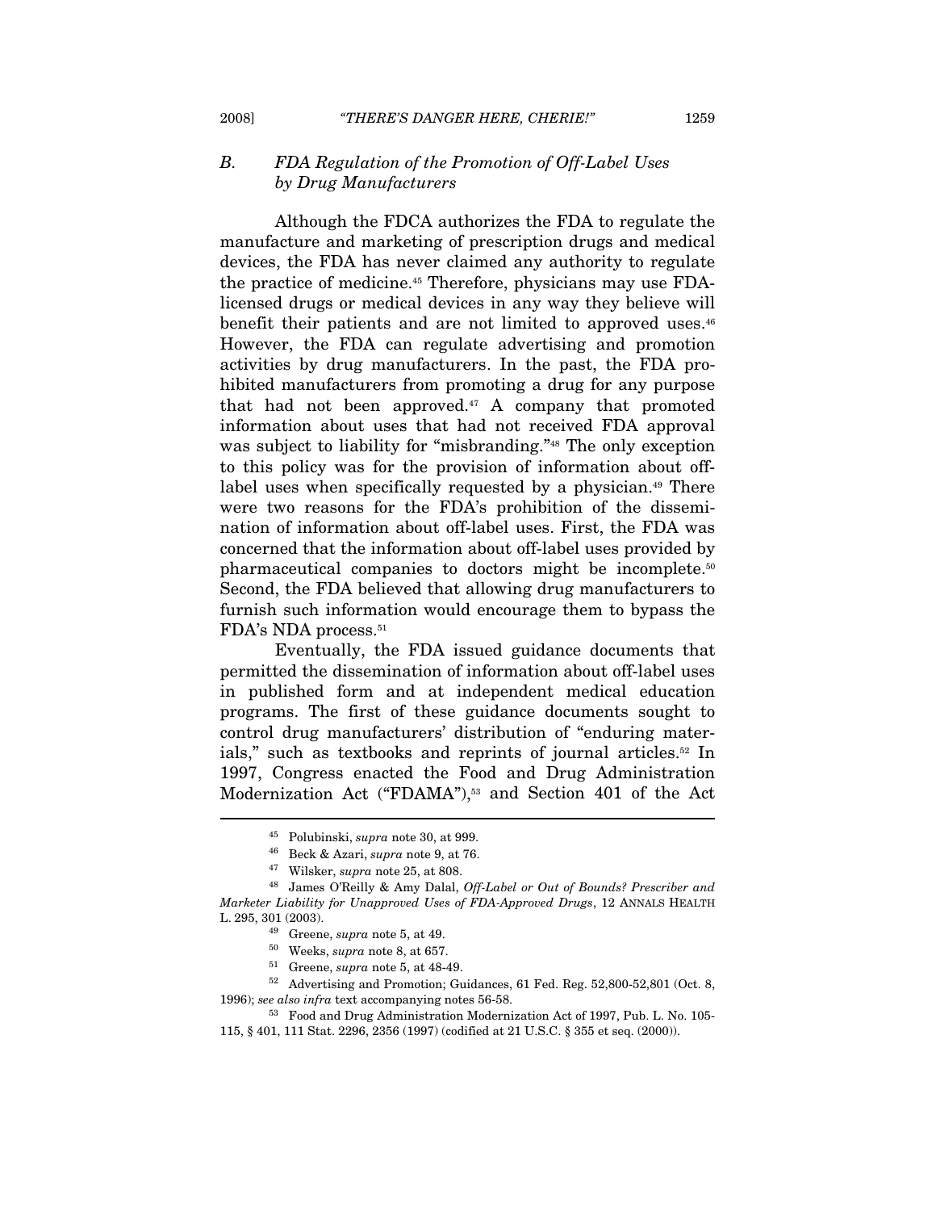### *B. FDA Regulation of the Promotion of Off-Label Uses by Drug Manufacturers*

Although the FDCA authorizes the FDA to regulate the manufacture and marketing of prescription drugs and medical devices, the FDA has never claimed any authority to regulate the practice of medicine.[45] Therefore, physicians may use FDA-licensed drugs or medical devices in any way they believe will benefit their patients and are not limited to approved uses.[46] However, the FDA can regulate advertising and promotion activities by drug manufacturers. In the past, the FDA prohibited manufacturers from promoting a drug for any purpose that had not been approved.[47] A company that promoted information about uses that had not received FDA approval was subject to liability for "misbranding."[48] The only exception to this policy was for the provision of information about off-label uses when specifically requested by a physician.[49] There were two reasons for the FDA's prohibition of the dissemination of information about off-label uses. First, the FDA was concerned that the information about off-label uses provided by pharmaceutical companies to doctors might be incomplete.[50] Second, the FDA believed that allowing drug manufacturers to furnish such information would encourage them to bypass the FDA's NDA process.[51]

Eventually, the FDA issued guidance documents that permitted the dissemination of information about off-label uses in published form and at independent medical education programs. The first of these guidance documents sought to control drug manufacturers' distribution of "enduring materials," such as textbooks and reprints of journal articles.[52] In 1997, Congress enacted the Food and Drug Administration Modernization Act ("FDAMA"),[53] and Section 401 of the Act

---

[45] Polubinski, *supra* note 30, at 999.

[46] Beck & Azari, *supra* note 9, at 76.

[47] Wilsker, *supra* note 25, at 808.

[48] James O'Reilly & Amy Dalal, *Off-Label or Out of Bounds? Prescriber and Marketer Liability for Unapproved Uses of FDA-Approved Drugs*, 12 ANNALS HEALTH L. 295, 301 (2003).

[49] Greene, *supra* note 5, at 49.

[50] Weeks, *supra* note 8, at 657.

[51] Greene, *supra* note 5, at 48-49.

[52] Advertising and Promotion; Guidances, 61 Fed. Reg. 52,800-52,801 (Oct. 8, 1996); *see also infra* text accompanying notes 56-58.

[53] Food and Drug Administration Modernization Act of 1997, Pub. L. No. 105-115, § 401, 111 Stat. 2296, 2356 (1997) (codified at 21 U.S.C. § 355 et seq. (2000)).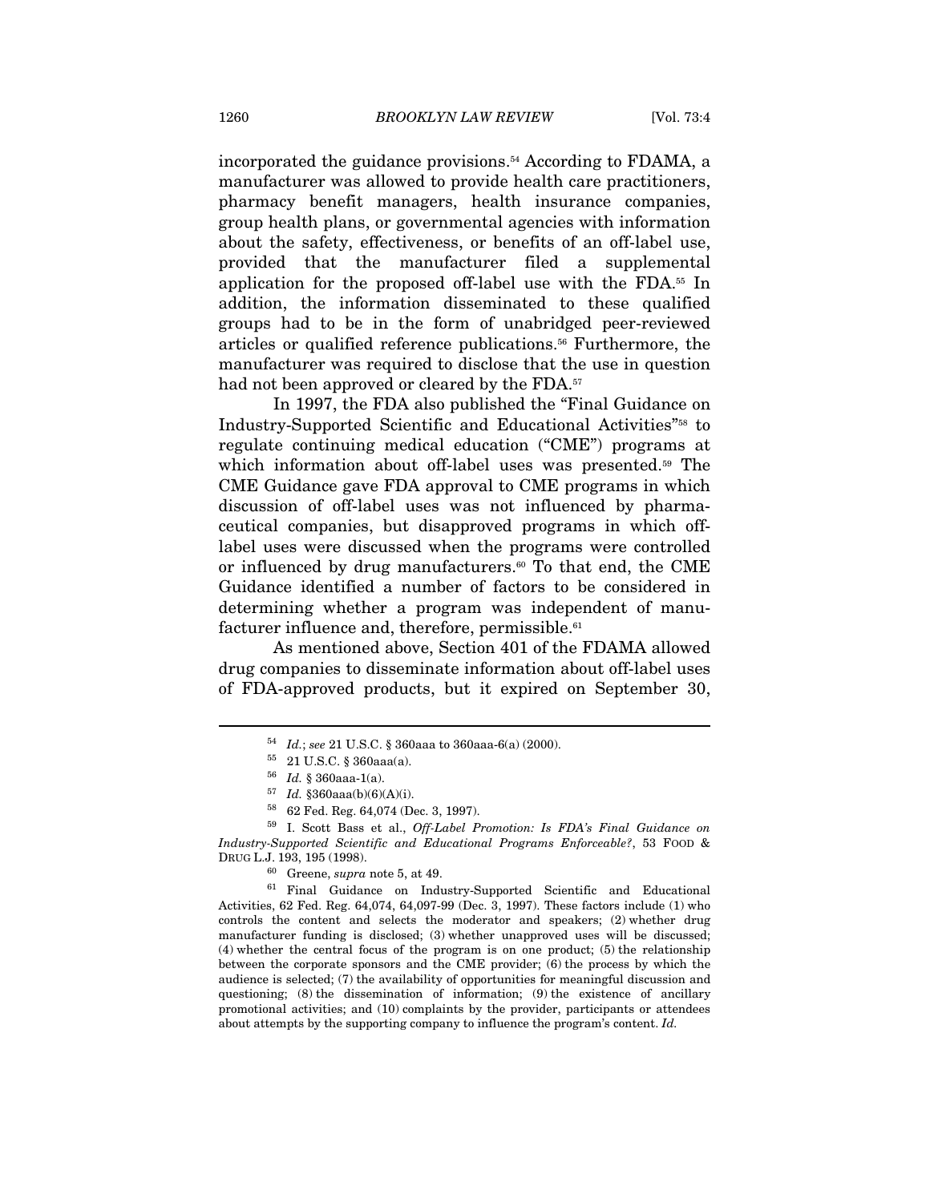incorporated the guidance provisions.[54] According to FDAMA, a manufacturer was allowed to provide health care practitioners, pharmacy benefit managers, health insurance companies, group health plans, or governmental agencies with information about the safety, effectiveness, or benefits of an off-label use, provided that the manufacturer filed a supplemental application for the proposed off-label use with the FDA.[55] In addition, the information disseminated to these qualified groups had to be in the form of unabridged peer-reviewed articles or qualified reference publications.[56] Furthermore, the manufacturer was required to disclose that the use in question had not been approved or cleared by the FDA.[57]

In 1997, the FDA also published the "Final Guidance on Industry-Supported Scientific and Educational Activities"[58] to regulate continuing medical education ("CME") programs at which information about off-label uses was presented.[59] The CME Guidance gave FDA approval to CME programs in which discussion of off-label uses was not influenced by pharmaceutical companies, but disapproved programs in which off-label uses were discussed when the programs were controlled or influenced by drug manufacturers.[60] To that end, the CME Guidance identified a number of factors to be considered in determining whether a program was independent of manufacturer influence and, therefore, permissible.[61]

As mentioned above, Section 401 of the FDAMA allowed drug companies to disseminate information about off-label uses of FDA-approved products, but it expired on September 30,

---

[54] *Id.*; *see* 21 U.S.C. § 360aaa to 360aaa-6(a) (2000).

[55] 21 U.S.C. § 360aaa(a).

[56] *Id.* § 360aaa-1(a).

[57] *Id.* §360aaa(b)(6)(A)(i).

[58] 62 Fed. Reg. 64,074 (Dec. 3, 1997).

[59] I. Scott Bass et al., *Off-Label Promotion: Is FDA's Final Guidance on Industry-Supported Scientific and Educational Programs Enforceable?*, 53 FOOD & DRUG L.J. 193, 195 (1998).

[60] Greene, *supra* note 5, at 49.

[61] Final Guidance on Industry-Supported Scientific and Educational Activities, 62 Fed. Reg. 64,074, 64,097-99 (Dec. 3, 1997). These factors include (1) who controls the content and selects the moderator and speakers; (2) whether drug manufacturer funding is disclosed; (3) whether unapproved uses will be discussed; (4) whether the central focus of the program is on one product; (5) the relationship between the corporate sponsors and the CME provider; (6) the process by which the audience is selected; (7) the availability of opportunities for meaningful discussion and questioning; (8) the dissemination of information; (9) the existence of ancillary promotional activities; and (10) complaints by the provider, participants or attendees about attempts by the supporting company to influence the program's content. *Id.*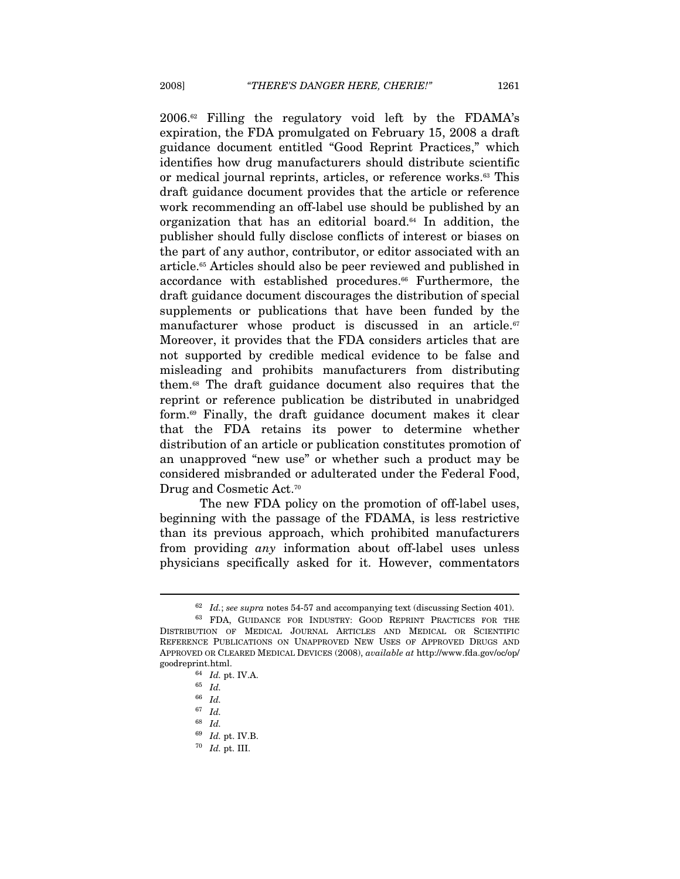2006.[62] Filling the regulatory void left by the FDAMA's expiration, the FDA promulgated on February 15, 2008 a draft guidance document entitled "Good Reprint Practices," which identifies how drug manufacturers should distribute scientific or medical journal reprints, articles, or reference works.[63] This draft guidance document provides that the article or reference work recommending an off-label use should be published by an organization that has an editorial board.[64] In addition, the publisher should fully disclose conflicts of interest or biases on the part of any author, contributor, or editor associated with an article.[65] Articles should also be peer reviewed and published in accordance with established procedures.[66] Furthermore, the draft guidance document discourages the distribution of special supplements or publications that have been funded by the manufacturer whose product is discussed in an article.[67] Moreover, it provides that the FDA considers articles that are not supported by credible medical evidence to be false and misleading and prohibits manufacturers from distributing them.[68] The draft guidance document also requires that the reprint or reference publication be distributed in unabridged form.[69] Finally, the draft guidance document makes it clear that the FDA retains its power to determine whether distribution of an article or publication constitutes promotion of an unapproved "new use" or whether such a product may be considered misbranded or adulterated under the Federal Food, Drug and Cosmetic Act.[70]

The new FDA policy on the promotion of off-label uses, beginning with the passage of the FDAMA, is less restrictive than its previous approach, which prohibited manufacturers from providing *any* information about off-label uses unless physicians specifically asked for it. However, commentators

---

[62] *Id.*; *see supra* notes 54-57 and accompanying text (discussing Section 401).

[63] FDA, GUIDANCE FOR INDUSTRY: GOOD REPRINT PRACTICES FOR THE DISTRIBUTION OF MEDICAL JOURNAL ARTICLES AND MEDICAL OR SCIENTIFIC REFERENCE PUBLICATIONS ON UNAPPROVED NEW USES OF APPROVED DRUGS AND APPROVED OR CLEARED MEDICAL DEVICES (2008), *available at* http://www.fda.gov/oc/op/goodreprint.html.

[64] *Id.* pt. IV.A.

[65] *Id.*

[66] *Id.*

[67] *Id.*

[68] *Id.*

[69] *Id.* pt. IV.B.

[70] *Id.* pt. III.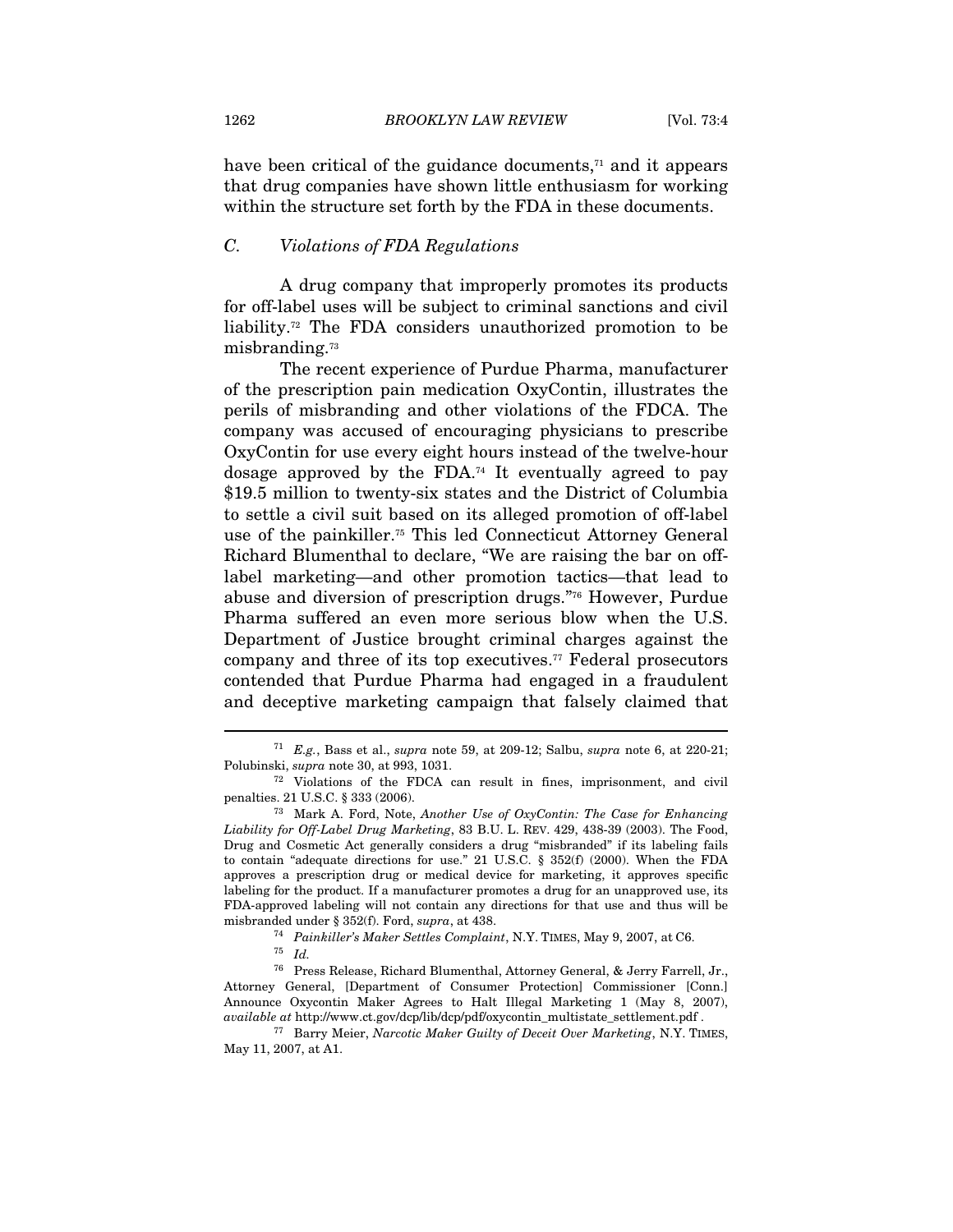have been critical of the guidance documents,[71] and it appears that drug companies have shown little enthusiasm for working within the structure set forth by the FDA in these documents.

### *C. Violations of FDA Regulations*

A drug company that improperly promotes its products for off-label uses will be subject to criminal sanctions and civil liability.[72] The FDA considers unauthorized promotion to be misbranding.[73]

The recent experience of Purdue Pharma, manufacturer of the prescription pain medication OxyContin, illustrates the perils of misbranding and other violations of the FDCA. The company was accused of encouraging physicians to prescribe OxyContin for use every eight hours instead of the twelve-hour dosage approved by the FDA.[74] It eventually agreed to pay $19.5 million to twenty-six states and the District of Columbia to settle a civil suit based on its alleged promotion of off-label use of the painkiller.[75] This led Connecticut Attorney General Richard Blumenthal to declare, "We are raising the bar on off-label marketing—and other promotion tactics—that lead to abuse and diversion of prescription drugs."[76] However, Purdue Pharma suffered an even more serious blow when the U.S. Department of Justice brought criminal charges against the company and three of its top executives.[77] Federal prosecutors contended that Purdue Pharma had engaged in a fraudulent and deceptive marketing campaign that falsely claimed that

---

[71] *E.g.*, Bass et al., *supra* note 59, at 209-12; Salbu, *supra* note 6, at 220-21; Polubinski, *supra* note 30, at 993, 1031.

[72] Violations of the FDCA can result in fines, imprisonment, and civil penalties. 21 U.S.C. § 333 (2006).

[73] Mark A. Ford, Note, *Another Use of OxyContin: The Case for Enhancing Liability for Off-Label Drug Marketing*, 83 B.U. L. REV. 429, 438-39 (2003). The Food, Drug and Cosmetic Act generally considers a drug "misbranded" if its labeling fails to contain "adequate directions for use." 21 U.S.C. § 352(f) (2000). When the FDA approves a prescription drug or medical device for marketing, it approves specific labeling for the product. If a manufacturer promotes a drug for an unapproved use, its FDA-approved labeling will not contain any directions for that use and thus will be misbranded under § 352(f). Ford, *supra*, at 438.

[74] *Painkiller's Maker Settles Complaint*, N.Y. TIMES, May 9, 2007, at C6.

[75] *Id.*

[76] Press Release, Richard Blumenthal, Attorney General, & Jerry Farrell, Jr., Attorney General, [Department of Consumer Protection] Commissioner [Conn.] Announce Oxycontin Maker Agrees to Halt Illegal Marketing 1 (May 8, 2007), *available at* http://www.ct.gov/dcp/lib/dcp/pdf/oxycontin_multistate_settlement.pdf .

[77] Barry Meier, *Narcotic Maker Guilty of Deceit Over Marketing*, N.Y. TIMES, May 11, 2007, at A1.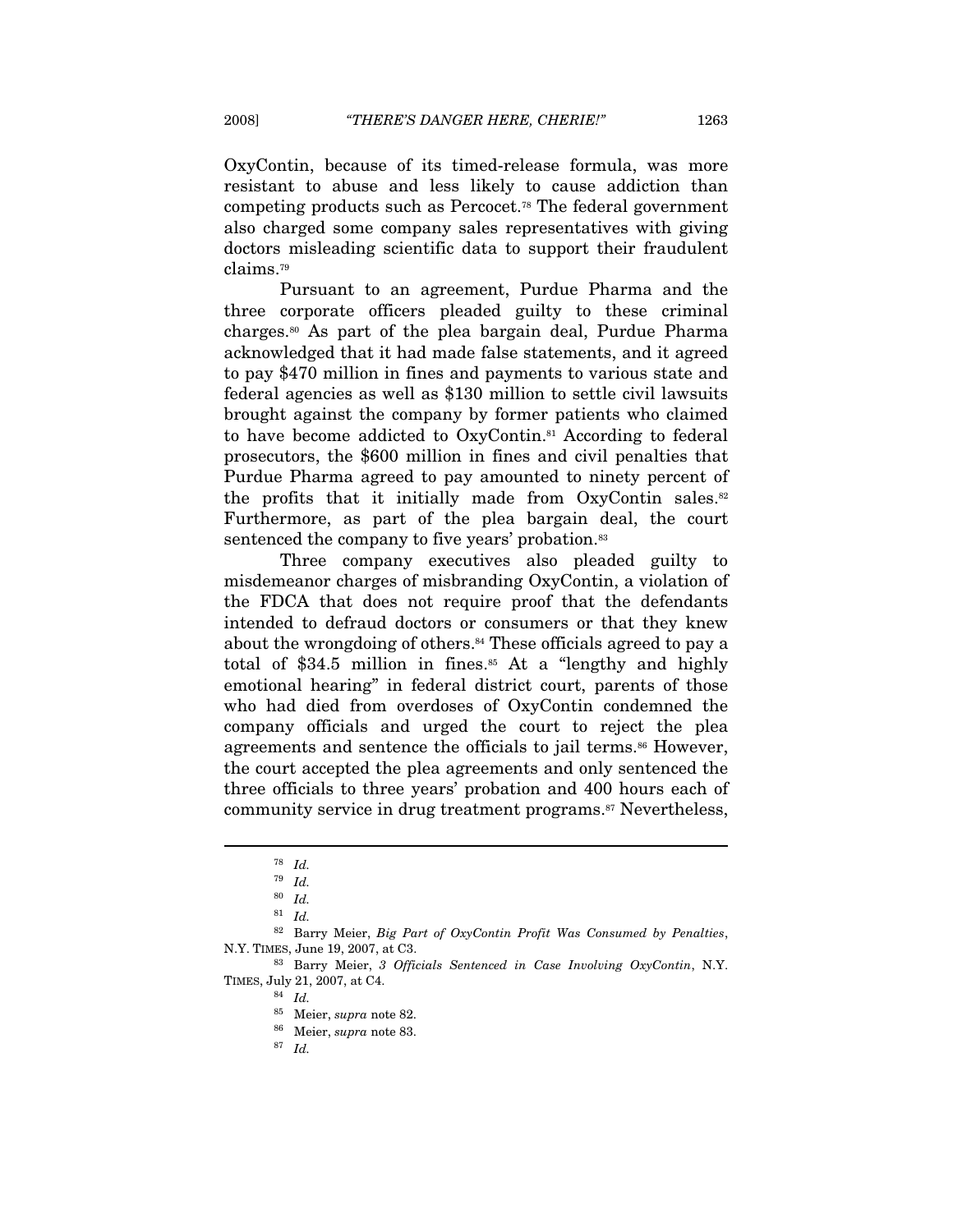OxyContin, because of its timed-release formula, was more resistant to abuse and less likely to cause addiction than competing products such as Percocet.[78] The federal government also charged some company sales representatives with giving doctors misleading scientific data to support their fraudulent claims.[79]

Pursuant to an agreement, Purdue Pharma and the three corporate officers pleaded guilty to these criminal charges.[80] As part of the plea bargain deal, Purdue Pharma acknowledged that it had made false statements, and it agreed to pay $470 million in fines and payments to various state and federal agencies as well as $130 million to settle civil lawsuits brought against the company by former patients who claimed to have become addicted to OxyContin.[81] According to federal prosecutors, the $600 million in fines and civil penalties that Purdue Pharma agreed to pay amounted to ninety percent of the profits that it initially made from OxyContin sales.[82] Furthermore, as part of the plea bargain deal, the court sentenced the company to five years' probation.[83]

Three company executives also pleaded guilty to misdemeanor charges of misbranding OxyContin, a violation of the FDCA that does not require proof that the defendants intended to defraud doctors or consumers or that they knew about the wrongdoing of others.[84] These officials agreed to pay a total of $34.5 million in fines.[85] At a "lengthy and highly emotional hearing" in federal district court, parents of those who had died from overdoses of OxyContin condemned the company officials and urged the court to reject the plea agreements and sentence the officials to jail terms.[86] However, the court accepted the plea agreements and only sentenced the three officials to three years' probation and 400 hours each of community service in drug treatment programs.[87] Nevertheless,

---

[78] *Id.*

[79] *Id.*

[80] *Id.*

[81] *Id.*

[82] Barry Meier, *Big Part of OxyContin Profit Was Consumed by Penalties*, N.Y. TIMES, June 19, 2007, at C3.

[83] Barry Meier, *3 Officials Sentenced in Case Involving OxyContin*, N.Y. TIMES, July 21, 2007, at C4.

[84] *Id.*

[85] Meier, *supra* note 82.

[86] Meier, *supra* note 83.

[87] *Id.*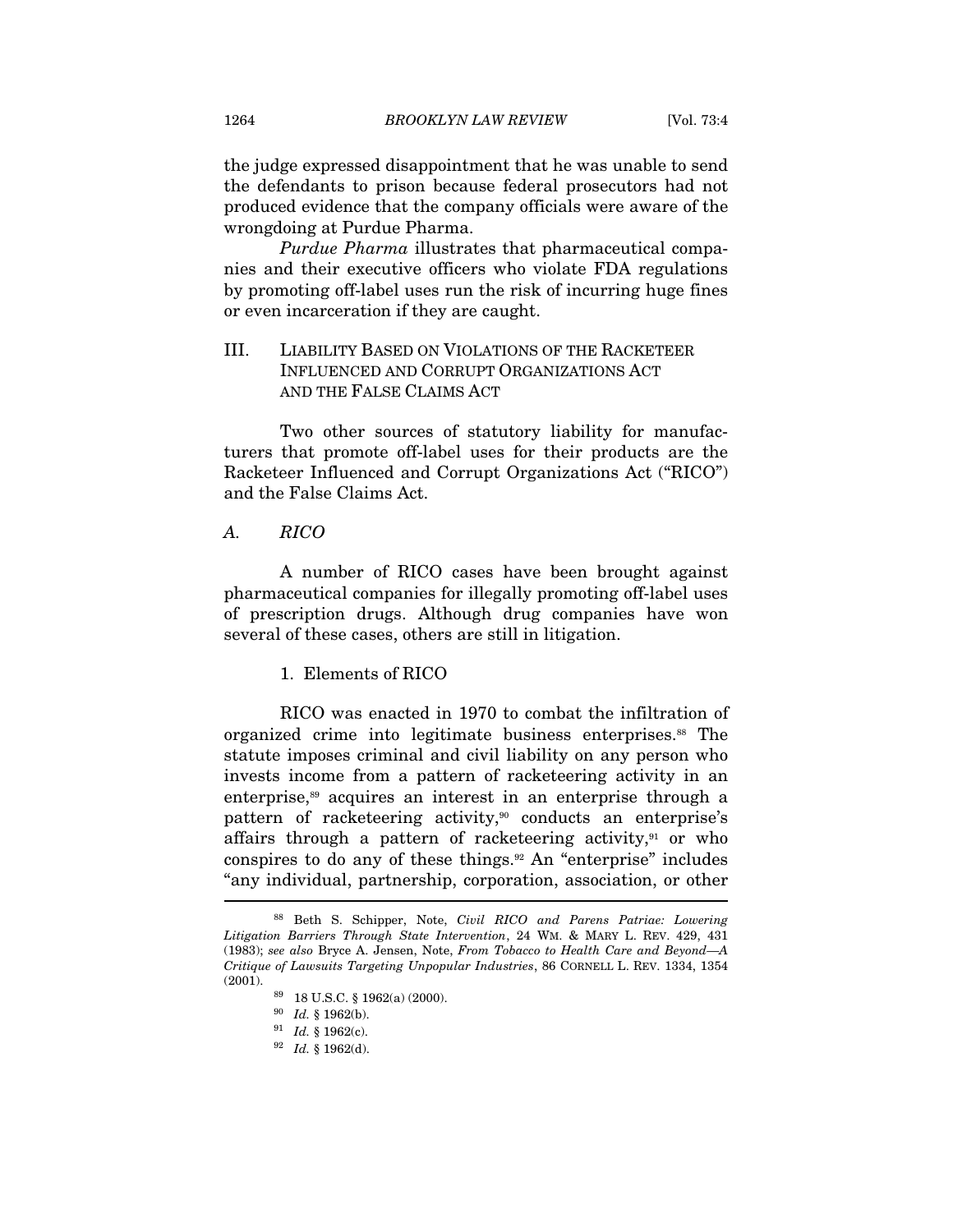the judge expressed disappointment that he was unable to send the defendants to prison because federal prosecutors had not produced evidence that the company officials were aware of the wrongdoing at Purdue Pharma.

*Purdue Pharma* illustrates that pharmaceutical companies and their executive officers who violate FDA regulations by promoting off-label uses run the risk of incurring huge fines or even incarceration if they are caught.

## III. LIABILITY BASED ON VIOLATIONS OF THE RACKETEER INFLUENCED AND CORRUPT ORGANIZATIONS ACT AND THE FALSE CLAIMS ACT

Two other sources of statutory liability for manufacturers that promote off-label uses for their products are the Racketeer Influenced and Corrupt Organizations Act ("RICO") and the False Claims Act.

### *A. RICO*

A number of RICO cases have been brought against pharmaceutical companies for illegally promoting off-label uses of prescription drugs. Although drug companies have won several of these cases, others are still in litigation.

#### 1. Elements of RICO

RICO was enacted in 1970 to combat the infiltration of organized crime into legitimate business enterprises.[88] The statute imposes criminal and civil liability on any person who invests income from a pattern of racketeering activity in an enterprise,[89] acquires an interest in an enterprise through a pattern of racketeering activity,[90] conducts an enterprise's affairs through a pattern of racketeering activity,[91] or who conspires to do any of these things.[92] An "enterprise" includes "any individual, partnership, corporation, association, or other

---

[88] Beth S. Schipper, Note, *Civil RICO and Parens Patriae: Lowering Litigation Barriers Through State Intervention*, 24 WM. & MARY L. REV. 429, 431 (1983); *see also* Bryce A. Jensen, Note, *From Tobacco to Health Care and Beyond—A Critique of Lawsuits Targeting Unpopular Industries*, 86 CORNELL L. REV. 1334, 1354 (2001).

[89] 18 U.S.C. § 1962(a) (2000).

[90] *Id.* § 1962(b).

[91] *Id.* § 1962(c).

[92] *Id.* § 1962(d).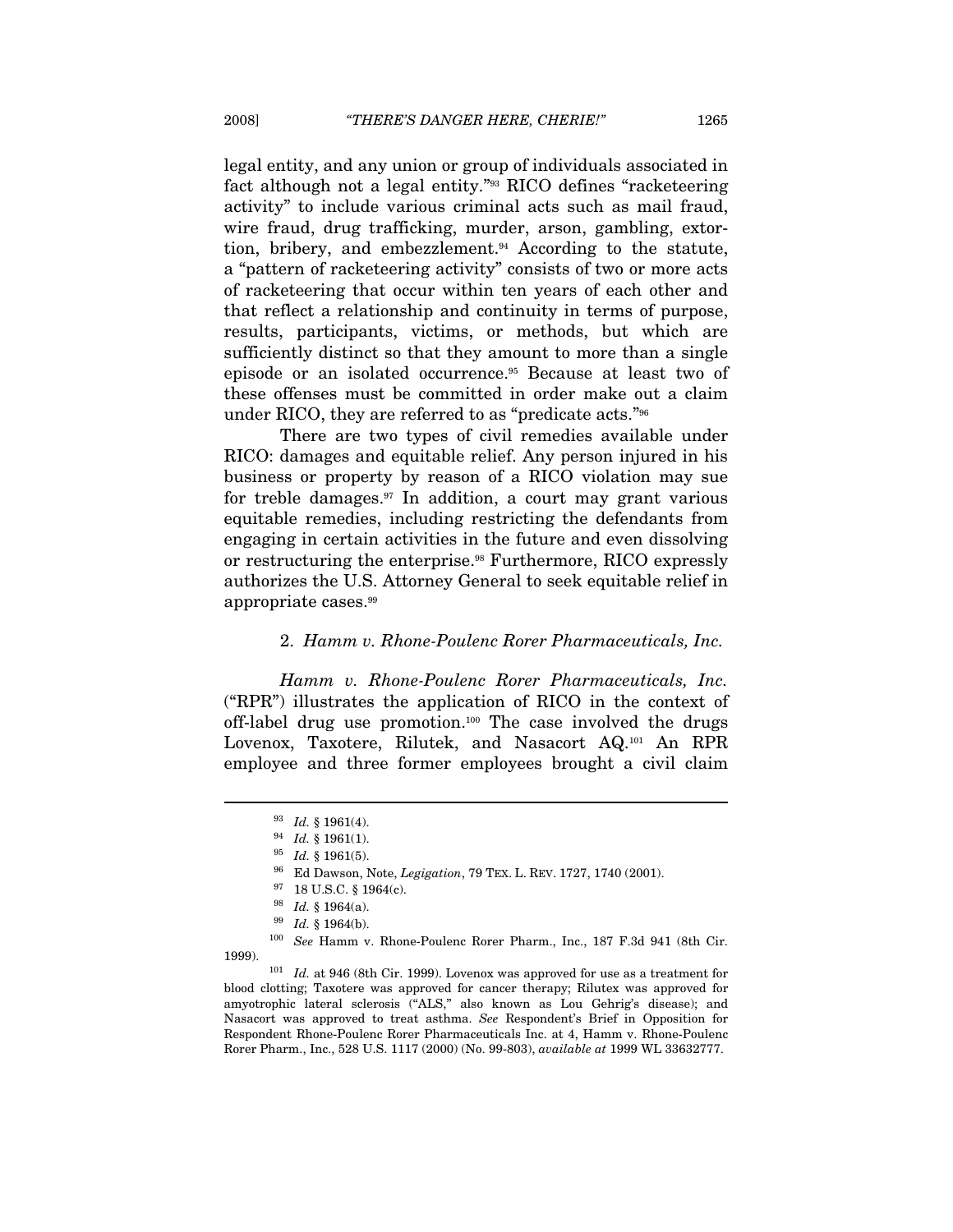legal entity, and any union or group of individuals associated in fact although not a legal entity."[93] RICO defines "racketeering activity" to include various criminal acts such as mail fraud, wire fraud, drug trafficking, murder, arson, gambling, extortion, bribery, and embezzlement.[94] According to the statute, a "pattern of racketeering activity" consists of two or more acts of racketeering that occur within ten years of each other and that reflect a relationship and continuity in terms of purpose, results, participants, victims, or methods, but which are sufficiently distinct so that they amount to more than a single episode or an isolated occurrence.[95] Because at least two of these offenses must be committed in order make out a claim under RICO, they are referred to as "predicate acts."[96]

There are two types of civil remedies available under RICO: damages and equitable relief. Any person injured in his business or property by reason of a RICO violation may sue for treble damages.[97] In addition, a court may grant various equitable remedies, including restricting the defendants from engaging in certain activities in the future and even dissolving or restructuring the enterprise.[98] Furthermore, RICO expressly authorizes the U.S. Attorney General to seek equitable relief in appropriate cases.[99]

### 2. *Hamm v. Rhone-Poulenc Rorer Pharmaceuticals, Inc.*

*Hamm v. Rhone-Poulenc Rorer Pharmaceuticals, Inc.* ("RPR") illustrates the application of RICO in the context of off-label drug use promotion.[100] The case involved the drugs Lovenox, Taxotere, Rilutek, and Nasacort AQ.[101] An RPR employee and three former employees brought a civil claim

---

[93] *Id.* § 1961(4).

[94] *Id.* § 1961(1).

[95] *Id.* § 1961(5).

[96] Ed Dawson, Note, *Legigation*, 79 TEX. L. REV. 1727, 1740 (2001).

[97] 18 U.S.C. § 1964(c).

[98] *Id.* § 1964(a).

[99] *Id.* § 1964(b).

[100] *See* Hamm v. Rhone-Poulenc Rorer Pharm., Inc., 187 F.3d 941 (8th Cir. 1999).

[101] *Id.* at 946 (8th Cir. 1999). Lovenox was approved for use as a treatment for blood clotting; Taxotere was approved for cancer therapy; Rilutex was approved for amyotrophic lateral sclerosis ("ALS," also known as Lou Gehrig's disease); and Nasacort was approved to treat asthma. *See* Respondent's Brief in Opposition for Respondent Rhone-Poulenc Rorer Pharmaceuticals Inc. at 4, Hamm v. Rhone-Poulenc Rorer Pharm., Inc., 528 U.S. 1117 (2000) (No. 99-803), *available at* 1999 WL 33632777.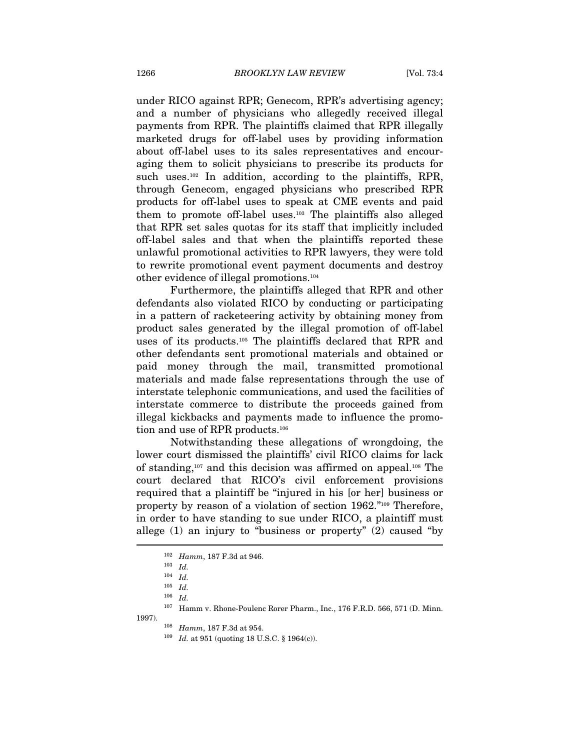under RICO against RPR; Genecom, RPR's advertising agency; and a number of physicians who allegedly received illegal payments from RPR. The plaintiffs claimed that RPR illegally marketed drugs for off-label uses by providing information about off-label uses to its sales representatives and encouraging them to solicit physicians to prescribe its products for such uses.[102] In addition, according to the plaintiffs, RPR, through Genecom, engaged physicians who prescribed RPR products for off-label uses to speak at CME events and paid them to promote off-label uses.[103] The plaintiffs also alleged that RPR set sales quotas for its staff that implicitly included off-label sales and that when the plaintiffs reported these unlawful promotional activities to RPR lawyers, they were told to rewrite promotional event payment documents and destroy other evidence of illegal promotions.[104]

Furthermore, the plaintiffs alleged that RPR and other defendants also violated RICO by conducting or participating in a pattern of racketeering activity by obtaining money from product sales generated by the illegal promotion of off-label uses of its products.[105] The plaintiffs declared that RPR and other defendants sent promotional materials and obtained or paid money through the mail, transmitted promotional materials and made false representations through the use of interstate telephonic communications, and used the facilities of interstate commerce to distribute the proceeds gained from illegal kickbacks and payments made to influence the promotion and use of RPR products.[106]

Notwithstanding these allegations of wrongdoing, the lower court dismissed the plaintiffs' civil RICO claims for lack of standing,[107] and this decision was affirmed on appeal.[108] The court declared that RICO's civil enforcement provisions required that a plaintiff be "injured in his [or her] business or property by reason of a violation of section 1962."[109] Therefore, in order to have standing to sue under RICO, a plaintiff must allege (1) an injury to "business or property" (2) caused "by

---

[102] *Hamm*, 187 F.3d at 946.

[103] *Id.*

[104] *Id.*

[105] *Id.*

[106] *Id.*

[107] Hamm v. Rhone-Poulenc Rorer Pharm., Inc., 176 F.R.D. 566, 571 (D. Minn. 1997).

[108] *Hamm*, 187 F.3d at 954.

[109] *Id.* at 951 (quoting 18 U.S.C. § 1964(c)).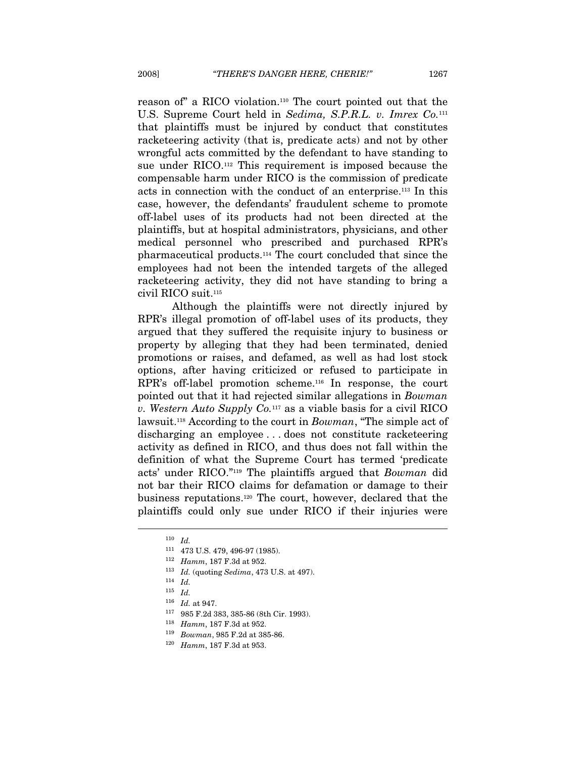reason of" a RICO violation.[110] The court pointed out that the U.S. Supreme Court held in *Sedima, S.P.R.L. v. Imrex Co.*[111] that plaintiffs must be injured by conduct that constitutes racketeering activity (that is, predicate acts) and not by other wrongful acts committed by the defendant to have standing to sue under RICO.[112] This requirement is imposed because the compensable harm under RICO is the commission of predicate acts in connection with the conduct of an enterprise.[113] In this case, however, the defendants' fraudulent scheme to promote off-label uses of its products had not been directed at the plaintiffs, but at hospital administrators, physicians, and other medical personnel who prescribed and purchased RPR's pharmaceutical products.[114] The court concluded that since the employees had not been the intended targets of the alleged racketeering activity, they did not have standing to bring a civil RICO suit.[115]

Although the plaintiffs were not directly injured by RPR's illegal promotion of off-label uses of its products, they argued that they suffered the requisite injury to business or property by alleging that they had been terminated, denied promotions or raises, and defamed, as well as had lost stock options, after having criticized or refused to participate in RPR's off-label promotion scheme.[116] In response, the court pointed out that it had rejected similar allegations in *Bowman v. Western Auto Supply Co.*[117] as a viable basis for a civil RICO lawsuit.[118] According to the court in *Bowman*, "The simple act of discharging an employee . . . does not constitute racketeering activity as defined in RICO, and thus does not fall within the definition of what the Supreme Court has termed 'predicate acts' under RICO."[119] The plaintiffs argued that *Bowman* did not bar their RICO claims for defamation or damage to their business reputations.[120] The court, however, declared that the plaintiffs could only sue under RICO if their injuries were

---

[110] *Id.*

[111] 473 U.S. 479, 496-97 (1985).

[112] *Hamm*, 187 F.3d at 952.

[113] *Id.* (quoting *Sedima*, 473 U.S. at 497).

[114] *Id.*

[115] *Id.*

[116] *Id.* at 947.

[117] 985 F.2d 383, 385-86 (8th Cir. 1993).

[118] *Hamm*, 187 F.3d at 952.

[119] *Bowman*, 985 F.2d at 385-86.

[120] *Hamm*, 187 F.3d at 953.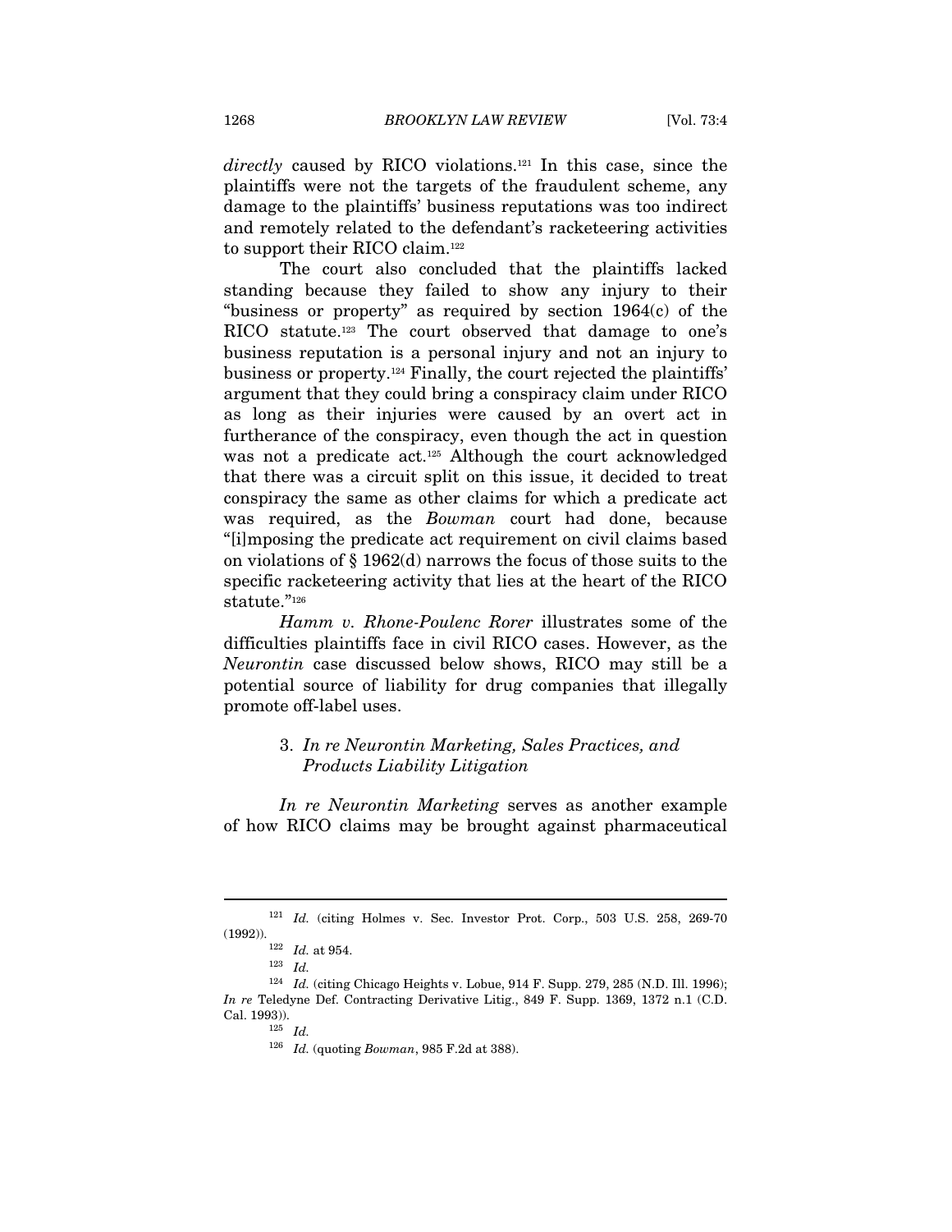*directly* caused by RICO violations.[121] In this case, since the plaintiffs were not the targets of the fraudulent scheme, any damage to the plaintiffs' business reputations was too indirect and remotely related to the defendant's racketeering activities to support their RICO claim.[122]

The court also concluded that the plaintiffs lacked standing because they failed to show any injury to their "business or property" as required by section 1964(c) of the RICO statute.[123] The court observed that damage to one's business reputation is a personal injury and not an injury to business or property.[124] Finally, the court rejected the plaintiffs' argument that they could bring a conspiracy claim under RICO as long as their injuries were caused by an overt act in furtherance of the conspiracy, even though the act in question was not a predicate act.[125] Although the court acknowledged that there was a circuit split on this issue, it decided to treat conspiracy the same as other claims for which a predicate act was required, as the *Bowman* court had done, because "[i]mposing the predicate act requirement on civil claims based on violations of § 1962(d) narrows the focus of those suits to the specific racketeering activity that lies at the heart of the RICO statute."[126]

*Hamm v. Rhone-Poulenc Rorer* illustrates some of the difficulties plaintiffs face in civil RICO cases. However, as the *Neurontin* case discussed below shows, RICO may still be a potential source of liability for drug companies that illegally promote off-label uses.

### 3. *In re Neurontin Marketing, Sales Practices, and Products Liability Litigation*

*In re Neurontin Marketing* serves as another example of how RICO claims may be brought against pharmaceutical

---

[121] *Id.* (citing Holmes v. Sec. Investor Prot. Corp., 503 U.S. 258, 269-70 (1992)).

[122] *Id.* at 954.

[123] *Id.*

[124] *Id.* (citing Chicago Heights v. Lobue, 914 F. Supp. 279, 285 (N.D. Ill. 1996); *In re* Teledyne Def. Contracting Derivative Litig., 849 F. Supp. 1369, 1372 n.1 (C.D. Cal. 1993)).

[125] *Id.*

[126] *Id.* (quoting *Bowman*, 985 F.2d at 388).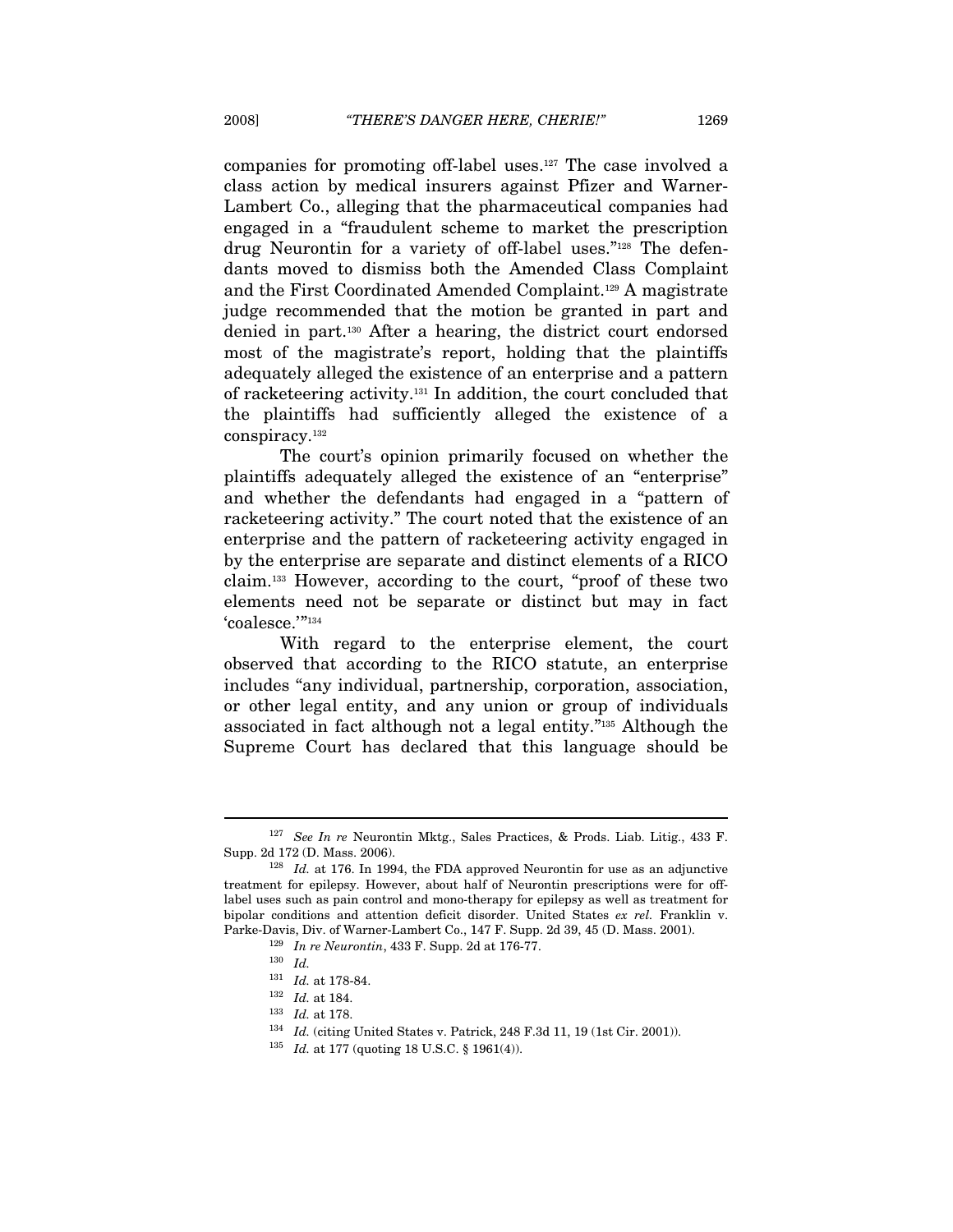companies for promoting off-label uses.[127] The case involved a class action by medical insurers against Pfizer and Warner-Lambert Co., alleging that the pharmaceutical companies had engaged in a "fraudulent scheme to market the prescription drug Neurontin for a variety of off-label uses."[128] The defendants moved to dismiss both the Amended Class Complaint and the First Coordinated Amended Complaint.[129] A magistrate judge recommended that the motion be granted in part and denied in part.[130] After a hearing, the district court endorsed most of the magistrate's report, holding that the plaintiffs adequately alleged the existence of an enterprise and a pattern of racketeering activity.[131] In addition, the court concluded that the plaintiffs had sufficiently alleged the existence of a conspiracy.[132]

The court's opinion primarily focused on whether the plaintiffs adequately alleged the existence of an "enterprise" and whether the defendants had engaged in a "pattern of racketeering activity." The court noted that the existence of an enterprise and the pattern of racketeering activity engaged in by the enterprise are separate and distinct elements of a RICO claim.[133] However, according to the court, "proof of these two elements need not be separate or distinct but may in fact 'coalesce.'"[134]

With regard to the enterprise element, the court observed that according to the RICO statute, an enterprise includes "any individual, partnership, corporation, association, or other legal entity, and any union or group of individuals associated in fact although not a legal entity."[135] Although the Supreme Court has declared that this language should be

---

[127] *See In re* Neurontin Mktg., Sales Practices, & Prods. Liab. Litig., 433 F. Supp. 2d 172 (D. Mass. 2006).

[128] *Id.* at 176. In 1994, the FDA approved Neurontin for use as an adjunctive treatment for epilepsy. However, about half of Neurontin prescriptions were for off-label uses such as pain control and mono-therapy for epilepsy as well as treatment for bipolar conditions and attention deficit disorder. United States *ex rel.* Franklin v. Parke-Davis, Div. of Warner-Lambert Co., 147 F. Supp. 2d 39, 45 (D. Mass. 2001).

[129] *In re Neurontin*, 433 F. Supp. 2d at 176-77.

[130] *Id.*

[131] *Id.* at 178-84.

[132] *Id.* at 184.

[133] *Id.* at 178.

[134] *Id.* (citing United States v. Patrick, 248 F.3d 11, 19 (1st Cir. 2001)).

[135] *Id.* at 177 (quoting 18 U.S.C. § 1961(4)).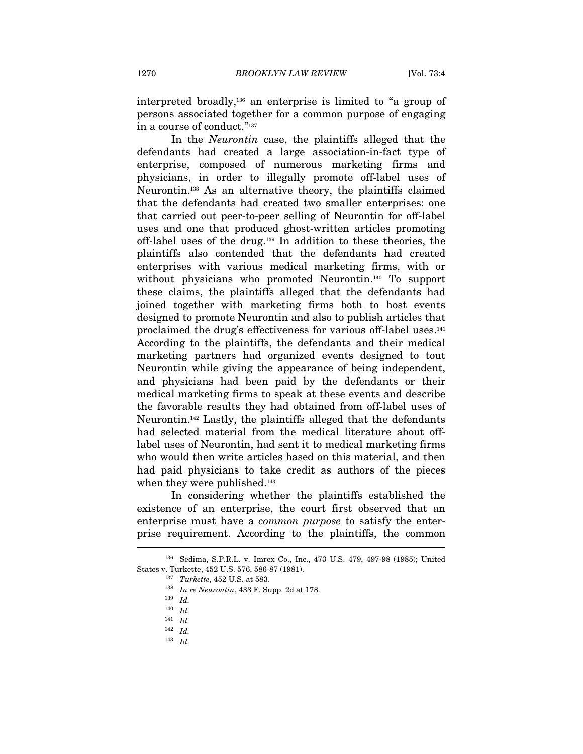interpreted broadly,[136] an enterprise is limited to "a group of persons associated together for a common purpose of engaging in a course of conduct."[137]

In the *Neurontin* case, the plaintiffs alleged that the defendants had created a large association-in-fact type of enterprise, composed of numerous marketing firms and physicians, in order to illegally promote off-label uses of Neurontin.[138] As an alternative theory, the plaintiffs claimed that the defendants had created two smaller enterprises: one that carried out peer-to-peer selling of Neurontin for off-label uses and one that produced ghost-written articles promoting off-label uses of the drug.[139] In addition to these theories, the plaintiffs also contended that the defendants had created enterprises with various medical marketing firms, with or without physicians who promoted Neurontin.[140] To support these claims, the plaintiffs alleged that the defendants had joined together with marketing firms both to host events designed to promote Neurontin and also to publish articles that proclaimed the drug's effectiveness for various off-label uses.[141] According to the plaintiffs, the defendants and their medical marketing partners had organized events designed to tout Neurontin while giving the appearance of being independent, and physicians had been paid by the defendants or their medical marketing firms to speak at these events and describe the favorable results they had obtained from off-label uses of Neurontin.[142] Lastly, the plaintiffs alleged that the defendants had selected material from the medical literature about off-label uses of Neurontin, had sent it to medical marketing firms who would then write articles based on this material, and then had paid physicians to take credit as authors of the pieces when they were published.[143]

In considering whether the plaintiffs established the existence of an enterprise, the court first observed that an enterprise must have a *common purpose* to satisfy the enterprise requirement. According to the plaintiffs, the common

---

[136] Sedima, S.P.R.L. v. Imrex Co., Inc., 473 U.S. 479, 497-98 (1985); United States v. Turkette, 452 U.S. 576, 586-87 (1981).

[137] *Turkette*, 452 U.S. at 583.

[138] *In re Neurontin*, 433 F. Supp. 2d at 178.

[139] *Id.*

[140] *Id.*

[141] *Id.*

[142] *Id.*

[143] *Id.*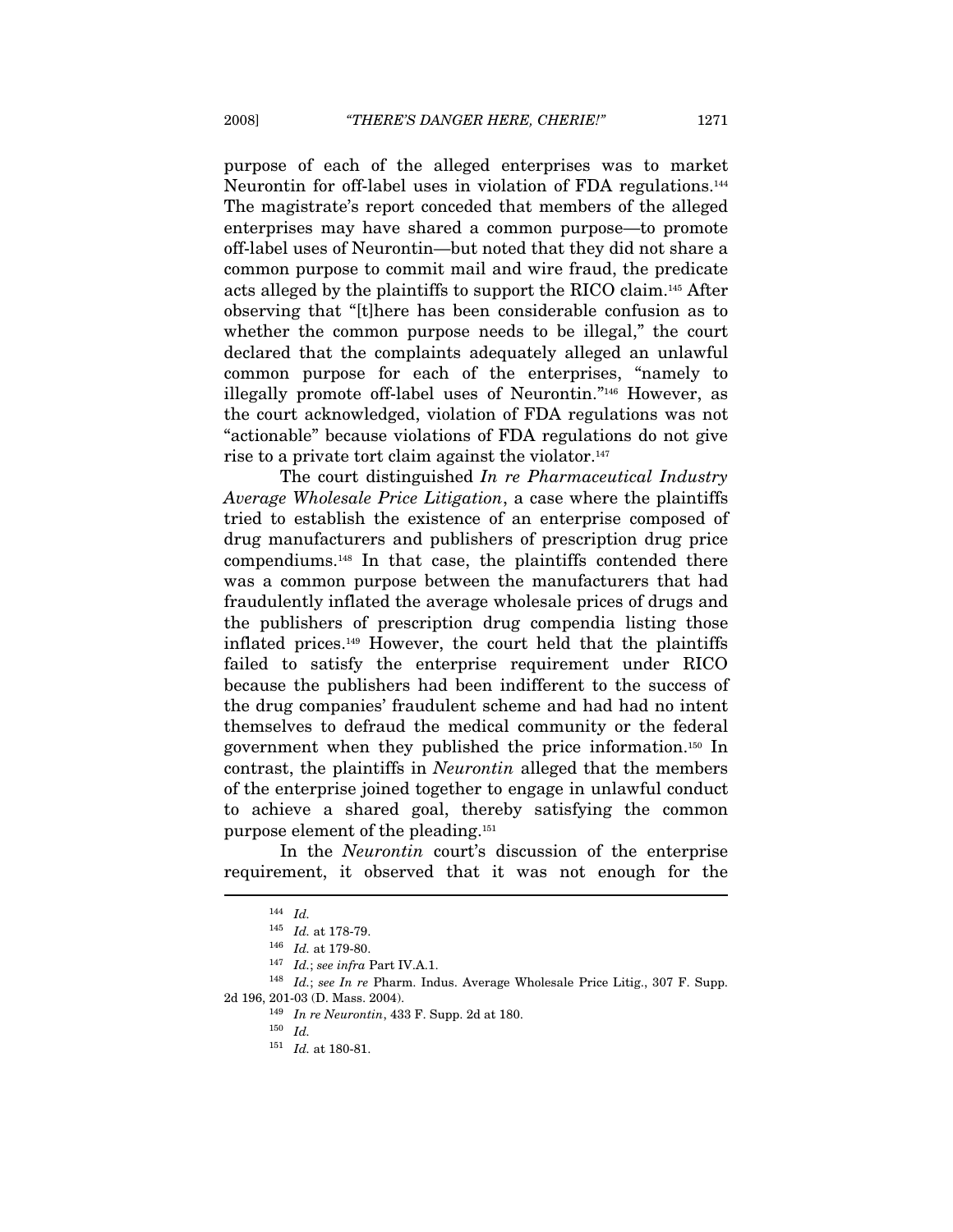purpose of each of the alleged enterprises was to market Neurontin for off-label uses in violation of FDA regulations.[144] The magistrate's report conceded that members of the alleged enterprises may have shared a common purpose—to promote off-label uses of Neurontin—but noted that they did not share a common purpose to commit mail and wire fraud, the predicate acts alleged by the plaintiffs to support the RICO claim.[145] After observing that "[t]here has been considerable confusion as to whether the common purpose needs to be illegal," the court declared that the complaints adequately alleged an unlawful common purpose for each of the enterprises, "namely to illegally promote off-label uses of Neurontin."[146] However, as the court acknowledged, violation of FDA regulations was not "actionable" because violations of FDA regulations do not give rise to a private tort claim against the violator.[147]

The court distinguished *In re Pharmaceutical Industry Average Wholesale Price Litigation*, a case where the plaintiffs tried to establish the existence of an enterprise composed of drug manufacturers and publishers of prescription drug price compendiums.[148] In that case, the plaintiffs contended there was a common purpose between the manufacturers that had fraudulently inflated the average wholesale prices of drugs and the publishers of prescription drug compendia listing those inflated prices.[149] However, the court held that the plaintiffs failed to satisfy the enterprise requirement under RICO because the publishers had been indifferent to the success of the drug companies' fraudulent scheme and had had no intent themselves to defraud the medical community or the federal government when they published the price information.[150] In contrast, the plaintiffs in *Neurontin* alleged that the members of the enterprise joined together to engage in unlawful conduct to achieve a shared goal, thereby satisfying the common purpose element of the pleading.[151]

In the *Neurontin* court's discussion of the enterprise requirement, it observed that it was not enough for the

---

[144] *Id.*

[145] *Id.* at 178-79.

[146] *Id.* at 179-80.

[147] *Id.*; *see infra* Part IV.A.1.

[148] *Id.*; *see In re* Pharm. Indus. Average Wholesale Price Litig., 307 F. Supp. 2d 196, 201-03 (D. Mass. 2004).

[149] *In re Neurontin*, 433 F. Supp. 2d at 180.

[150] *Id.*

[151] *Id.* at 180-81.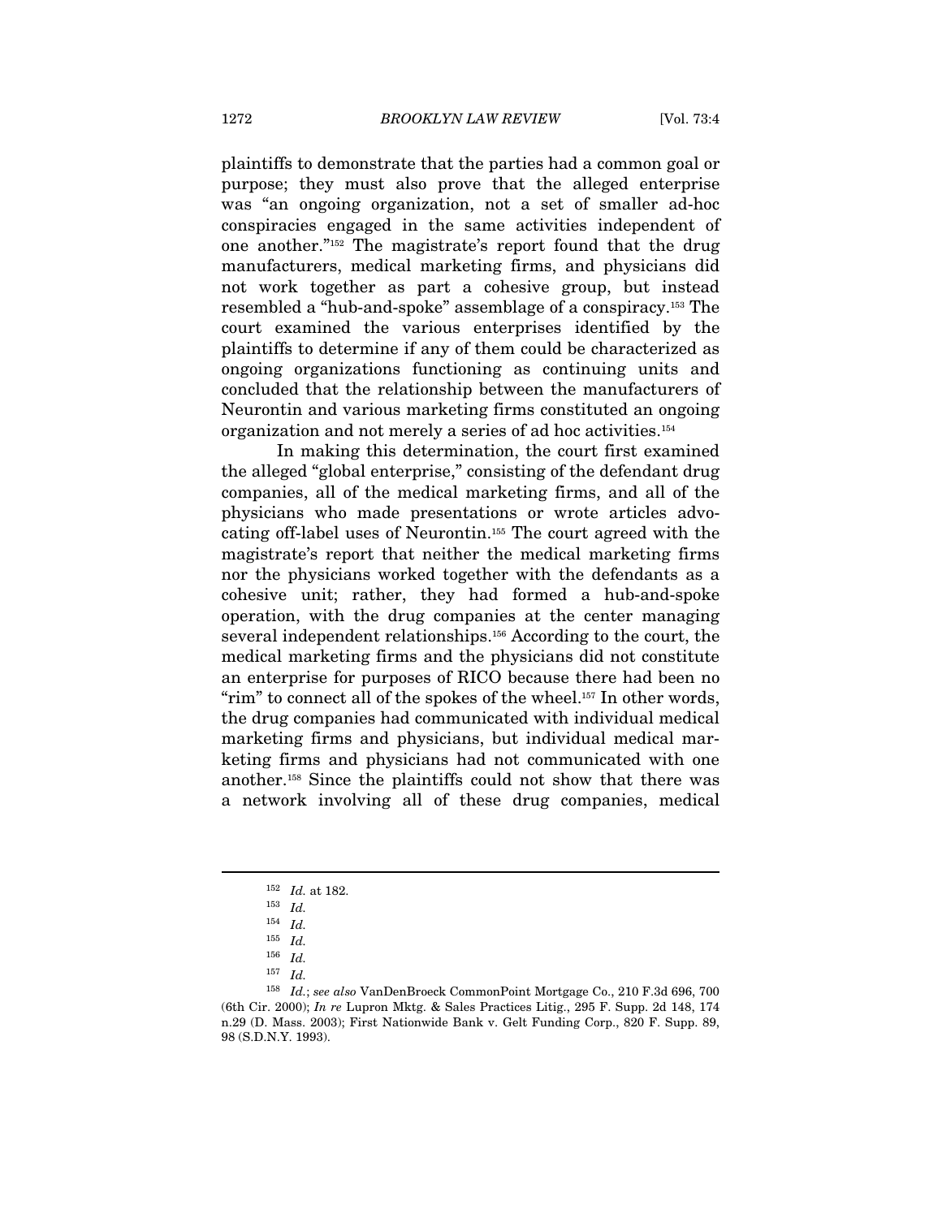plaintiffs to demonstrate that the parties had a common goal or purpose; they must also prove that the alleged enterprise was "an ongoing organization, not a set of smaller ad-hoc conspiracies engaged in the same activities independent of one another."[152] The magistrate's report found that the drug manufacturers, medical marketing firms, and physicians did not work together as part a cohesive group, but instead resembled a "hub-and-spoke" assemblage of a conspiracy.[153] The court examined the various enterprises identified by the plaintiffs to determine if any of them could be characterized as ongoing organizations functioning as continuing units and concluded that the relationship between the manufacturers of Neurontin and various marketing firms constituted an ongoing organization and not merely a series of ad hoc activities.[154]

In making this determination, the court first examined the alleged "global enterprise," consisting of the defendant drug companies, all of the medical marketing firms, and all of the physicians who made presentations or wrote articles advocating off-label uses of Neurontin.[155] The court agreed with the magistrate's report that neither the medical marketing firms nor the physicians worked together with the defendants as a cohesive unit; rather, they had formed a hub-and-spoke operation, with the drug companies at the center managing several independent relationships.[156] According to the court, the medical marketing firms and the physicians did not constitute an enterprise for purposes of RICO because there had been no "rim" to connect all of the spokes of the wheel.[157] In other words, the drug companies had communicated with individual medical marketing firms and physicians, but individual medical marketing firms and physicians had not communicated with one another.[158] Since the plaintiffs could not show that there was a network involving all of these drug companies, medical

---

[152] *Id.* at 182.

[153] *Id.*

[154] *Id.*

[155] *Id.*

[156] *Id.*

[157] *Id.*

[158] *Id.*; *see also* VanDenBroeck CommonPoint Mortgage Co., 210 F.3d 696, 700 (6th Cir. 2000); *In re* Lupron Mktg. & Sales Practices Litig., 295 F. Supp. 2d 148, 174 n.29 (D. Mass. 2003); First Nationwide Bank v. Gelt Funding Corp., 820 F. Supp. 89, 98 (S.D.N.Y. 1993).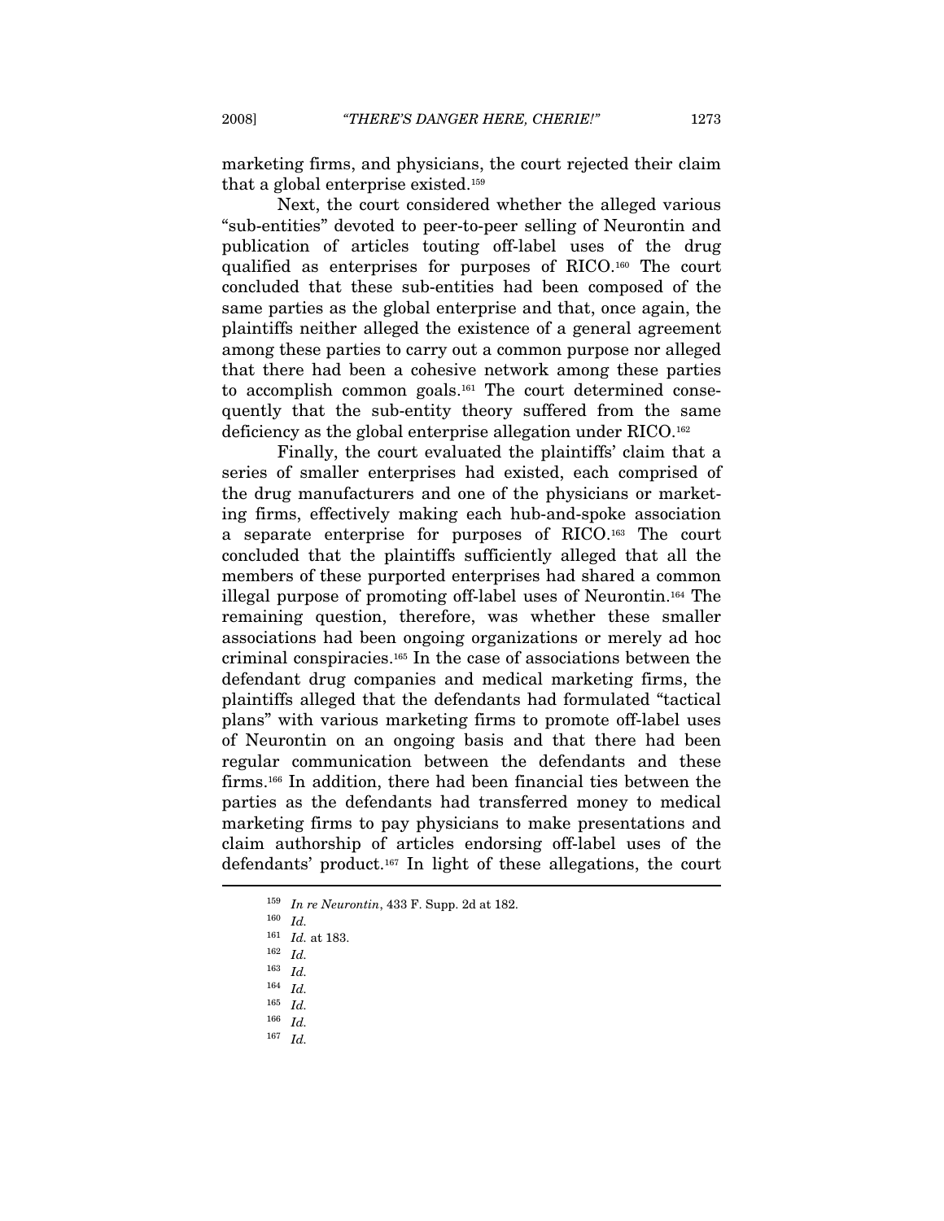marketing firms, and physicians, the court rejected their claim that a global enterprise existed.[159]

Next, the court considered whether the alleged various "sub-entities" devoted to peer-to-peer selling of Neurontin and publication of articles touting off-label uses of the drug qualified as enterprises for purposes of RICO.[160] The court concluded that these sub-entities had been composed of the same parties as the global enterprise and that, once again, the plaintiffs neither alleged the existence of a general agreement among these parties to carry out a common purpose nor alleged that there had been a cohesive network among these parties to accomplish common goals.[161] The court determined consequently that the sub-entity theory suffered from the same deficiency as the global enterprise allegation under RICO.[162]

Finally, the court evaluated the plaintiffs' claim that a series of smaller enterprises had existed, each comprised of the drug manufacturers and one of the physicians or marketing firms, effectively making each hub-and-spoke association a separate enterprise for purposes of RICO.[163] The court concluded that the plaintiffs sufficiently alleged that all the members of these purported enterprises had shared a common illegal purpose of promoting off-label uses of Neurontin.[164] The remaining question, therefore, was whether these smaller associations had been ongoing organizations or merely ad hoc criminal conspiracies.[165] In the case of associations between the defendant drug companies and medical marketing firms, the plaintiffs alleged that the defendants had formulated "tactical plans" with various marketing firms to promote off-label uses of Neurontin on an ongoing basis and that there had been regular communication between the defendants and these firms.[166] In addition, there had been financial ties between the parties as the defendants had transferred money to medical marketing firms to pay physicians to make presentations and claim authorship of articles endorsing off-label uses of the defendants' product.[167] In light of these allegations, the court

---

[159] *In re Neurontin*, 433 F. Supp. 2d at 182.

[160] *Id.*

[161] *Id.* at 183.

[162] *Id.*

[163] *Id.*

[164] *Id.*

[165] *Id.*

[166] *Id.*

[167] *Id.*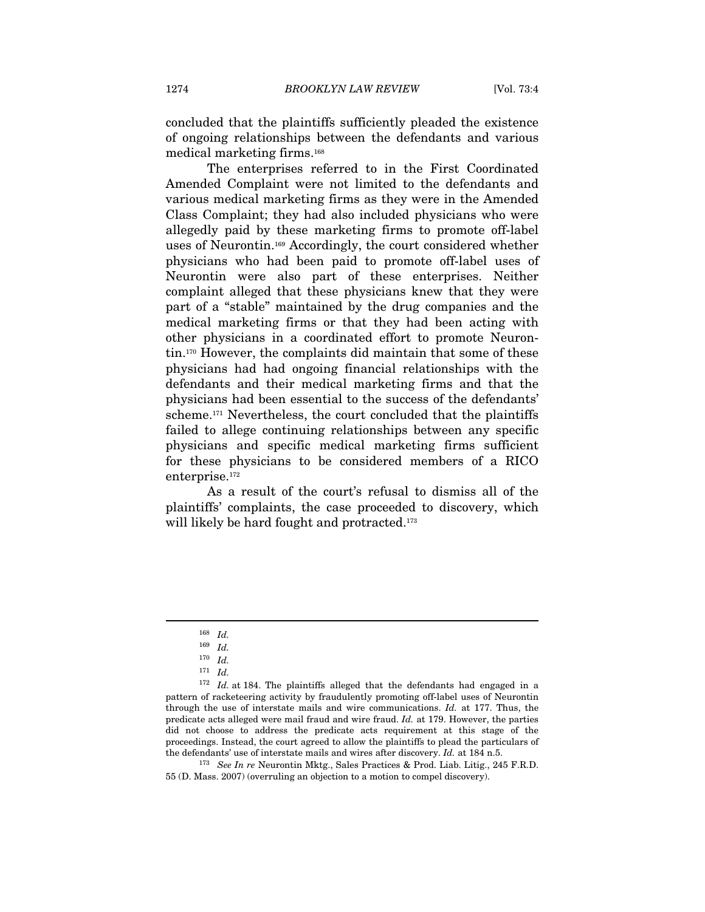concluded that the plaintiffs sufficiently pleaded the existence of ongoing relationships between the defendants and various medical marketing firms.[168]

The enterprises referred to in the First Coordinated Amended Complaint were not limited to the defendants and various medical marketing firms as they were in the Amended Class Complaint; they had also included physicians who were allegedly paid by these marketing firms to promote off-label uses of Neurontin.[169] Accordingly, the court considered whether physicians who had been paid to promote off-label uses of Neurontin were also part of these enterprises. Neither complaint alleged that these physicians knew that they were part of a "stable" maintained by the drug companies and the medical marketing firms or that they had been acting with other physicians in a coordinated effort to promote Neurontin.[170] However, the complaints did maintain that some of these physicians had had ongoing financial relationships with the defendants and their medical marketing firms and that the physicians had been essential to the success of the defendants' scheme.[171] Nevertheless, the court concluded that the plaintiffs failed to allege continuing relationships between any specific physicians and specific medical marketing firms sufficient for these physicians to be considered members of a RICO enterprise.[172]

As a result of the court's refusal to dismiss all of the plaintiffs' complaints, the case proceeded to discovery, which will likely be hard fought and protracted.[173]

---

[168] *Id.*

[169] *Id.*

[170] *Id.*

[171] *Id.*

[172] *Id.* at 184. The plaintiffs alleged that the defendants had engaged in a pattern of racketeering activity by fraudulently promoting off-label uses of Neurontin through the use of interstate mails and wire communications. *Id.* at 177. Thus, the predicate acts alleged were mail fraud and wire fraud. *Id.* at 179. However, the parties did not choose to address the predicate acts requirement at this stage of the proceedings. Instead, the court agreed to allow the plaintiffs to plead the particulars of the defendants' use of interstate mails and wires after discovery. *Id.* at 184 n.5.

[173] *See In re* Neurontin Mktg., Sales Practices & Prod. Liab. Litig., 245 F.R.D. 55 (D. Mass. 2007) (overruling an objection to a motion to compel discovery).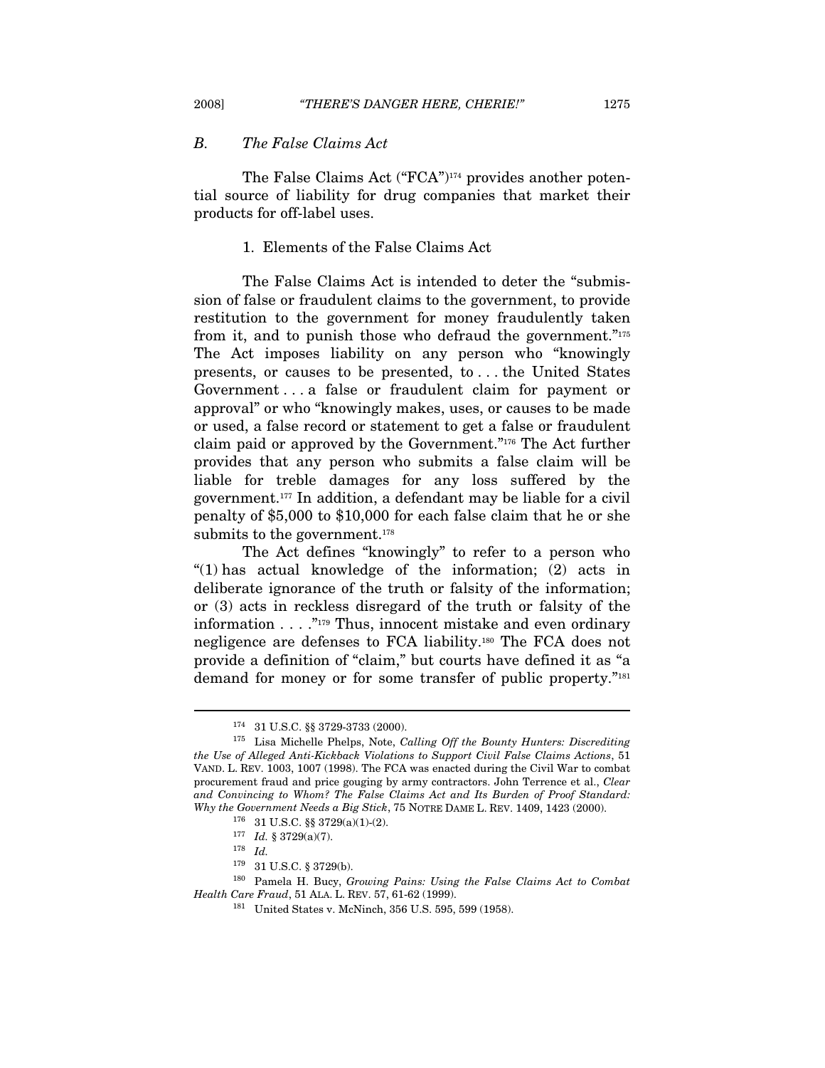### *B. The False Claims Act*

The False Claims Act ("FCA")[174] provides another potential source of liability for drug companies that market their products for off-label uses.

#### 1. Elements of the False Claims Act

The False Claims Act is intended to deter the "submission of false or fraudulent claims to the government, to provide restitution to the government for money fraudulently taken from it, and to punish those who defraud the government."[175] The Act imposes liability on any person who "knowingly presents, or causes to be presented, to . . . the United States Government . . . a false or fraudulent claim for payment or approval" or who "knowingly makes, uses, or causes to be made or used, a false record or statement to get a false or fraudulent claim paid or approved by the Government."[176] The Act further provides that any person who submits a false claim will be liable for treble damages for any loss suffered by the government.[177] In addition, a defendant may be liable for a civil penalty of $5,000 to $10,000 for each false claim that he or she submits to the government.[178]

The Act defines "knowingly" to refer to a person who "(1) has actual knowledge of the information; (2) acts in deliberate ignorance of the truth or falsity of the information; or (3) acts in reckless disregard of the truth or falsity of the information . . . ."[179] Thus, innocent mistake and even ordinary negligence are defenses to FCA liability.[180] The FCA does not provide a definition of "claim," but courts have defined it as "a demand for money or for some transfer of public property."[181]

---

[174] 31 U.S.C. §§ 3729-3733 (2000).

[175] Lisa Michelle Phelps, Note, *Calling Off the Bounty Hunters: Discrediting the Use of Alleged Anti-Kickback Violations to Support Civil False Claims Actions*, 51 VAND. L. REV. 1003, 1007 (1998). The FCA was enacted during the Civil War to combat procurement fraud and price gouging by army contractors. John Terrence et al., *Clear and Convincing to Whom? The False Claims Act and Its Burden of Proof Standard: Why the Government Needs a Big Stick*, 75 NOTRE DAME L. REV. 1409, 1423 (2000).

[176] 31 U.S.C. §§ 3729(a)(1)-(2).

[177] *Id.* § 3729(a)(7).

[178] *Id.*

[179] 31 U.S.C. § 3729(b).

[180] Pamela H. Bucy, *Growing Pains: Using the False Claims Act to Combat Health Care Fraud*, 51 ALA. L. REV. 57, 61-62 (1999).

[181] United States v. McNinch, 356 U.S. 595, 599 (1958).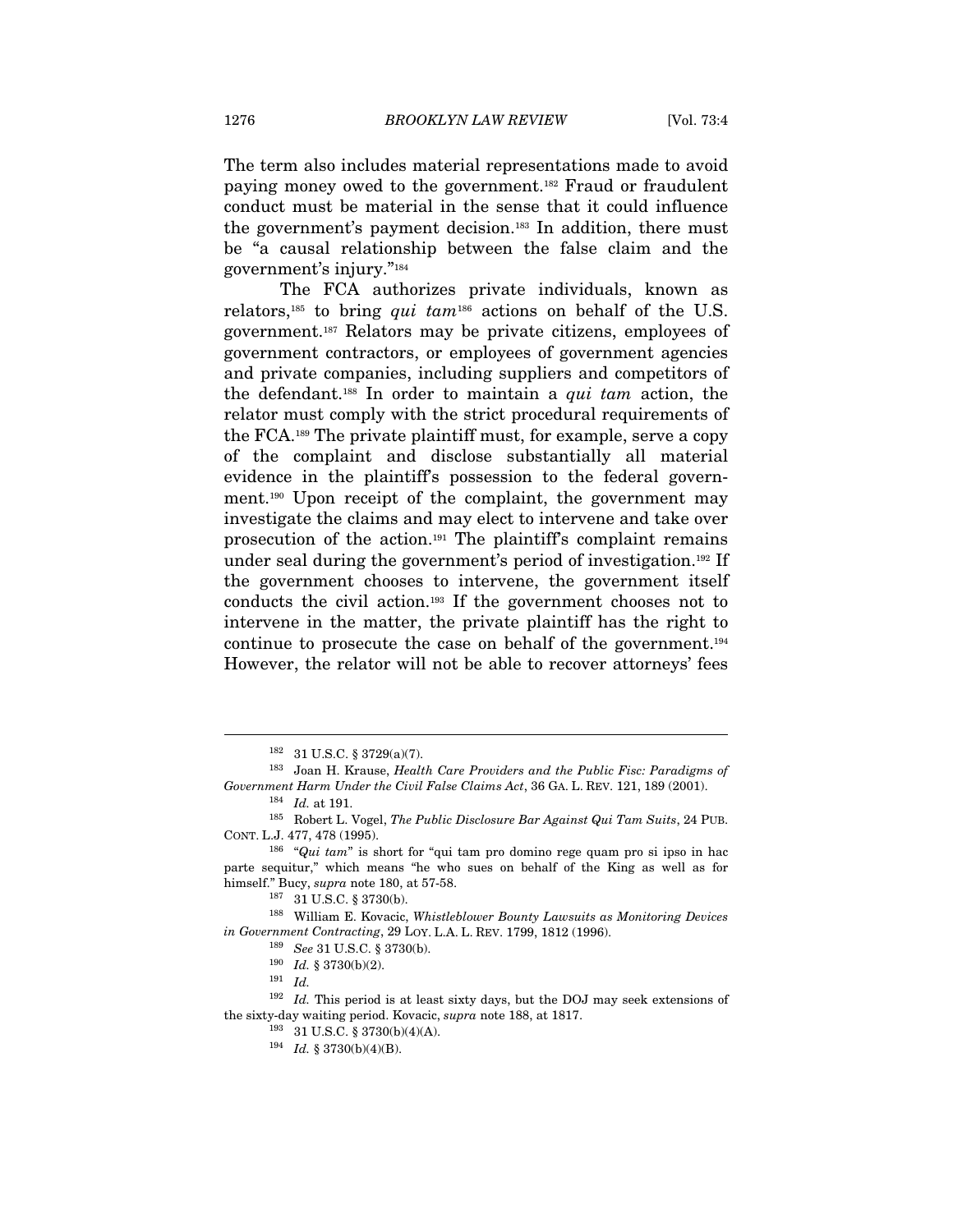The term also includes material representations made to avoid paying money owed to the government.[182] Fraud or fraudulent conduct must be material in the sense that it could influence the government's payment decision.[183] In addition, there must be "a causal relationship between the false claim and the government's injury."[184]

The FCA authorizes private individuals, known as relators,[185] to bring *qui tam*[186] actions on behalf of the U.S. government.[187] Relators may be private citizens, employees of government contractors, or employees of government agencies and private companies, including suppliers and competitors of the defendant.[188] In order to maintain a *qui tam* action, the relator must comply with the strict procedural requirements of the FCA.[189] The private plaintiff must, for example, serve a copy of the complaint and disclose substantially all material evidence in the plaintiff's possession to the federal government.[190] Upon receipt of the complaint, the government may investigate the claims and may elect to intervene and take over prosecution of the action.[191] The plaintiff's complaint remains under seal during the government's period of investigation.[192] If the government chooses to intervene, the government itself conducts the civil action.[193] If the government chooses not to intervene in the matter, the private plaintiff has the right to continue to prosecute the case on behalf of the government.[194] However, the relator will not be able to recover attorneys' fees

---

[182] 31 U.S.C. § 3729(a)(7).

[183] Joan H. Krause, *Health Care Providers and the Public Fisc: Paradigms of Government Harm Under the Civil False Claims Act*, 36 GA. L. REV. 121, 189 (2001).

[184] *Id.* at 191.

[185] Robert L. Vogel, *The Public Disclosure Bar Against Qui Tam Suits*, 24 PUB. CONT. L.J. 477, 478 (1995).

[186] "*Qui tam*" is short for "qui tam pro domino rege quam pro si ipso in hac parte sequitur," which means "he who sues on behalf of the King as well as for himself." Bucy, *supra* note 180, at 57-58.

[187] 31 U.S.C. § 3730(b).

[188] William E. Kovacic, *Whistleblower Bounty Lawsuits as Monitoring Devices in Government Contracting*, 29 LOY. L.A. L. REV. 1799, 1812 (1996).

[189] *See* 31 U.S.C. § 3730(b).

[190] *Id.* § 3730(b)(2).

[191] *Id.*

[192] *Id.* This period is at least sixty days, but the DOJ may seek extensions of the sixty-day waiting period. Kovacic, *supra* note 188, at 1817.

[193] 31 U.S.C. § 3730(b)(4)(A).

[194] *Id.* § 3730(b)(4)(B).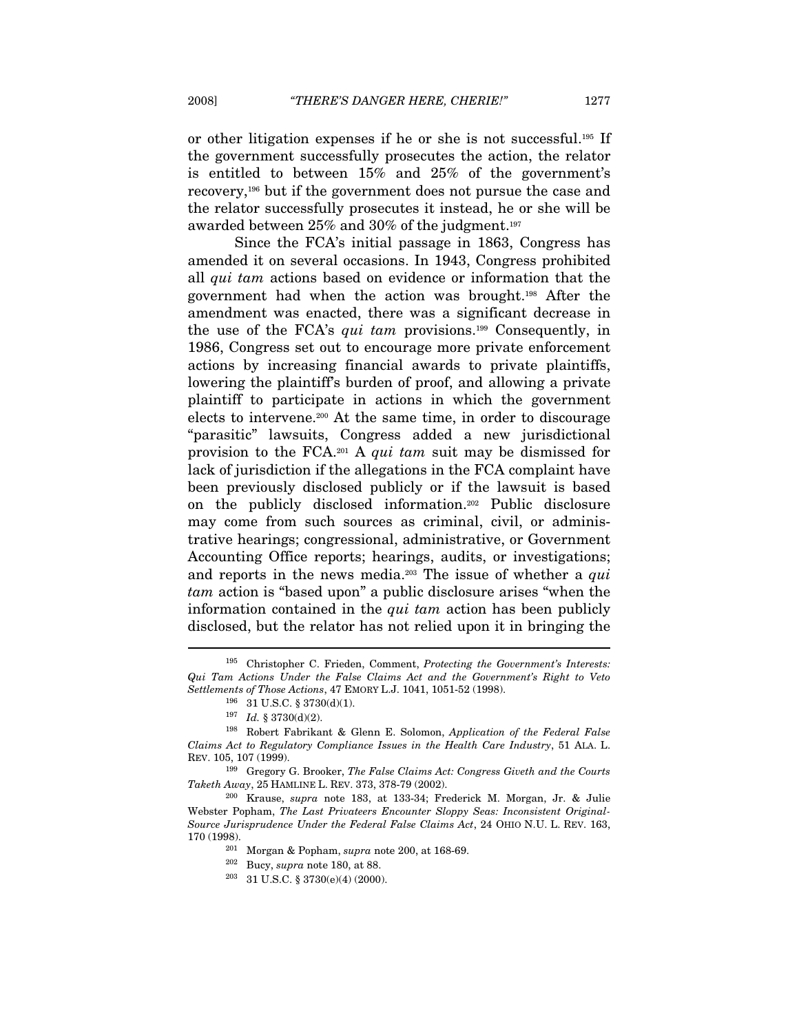or other litigation expenses if he or she is not successful.[195] If the government successfully prosecutes the action, the relator is entitled to between 15% and 25% of the government's recovery,[196] but if the government does not pursue the case and the relator successfully prosecutes it instead, he or she will be awarded between 25% and 30% of the judgment.[197]

Since the FCA's initial passage in 1863, Congress has amended it on several occasions. In 1943, Congress prohibited all *qui tam* actions based on evidence or information that the government had when the action was brought.[198] After the amendment was enacted, there was a significant decrease in the use of the FCA's *qui tam* provisions.[199] Consequently, in 1986, Congress set out to encourage more private enforcement actions by increasing financial awards to private plaintiffs, lowering the plaintiff's burden of proof, and allowing a private plaintiff to participate in actions in which the government elects to intervene.[200] At the same time, in order to discourage "parasitic" lawsuits, Congress added a new jurisdictional provision to the FCA.[201] A *qui tam* suit may be dismissed for lack of jurisdiction if the allegations in the FCA complaint have been previously disclosed publicly or if the lawsuit is based on the publicly disclosed information.[202] Public disclosure may come from such sources as criminal, civil, or administrative hearings; congressional, administrative, or Government Accounting Office reports; hearings, audits, or investigations; and reports in the news media.[203] The issue of whether a *qui tam* action is "based upon" a public disclosure arises "when the information contained in the *qui tam* action has been publicly disclosed, but the relator has not relied upon it in bringing the

---

[195] Christopher C. Frieden, Comment, *Protecting the Government's Interests: Qui Tam Actions Under the False Claims Act and the Government's Right to Veto Settlements of Those Actions*, 47 EMORY L.J. 1041, 1051-52 (1998).

[196] 31 U.S.C. § 3730(d)(1).

[197] *Id.* § 3730(d)(2).

[198] Robert Fabrikant & Glenn E. Solomon, *Application of the Federal False Claims Act to Regulatory Compliance Issues in the Health Care Industry*, 51 ALA. L. REV. 105, 107 (1999).

[199] Gregory G. Brooker, *The False Claims Act: Congress Giveth and the Courts Taketh Away*, 25 HAMLINE L. REV. 373, 378-79 (2002).

[200] Krause, *supra* note 183, at 133-34; Frederick M. Morgan, Jr. & Julie Webster Popham, *The Last Privateers Encounter Sloppy Seas: Inconsistent Original-Source Jurisprudence Under the Federal False Claims Act*, 24 OHIO N.U. L. REV. 163, 170 (1998).

[201] Morgan & Popham, *supra* note 200, at 168-69.

[202] Bucy, *supra* note 180, at 88.

[203] 31 U.S.C. § 3730(e)(4) (2000).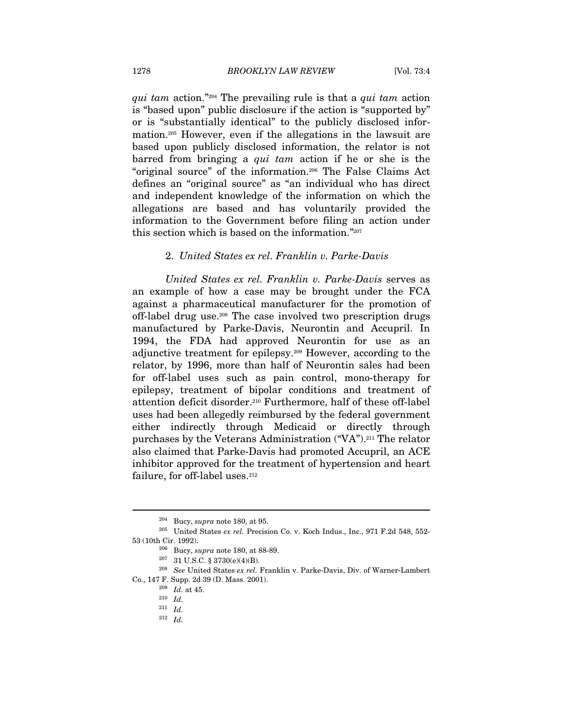*qui tam* action."[204] The prevailing rule is that a *qui tam* action is "based upon" public disclosure if the action is "supported by" or is "substantially identical" to the publicly disclosed information.[205] However, even if the allegations in the lawsuit are based upon publicly disclosed information, the relator is not barred from bringing a *qui tam* action if he or she is the "original source" of the information.[206] The False Claims Act defines an "original source" as "an individual who has direct and independent knowledge of the information on which the allegations are based and has voluntarily provided the information to the Government before filing an action under this section which is based on the information."[207]

### 2. *United States ex rel. Franklin v. Parke-Davis*

*United States ex rel. Franklin v. Parke-Davis* serves as an example of how a case may be brought under the FCA against a pharmaceutical manufacturer for the promotion of off-label drug use.[208] The case involved two prescription drugs manufactured by Parke-Davis, Neurontin and Accupril. In 1994, the FDA had approved Neurontin for use as an adjunctive treatment for epilepsy.[209] However, according to the relator, by 1996, more than half of Neurontin sales had been for off-label uses such as pain control, mono-therapy for epilepsy, treatment of bipolar conditions and treatment of attention deficit disorder.[210] Furthermore, half of these off-label uses had been allegedly reimbursed by the federal government either indirectly through Medicaid or directly through purchases by the Veterans Administration ("VA").[211] The relator also claimed that Parke-Davis had promoted Accupril, an ACE inhibitor approved for the treatment of hypertension and heart failure, for off-label uses.[212]

---

[204] Bucy, *supra* note 180, at 95.

[205] United States *ex rel.* Precision Co. v. Koch Indus., Inc., 971 F.2d 548, 552-53 (10th Cir. 1992).

[206] Bucy, *supra* note 180, at 88-89.

[207] 31 U.S.C. § 3730(e)(4)(B).

[208] *See* United States *ex rel.* Franklin v. Parke-Davis, Div. of Warner-Lambert Co., 147 F. Supp. 2d 39 (D. Mass. 2001).

[209] *Id.* at 45.

[210] *Id.*

[211] *Id.*

[212] *Id.*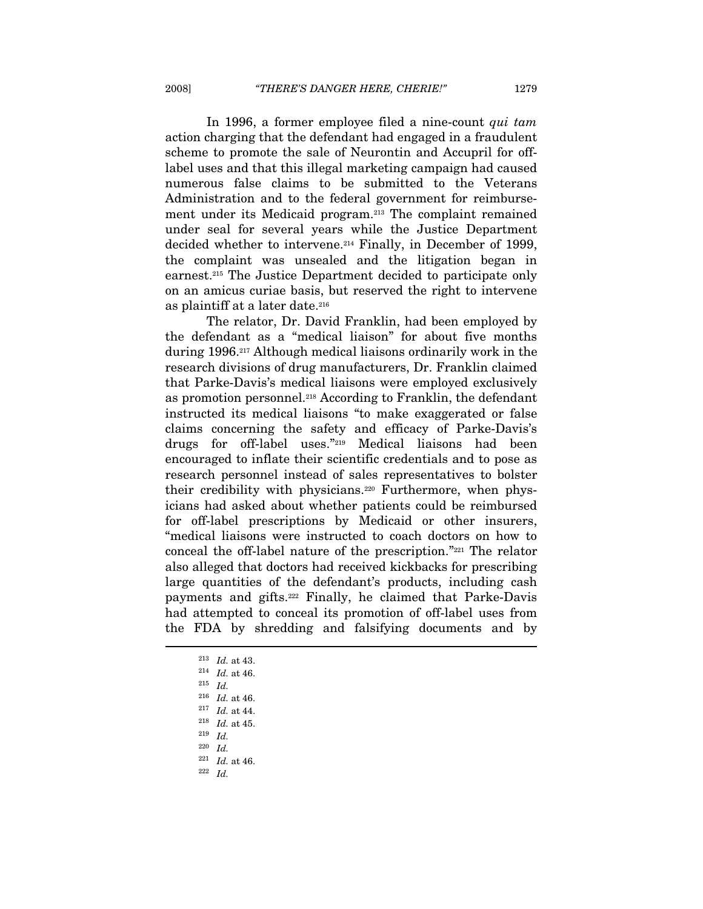In 1996, a former employee filed a nine-count *qui tam* action charging that the defendant had engaged in a fraudulent scheme to promote the sale of Neurontin and Accupril for off-label uses and that this illegal marketing campaign had caused numerous false claims to be submitted to the Veterans Administration and to the federal government for reimbursement under its Medicaid program.[213] The complaint remained under seal for several years while the Justice Department decided whether to intervene.[214] Finally, in December of 1999, the complaint was unsealed and the litigation began in earnest.[215] The Justice Department decided to participate only on an amicus curiae basis, but reserved the right to intervene as plaintiff at a later date.[216]

The relator, Dr. David Franklin, had been employed by the defendant as a "medical liaison" for about five months during 1996.[217] Although medical liaisons ordinarily work in the research divisions of drug manufacturers, Dr. Franklin claimed that Parke-Davis's medical liaisons were employed exclusively as promotion personnel.[218] According to Franklin, the defendant instructed its medical liaisons "to make exaggerated or false claims concerning the safety and efficacy of Parke-Davis's drugs for off-label uses."[219] Medical liaisons had been encouraged to inflate their scientific credentials and to pose as research personnel instead of sales representatives to bolster their credibility with physicians.[220] Furthermore, when physicians had asked about whether patients could be reimbursed for off-label prescriptions by Medicaid or other insurers, "medical liaisons were instructed to coach doctors on how to conceal the off-label nature of the prescription."[221] The relator also alleged that doctors had received kickbacks for prescribing large quantities of the defendant's products, including cash payments and gifts.[222] Finally, he claimed that Parke-Davis had attempted to conceal its promotion of off-label uses from the FDA by shredding and falsifying documents and by

---

[213] *Id.* at 43.

[214] *Id.* at 46.

[215] *Id.*

[216] *Id.* at 46.

[217] *Id.* at 44.

[218] *Id.* at 45.

[219] *Id.*

[220] *Id.*

[221] *Id.* at 46.

[222] *Id.*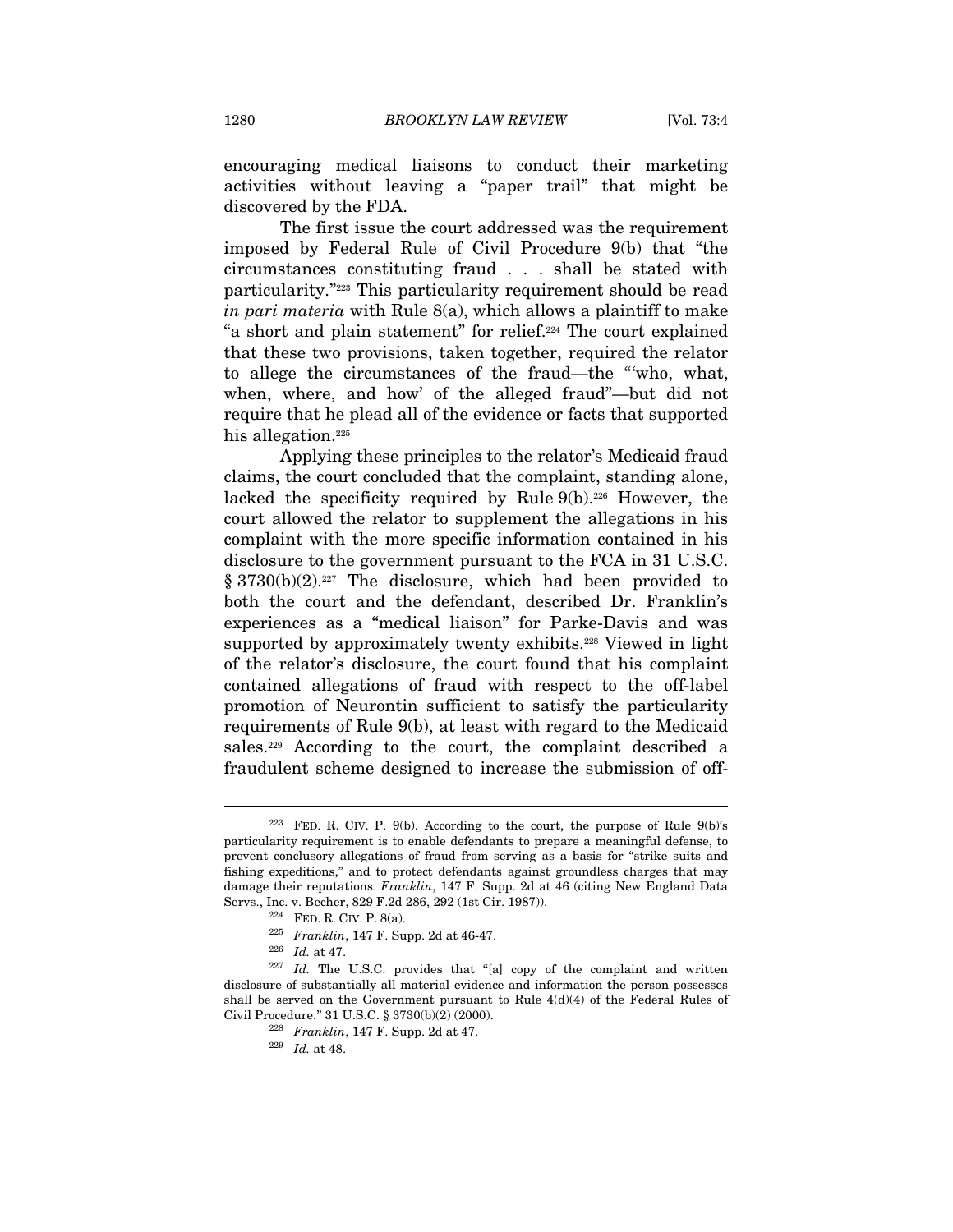encouraging medical liaisons to conduct their marketing activities without leaving a "paper trail" that might be discovered by the FDA.

The first issue the court addressed was the requirement imposed by Federal Rule of Civil Procedure 9(b) that "the circumstances constituting fraud . . . shall be stated with particularity."[223] This particularity requirement should be read *in pari materia* with Rule 8(a), which allows a plaintiff to make "a short and plain statement" for relief.[224] The court explained that these two provisions, taken together, required the relator to allege the circumstances of the fraud—the "'who, what, when, where, and how' of the alleged fraud"—but did not require that he plead all of the evidence or facts that supported his allegation.[225]

Applying these principles to the relator's Medicaid fraud claims, the court concluded that the complaint, standing alone, lacked the specificity required by Rule 9(b).[226] However, the court allowed the relator to supplement the allegations in his complaint with the more specific information contained in his disclosure to the government pursuant to the FCA in 31 U.S.C. § 3730(b)(2).[227] The disclosure, which had been provided to both the court and the defendant, described Dr. Franklin's experiences as a "medical liaison" for Parke-Davis and was supported by approximately twenty exhibits.[228] Viewed in light of the relator's disclosure, the court found that his complaint contained allegations of fraud with respect to the off-label promotion of Neurontin sufficient to satisfy the particularity requirements of Rule 9(b), at least with regard to the Medicaid sales.[229] According to the court, the complaint described a fraudulent scheme designed to increase the submission of off-

---

[223] FED. R. CIV. P. 9(b). According to the court, the purpose of Rule 9(b)'s particularity requirement is to enable defendants to prepare a meaningful defense, to prevent conclusory allegations of fraud from serving as a basis for "strike suits and fishing expeditions," and to protect defendants against groundless charges that may damage their reputations. *Franklin*, 147 F. Supp. 2d at 46 (citing New England Data Servs., Inc. v. Becher, 829 F.2d 286, 292 (1st Cir. 1987)).

[224] FED. R. CIV. P. 8(a).

[225] *Franklin*, 147 F. Supp. 2d at 46-47.

[226] *Id.* at 47.

[227] *Id.* The U.S.C. provides that "[a] copy of the complaint and written disclosure of substantially all material evidence and information the person possesses shall be served on the Government pursuant to Rule 4(d)(4) of the Federal Rules of Civil Procedure." 31 U.S.C. § 3730(b)(2) (2000).

[228] *Franklin*, 147 F. Supp. 2d at 47.

[229] *Id.* at 48.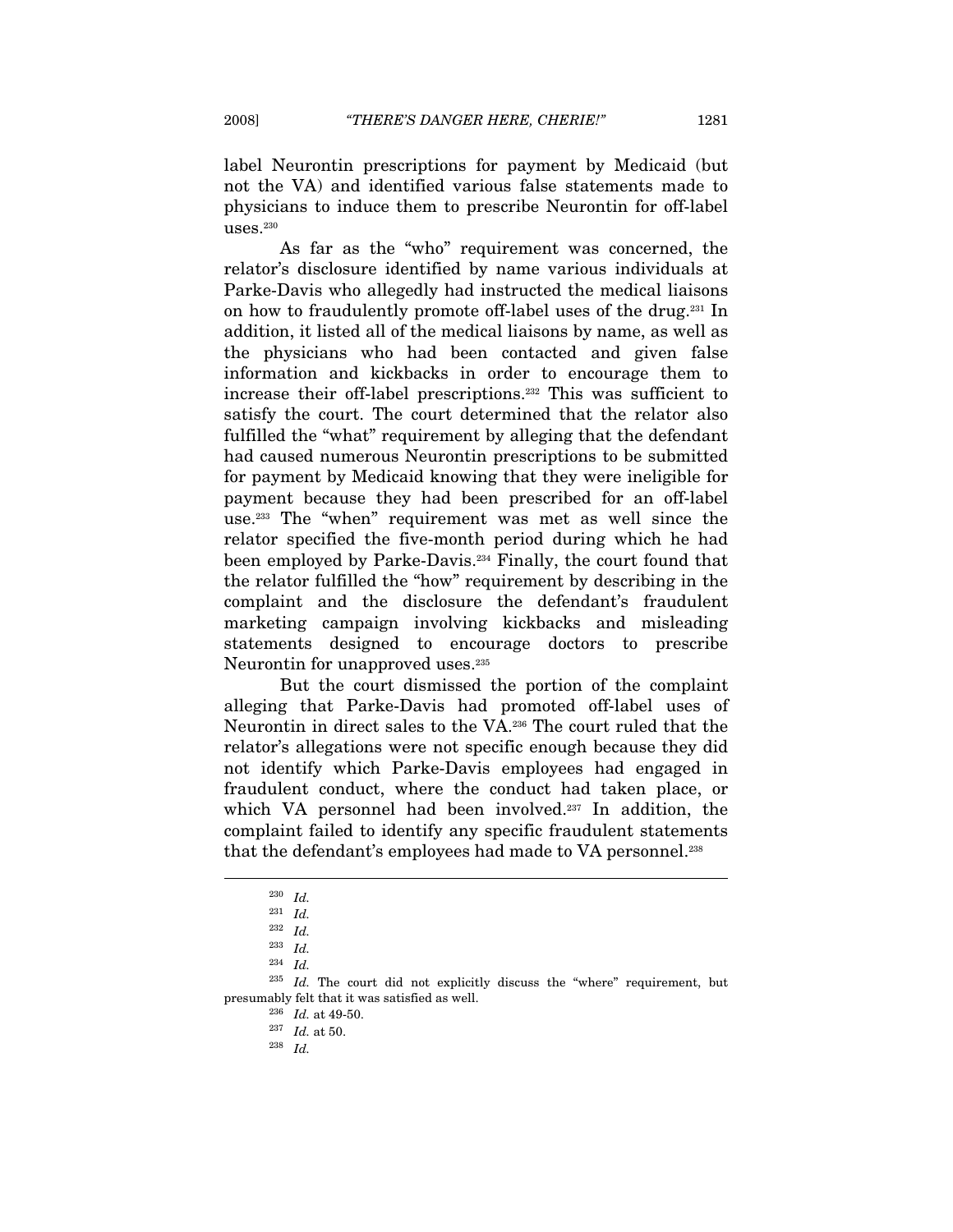label Neurontin prescriptions for payment by Medicaid (but not the VA) and identified various false statements made to physicians to induce them to prescribe Neurontin for off-label uses.[230]

As far as the "who" requirement was concerned, the relator's disclosure identified by name various individuals at Parke-Davis who allegedly had instructed the medical liaisons on how to fraudulently promote off-label uses of the drug.[231] In addition, it listed all of the medical liaisons by name, as well as the physicians who had been contacted and given false information and kickbacks in order to encourage them to increase their off-label prescriptions.[232] This was sufficient to satisfy the court. The court determined that the relator also fulfilled the "what" requirement by alleging that the defendant had caused numerous Neurontin prescriptions to be submitted for payment by Medicaid knowing that they were ineligible for payment because they had been prescribed for an off-label use.[233] The "when" requirement was met as well since the relator specified the five-month period during which he had been employed by Parke-Davis.[234] Finally, the court found that the relator fulfilled the "how" requirement by describing in the complaint and the disclosure the defendant's fraudulent marketing campaign involving kickbacks and misleading statements designed to encourage doctors to prescribe Neurontin for unapproved uses.[235]

But the court dismissed the portion of the complaint alleging that Parke-Davis had promoted off-label uses of Neurontin in direct sales to the VA.[236] The court ruled that the relator's allegations were not specific enough because they did not identify which Parke-Davis employees had engaged in fraudulent conduct, where the conduct had taken place, or which VA personnel had been involved.[237] In addition, the complaint failed to identify any specific fraudulent statements that the defendant's employees had made to VA personnel.[238]

---

[230] *Id.*

[231] *Id.*

[232] *Id.*

[233] *Id.*

[234] *Id.*

[235] *Id.* The court did not explicitly discuss the "where" requirement, but presumably felt that it was satisfied as well.

[236] *Id.* at 49-50.

[237] *Id.* at 50.

[238] *Id.*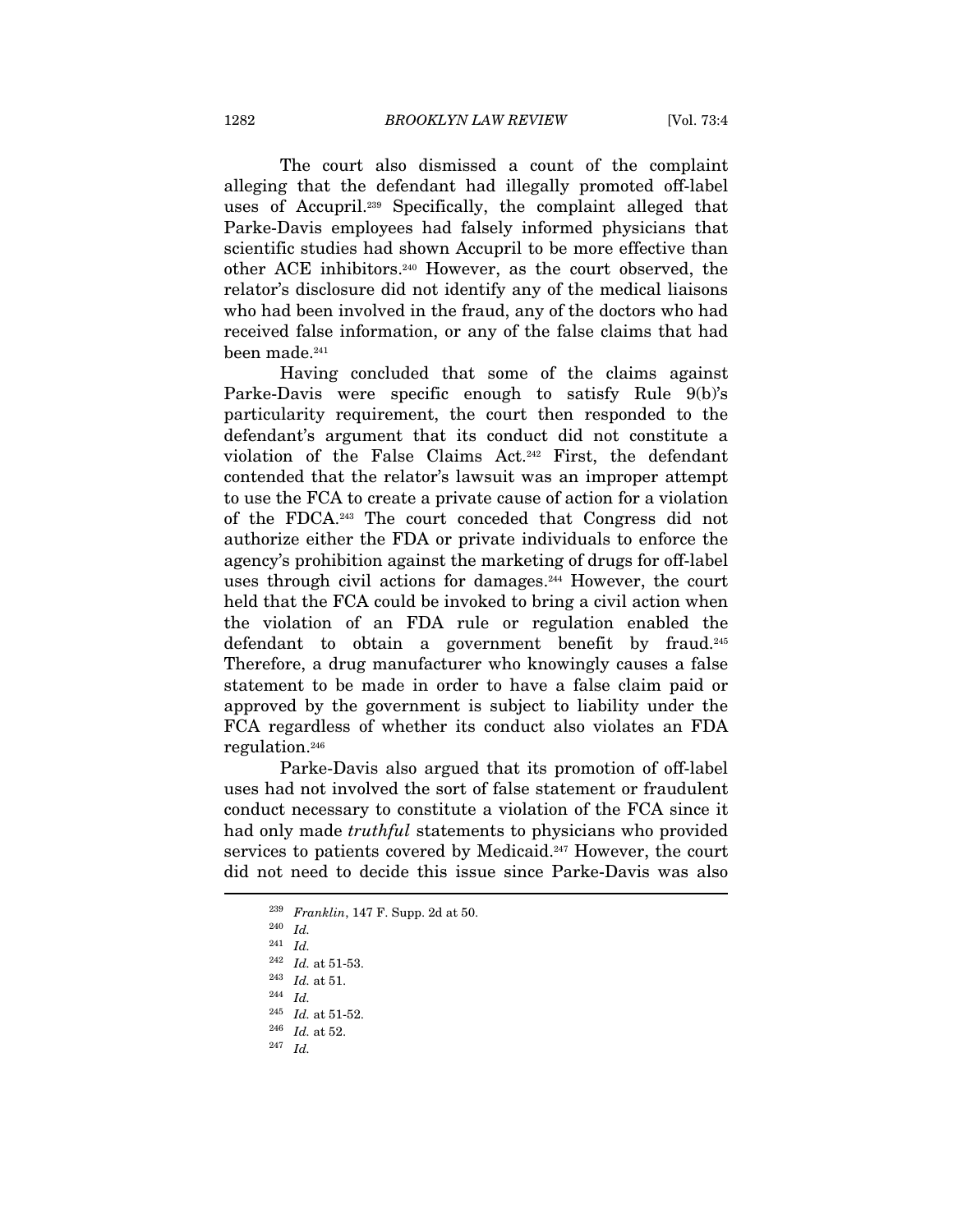The court also dismissed a count of the complaint alleging that the defendant had illegally promoted off-label uses of Accupril.[239] Specifically, the complaint alleged that Parke-Davis employees had falsely informed physicians that scientific studies had shown Accupril to be more effective than other ACE inhibitors.[240] However, as the court observed, the relator's disclosure did not identify any of the medical liaisons who had been involved in the fraud, any of the doctors who had received false information, or any of the false claims that had been made.[241]

Having concluded that some of the claims against Parke-Davis were specific enough to satisfy Rule 9(b)'s particularity requirement, the court then responded to the defendant's argument that its conduct did not constitute a violation of the False Claims Act.[242] First, the defendant contended that the relator's lawsuit was an improper attempt to use the FCA to create a private cause of action for a violation of the FDCA.[243] The court conceded that Congress did not authorize either the FDA or private individuals to enforce the agency's prohibition against the marketing of drugs for off-label uses through civil actions for damages.[244] However, the court held that the FCA could be invoked to bring a civil action when the violation of an FDA rule or regulation enabled the defendant to obtain a government benefit by fraud.[245] Therefore, a drug manufacturer who knowingly causes a false statement to be made in order to have a false claim paid or approved by the government is subject to liability under the FCA regardless of whether its conduct also violates an FDA regulation.[246]

Parke-Davis also argued that its promotion of off-label uses had not involved the sort of false statement or fraudulent conduct necessary to constitute a violation of the FCA since it had only made *truthful* statements to physicians who provided services to patients covered by Medicaid.[247] However, the court did not need to decide this issue since Parke-Davis was also

---

[239] *Franklin*, 147 F. Supp. 2d at 50.

[240] *Id.*

[241] *Id.*

[242] *Id.* at 51-53.

[243] *Id.* at 51.

[244] *Id.*

[245] *Id.* at 51-52.

[246] *Id.* at 52.

[247] *Id.*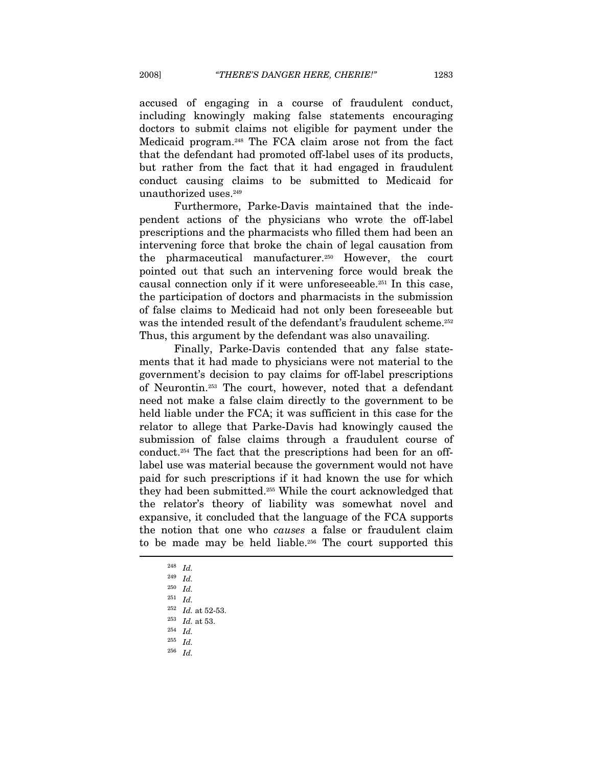accused of engaging in a course of fraudulent conduct, including knowingly making false statements encouraging doctors to submit claims not eligible for payment under the Medicaid program.[248] The FCA claim arose not from the fact that the defendant had promoted off-label uses of its products, but rather from the fact that it had engaged in fraudulent conduct causing claims to be submitted to Medicaid for unauthorized uses.[249]

Furthermore, Parke-Davis maintained that the independent actions of the physicians who wrote the off-label prescriptions and the pharmacists who filled them had been an intervening force that broke the chain of legal causation from the pharmaceutical manufacturer.[250] However, the court pointed out that such an intervening force would break the causal connection only if it were unforeseeable.[251] In this case, the participation of doctors and pharmacists in the submission of false claims to Medicaid had not only been foreseeable but was the intended result of the defendant's fraudulent scheme.[252] Thus, this argument by the defendant was also unavailing.

Finally, Parke-Davis contended that any false statements that it had made to physicians were not material to the government's decision to pay claims for off-label prescriptions of Neurontin.[253] The court, however, noted that a defendant need not make a false claim directly to the government to be held liable under the FCA; it was sufficient in this case for the relator to allege that Parke-Davis had knowingly caused the submission of false claims through a fraudulent course of conduct.[254] The fact that the prescriptions had been for an off-label use was material because the government would not have paid for such prescriptions if it had known the use for which they had been submitted.[255] While the court acknowledged that the relator's theory of liability was somewhat novel and expansive, it concluded that the language of the FCA supports the notion that one who *causes* a false or fraudulent claim to be made may be held liable.[256] The court supported this

---

[248] *Id.*

[249] *Id.*

[250] *Id.*

[251] *Id.*

[252] *Id.* at 52-53.

[253] *Id.* at 53.

[254] *Id.*

[255] *Id.*

[256] *Id.*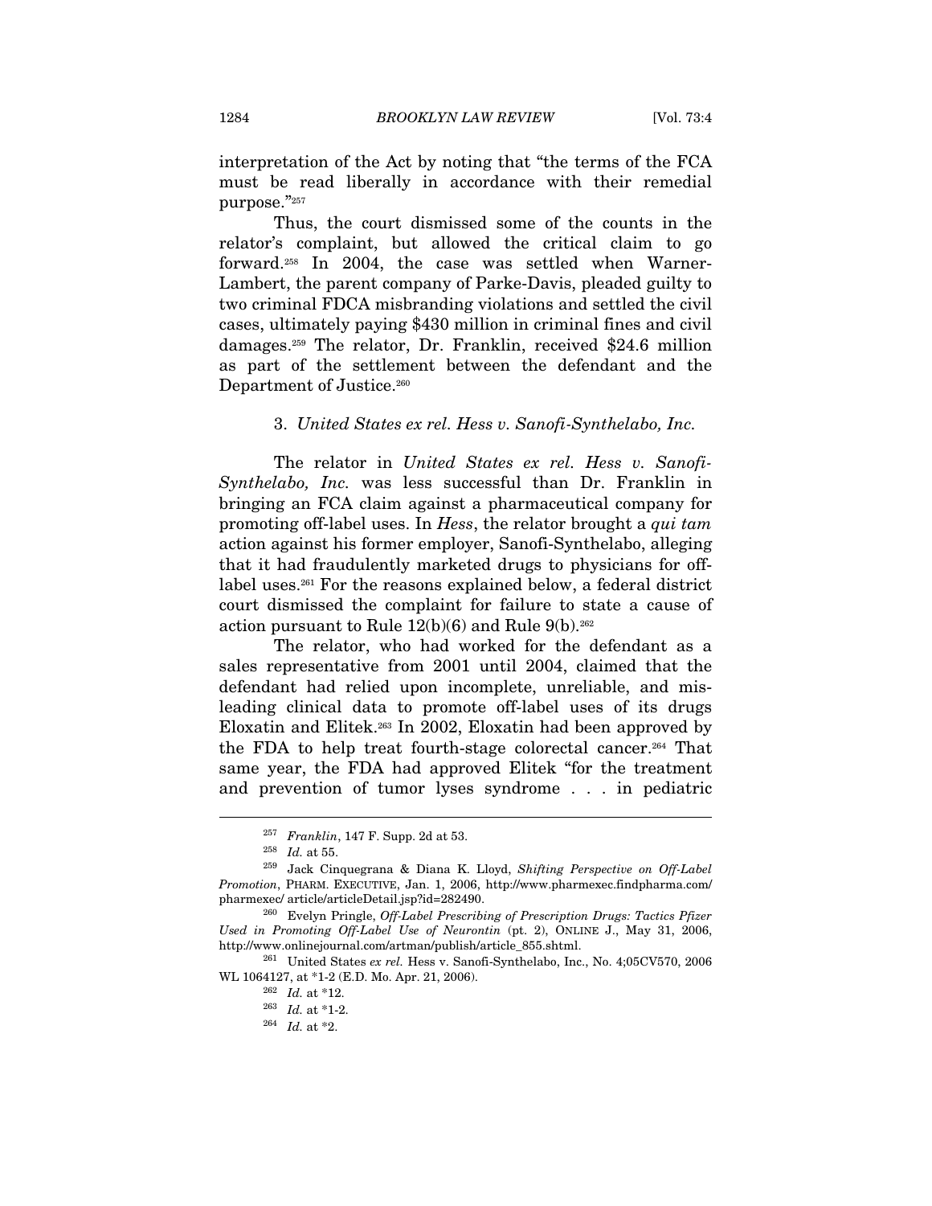interpretation of the Act by noting that "the terms of the FCA must be read liberally in accordance with their remedial purpose."[257]

Thus, the court dismissed some of the counts in the relator's complaint, but allowed the critical claim to go forward.[258] In 2004, the case was settled when Warner-Lambert, the parent company of Parke-Davis, pleaded guilty to two criminal FDCA misbranding violations and settled the civil cases, ultimately paying $430 million in criminal fines and civil damages.[259] The relator, Dr. Franklin, received $24.6 million as part of the settlement between the defendant and the Department of Justice.[260]

### 3. *United States ex rel. Hess v. Sanofi-Synthelabo, Inc.*

The relator in *United States ex rel. Hess v. Sanofi-Synthelabo, Inc.* was less successful than Dr. Franklin in bringing an FCA claim against a pharmaceutical company for promoting off-label uses. In *Hess*, the relator brought a *qui tam* action against his former employer, Sanofi-Synthelabo, alleging that it had fraudulently marketed drugs to physicians for off-label uses.[261] For the reasons explained below, a federal district court dismissed the complaint for failure to state a cause of action pursuant to Rule 12(b)(6) and Rule 9(b).[262]

The relator, who had worked for the defendant as a sales representative from 2001 until 2004, claimed that the defendant had relied upon incomplete, unreliable, and misleading clinical data to promote off-label uses of its drugs Eloxatin and Elitek.[263] In 2002, Eloxatin had been approved by the FDA to help treat fourth-stage colorectal cancer.[264] That same year, the FDA had approved Elitek "for the treatment and prevention of tumor lyses syndrome . . . in pediatric

---

[257] *Franklin*, 147 F. Supp. 2d at 53.

[258] *Id.* at 55.

[259] Jack Cinquegrana & Diana K. Lloyd, *Shifting Perspective on Off-Label Promotion*, PHARM. EXECUTIVE, Jan. 1, 2006, http://www.pharmexec.findpharma.com/pharmexec/ article/articleDetail.jsp?id=282490.

[260] Evelyn Pringle, *Off-Label Prescribing of Prescription Drugs: Tactics Pfizer Used in Promoting Off-Label Use of Neurontin* (pt. 2), ONLINE J., May 31, 2006, http://www.onlinejournal.com/artman/publish/article_855.shtml.

[261] United States *ex rel.* Hess v. Sanofi-Synthelabo, Inc., No. 4;05CV570, 2006 WL 1064127, at *1-2 (E.D. Mo. Apr. 21, 2006).

[262] *Id.* at *12.

[263] *Id.* at *1-2.

[264] *Id.* at *2.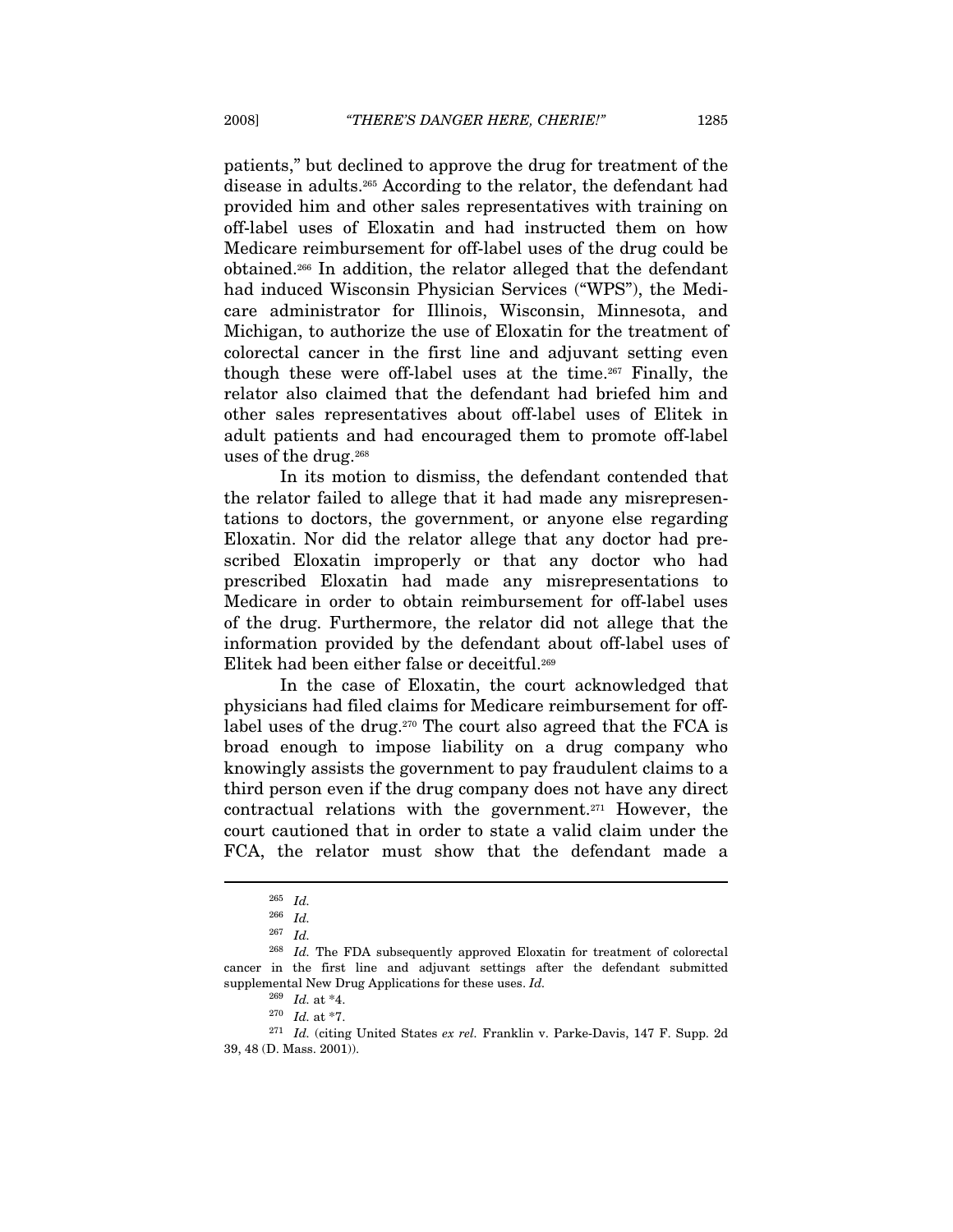patients," but declined to approve the drug for treatment of the disease in adults.[265] According to the relator, the defendant had provided him and other sales representatives with training on off-label uses of Eloxatin and had instructed them on how Medicare reimbursement for off-label uses of the drug could be obtained.[266] In addition, the relator alleged that the defendant had induced Wisconsin Physician Services ("WPS"), the Medicare administrator for Illinois, Wisconsin, Minnesota, and Michigan, to authorize the use of Eloxatin for the treatment of colorectal cancer in the first line and adjuvant setting even though these were off-label uses at the time.[267] Finally, the relator also claimed that the defendant had briefed him and other sales representatives about off-label uses of Elitek in adult patients and had encouraged them to promote off-label uses of the drug.[268]

In its motion to dismiss, the defendant contended that the relator failed to allege that it had made any misrepresentations to doctors, the government, or anyone else regarding Eloxatin. Nor did the relator allege that any doctor had prescribed Eloxatin improperly or that any doctor who had prescribed Eloxatin had made any misrepresentations to Medicare in order to obtain reimbursement for off-label uses of the drug. Furthermore, the relator did not allege that the information provided by the defendant about off-label uses of Elitek had been either false or deceitful.[269]

In the case of Eloxatin, the court acknowledged that physicians had filed claims for Medicare reimbursement for off-label uses of the drug.[270] The court also agreed that the FCA is broad enough to impose liability on a drug company who knowingly assists the government to pay fraudulent claims to a third person even if the drug company does not have any direct contractual relations with the government.[271] However, the court cautioned that in order to state a valid claim under the FCA, the relator must show that the defendant made a

---

[265] *Id.*

[266] *Id.*

[267] *Id.*

[268] *Id.* The FDA subsequently approved Eloxatin for treatment of colorectal cancer in the first line and adjuvant settings after the defendant submitted supplemental New Drug Applications for these uses. *Id.*

[269] *Id.* at *4.

[270] *Id.* at *7.

[271] *Id.* (citing United States *ex rel.* Franklin v. Parke-Davis, 147 F. Supp. 2d 39, 48 (D. Mass. 2001)).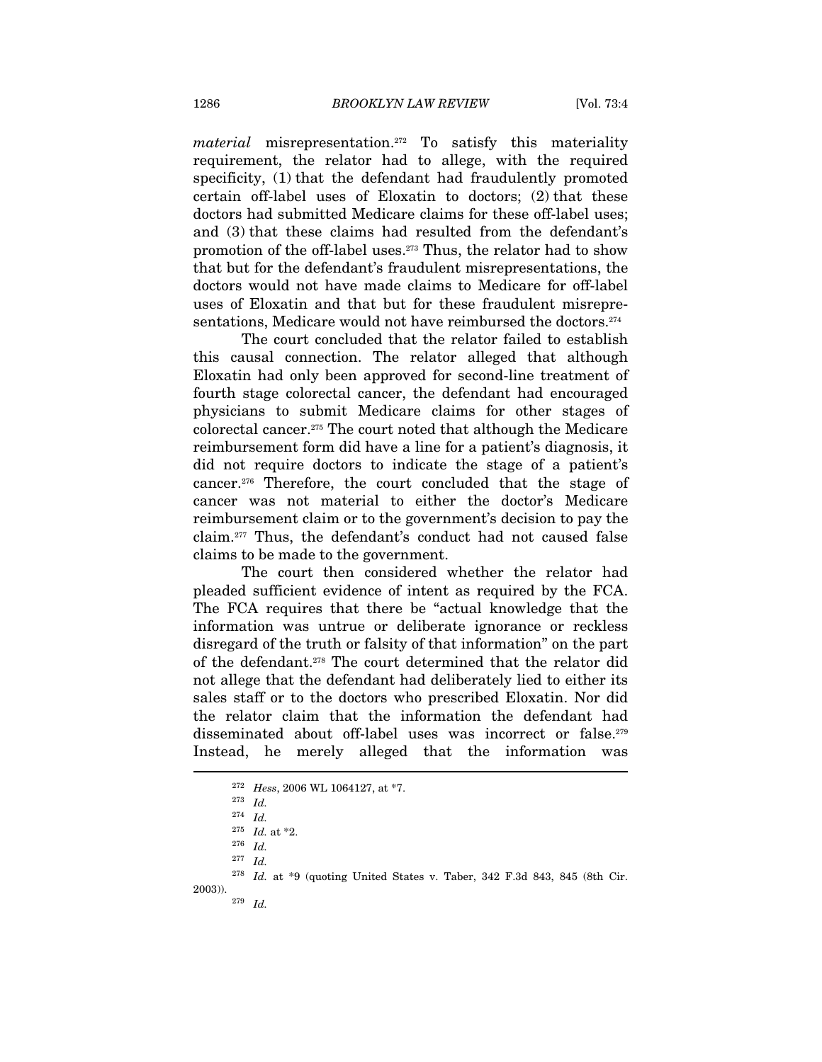*material* misrepresentation.[272] To satisfy this materiality requirement, the relator had to allege, with the required specificity, (1) that the defendant had fraudulently promoted certain off-label uses of Eloxatin to doctors; (2) that these doctors had submitted Medicare claims for these off-label uses; and (3) that these claims had resulted from the defendant's promotion of the off-label uses.[273] Thus, the relator had to show that but for the defendant's fraudulent misrepresentations, the doctors would not have made claims to Medicare for off-label uses of Eloxatin and that but for these fraudulent misrepresentations, Medicare would not have reimbursed the doctors.[274]

The court concluded that the relator failed to establish this causal connection. The relator alleged that although Eloxatin had only been approved for second-line treatment of fourth stage colorectal cancer, the defendant had encouraged physicians to submit Medicare claims for other stages of colorectal cancer.[275] The court noted that although the Medicare reimbursement form did have a line for a patient's diagnosis, it did not require doctors to indicate the stage of a patient's cancer.[276] Therefore, the court concluded that the stage of cancer was not material to either the doctor's Medicare reimbursement claim or to the government's decision to pay the claim.[277] Thus, the defendant's conduct had not caused false claims to be made to the government.

The court then considered whether the relator had pleaded sufficient evidence of intent as required by the FCA. The FCA requires that there be "actual knowledge that the information was untrue or deliberate ignorance or reckless disregard of the truth or falsity of that information" on the part of the defendant.[278] The court determined that the relator did not allege that the defendant had deliberately lied to either its sales staff or to the doctors who prescribed Eloxatin. Nor did the relator claim that the information the defendant had disseminated about off-label uses was incorrect or false.[279] Instead, he merely alleged that the information was

---

[272] *Hess*, 2006 WL 1064127, at *7.

[273] *Id.*

[274] *Id.*

[275] *Id.* at *2.

[276] *Id.*

[277] *Id.*

[278] *Id.* at *9 (quoting United States v. Taber, 342 F.3d 843, 845 (8th Cir. 2003)).

[279] *Id.*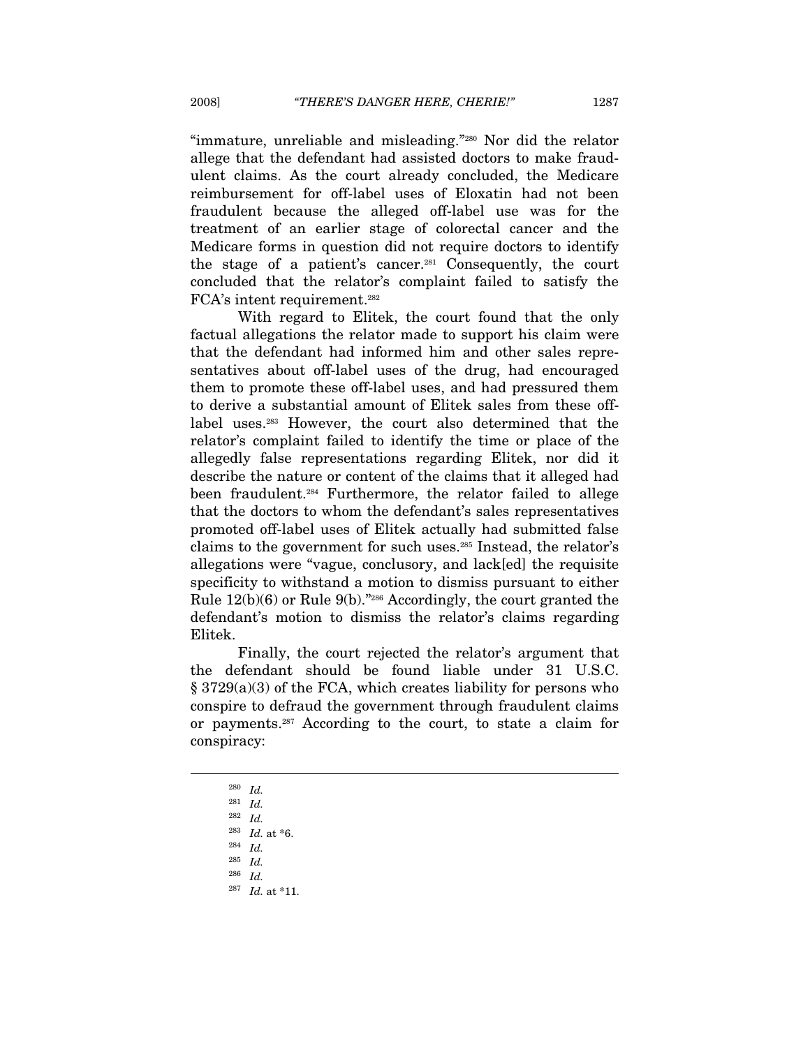"immature, unreliable and misleading."[280] Nor did the relator allege that the defendant had assisted doctors to make fraudulent claims. As the court already concluded, the Medicare reimbursement for off-label uses of Eloxatin had not been fraudulent because the alleged off-label use was for the treatment of an earlier stage of colorectal cancer and the Medicare forms in question did not require doctors to identify the stage of a patient's cancer.[281] Consequently, the court concluded that the relator's complaint failed to satisfy the FCA's intent requirement.[282]

With regard to Elitek, the court found that the only factual allegations the relator made to support his claim were that the defendant had informed him and other sales representatives about off-label uses of the drug, had encouraged them to promote these off-label uses, and had pressured them to derive a substantial amount of Elitek sales from these off-label uses.[283] However, the court also determined that the relator's complaint failed to identify the time or place of the allegedly false representations regarding Elitek, nor did it describe the nature or content of the claims that it alleged had been fraudulent.[284] Furthermore, the relator failed to allege that the doctors to whom the defendant's sales representatives promoted off-label uses of Elitek actually had submitted false claims to the government for such uses.[285] Instead, the relator's allegations were "vague, conclusory, and lack[ed] the requisite specificity to withstand a motion to dismiss pursuant to either Rule 12(b)(6) or Rule 9(b)."[286] Accordingly, the court granted the defendant's motion to dismiss the relator's claims regarding Elitek.

Finally, the court rejected the relator's argument that the defendant should be found liable under 31 U.S.C. § 3729(a)(3) of the FCA, which creates liability for persons who conspire to defraud the government through fraudulent claims or payments.[287] According to the court, to state a claim for conspiracy:

---

[280] *Id.*

[281] *Id.*

[282] *Id.*

[283] *Id.* at *6.

[284] *Id.*

[285] *Id.*

[286] *Id.*

[287] *Id.* at *11.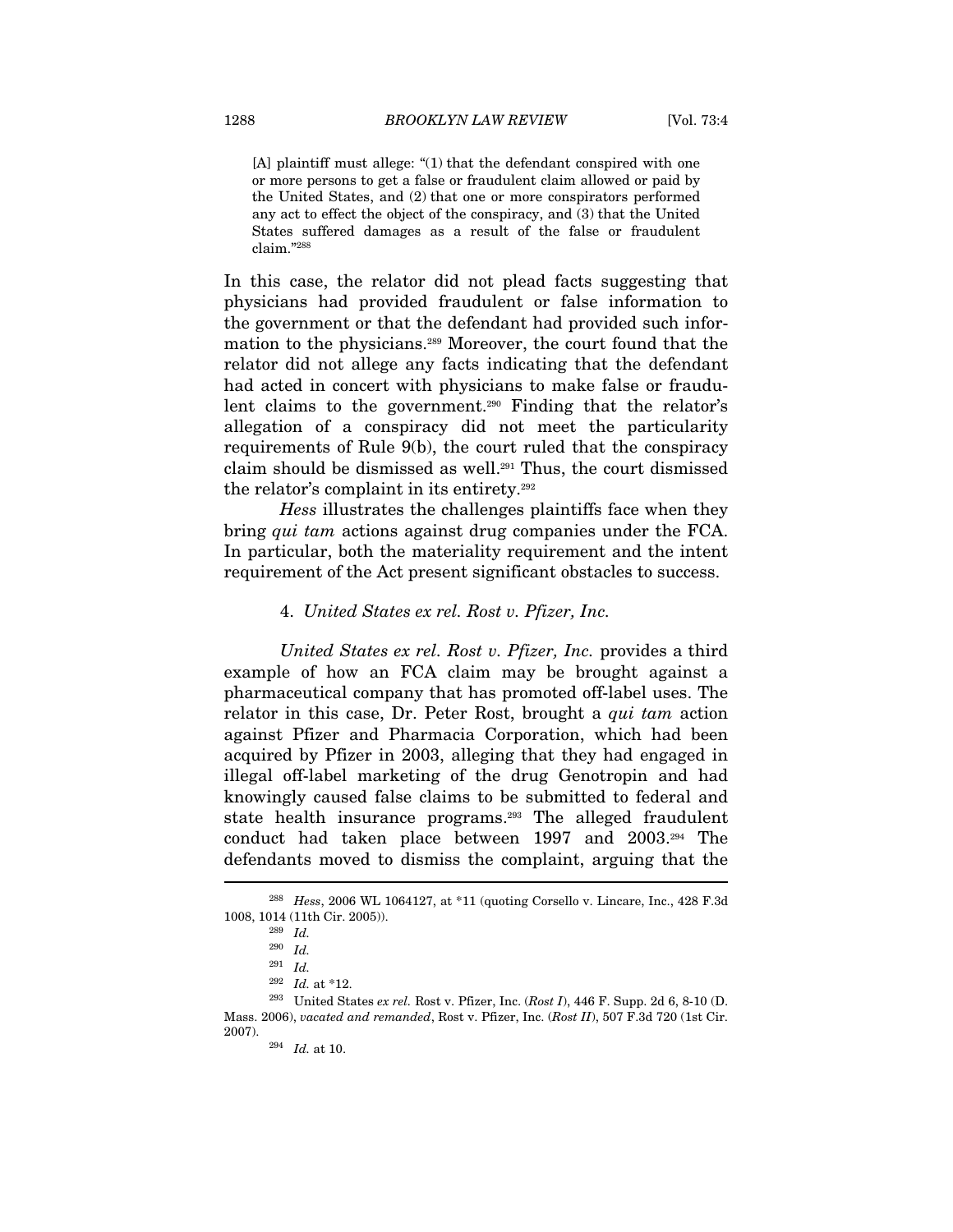> [A] plaintiff must allege: "(1) that the defendant conspired with one or more persons to get a false or fraudulent claim allowed or paid by the United States, and (2) that one or more conspirators performed any act to effect the object of the conspiracy, and (3) that the United States suffered damages as a result of the false or fraudulent claim."[288]

In this case, the relator did not plead facts suggesting that physicians had provided fraudulent or false information to the government or that the defendant had provided such information to the physicians.[289] Moreover, the court found that the relator did not allege any facts indicating that the defendant had acted in concert with physicians to make false or fraudulent claims to the government.[290] Finding that the relator's allegation of a conspiracy did not meet the particularity requirements of Rule 9(b), the court ruled that the conspiracy claim should be dismissed as well.[291] Thus, the court dismissed the relator's complaint in its entirety.[292]

*Hess* illustrates the challenges plaintiffs face when they bring *qui tam* actions against drug companies under the FCA. In particular, both the materiality requirement and the intent requirement of the Act present significant obstacles to success.

#### 4. *United States ex rel. Rost v. Pfizer, Inc.*

*United States ex rel. Rost v. Pfizer, Inc.* provides a third example of how an FCA claim may be brought against a pharmaceutical company that has promoted off-label uses. The relator in this case, Dr. Peter Rost, brought a *qui tam* action against Pfizer and Pharmacia Corporation, which had been acquired by Pfizer in 2003, alleging that they had engaged in illegal off-label marketing of the drug Genotropin and had knowingly caused false claims to be submitted to federal and state health insurance programs.[293] The alleged fraudulent conduct had taken place between 1997 and 2003.[294] The defendants moved to dismiss the complaint, arguing that the

---

[288] *Hess*, 2006 WL 1064127, at *11 (quoting Corsello v. Lincare, Inc., 428 F.3d 1008, 1014 (11th Cir. 2005)).

[289] *Id.*

[290] *Id.*

[291] *Id.*

[292] *Id.* at *12.

[293] United States *ex rel.* Rost v. Pfizer, Inc. (*Rost I*), 446 F. Supp. 2d 6, 8-10 (D. Mass. 2006), *vacated and remanded*, Rost v. Pfizer, Inc. (*Rost II*), 507 F.3d 720 (1st Cir. 2007).

[294] *Id.* at 10.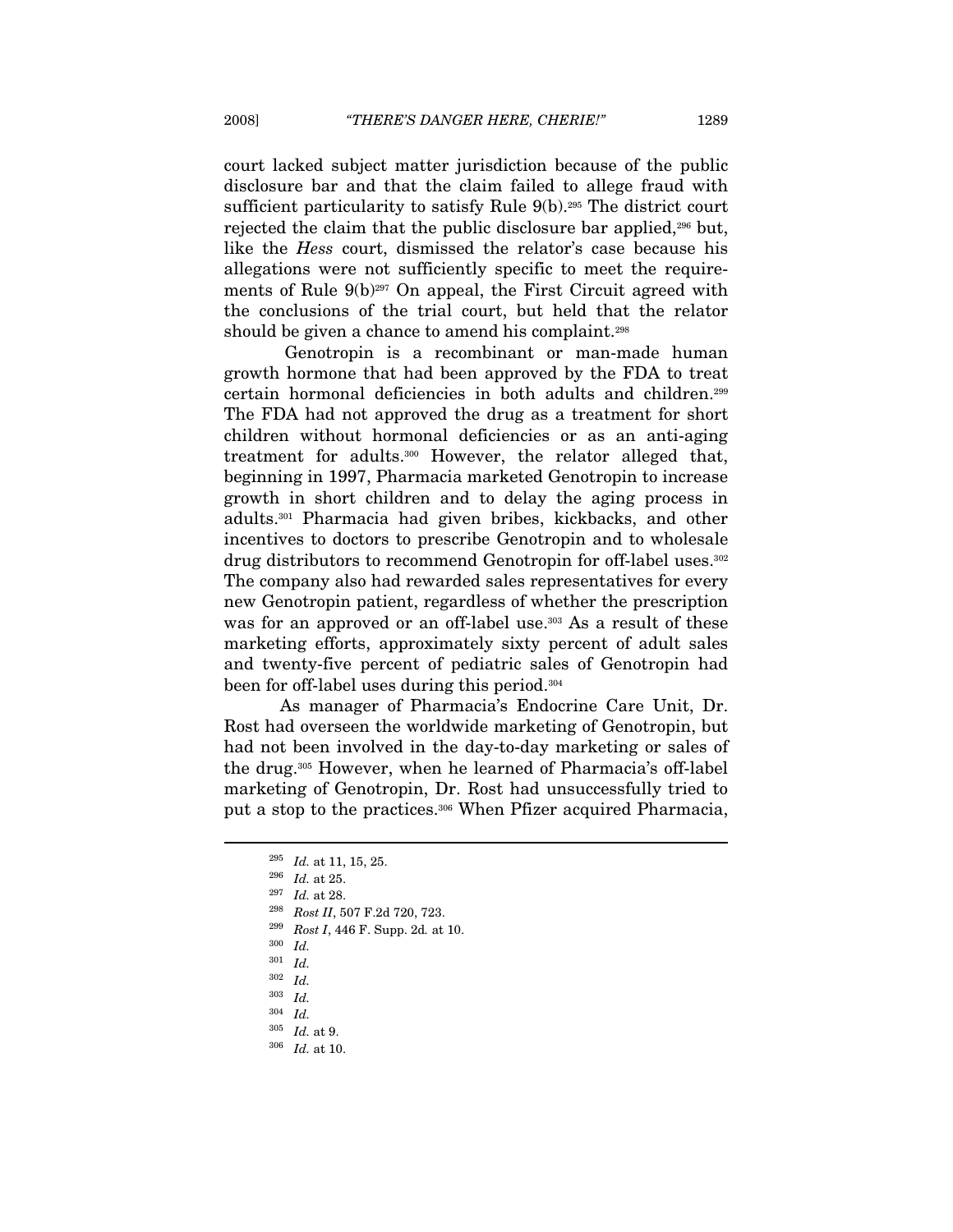court lacked subject matter jurisdiction because of the public disclosure bar and that the claim failed to allege fraud with sufficient particularity to satisfy Rule 9(b).[295] The district court rejected the claim that the public disclosure bar applied,[296] but, like the *Hess* court, dismissed the relator's case because his allegations were not sufficiently specific to meet the requirements of Rule 9(b)[297] On appeal, the First Circuit agreed with the conclusions of the trial court, but held that the relator should be given a chance to amend his complaint.[298]

Genotropin is a recombinant or man-made human growth hormone that had been approved by the FDA to treat certain hormonal deficiencies in both adults and children.[299] The FDA had not approved the drug as a treatment for short children without hormonal deficiencies or as an anti-aging treatment for adults.[300] However, the relator alleged that, beginning in 1997, Pharmacia marketed Genotropin to increase growth in short children and to delay the aging process in adults.[301] Pharmacia had given bribes, kickbacks, and other incentives to doctors to prescribe Genotropin and to wholesale drug distributors to recommend Genotropin for off-label uses.[302] The company also had rewarded sales representatives for every new Genotropin patient, regardless of whether the prescription was for an approved or an off-label use.[303] As a result of these marketing efforts, approximately sixty percent of adult sales and twenty-five percent of pediatric sales of Genotropin had been for off-label uses during this period.[304]

As manager of Pharmacia's Endocrine Care Unit, Dr. Rost had overseen the worldwide marketing of Genotropin, but had not been involved in the day-to-day marketing or sales of the drug.[305] However, when he learned of Pharmacia's off-label marketing of Genotropin, Dr. Rost had unsuccessfully tried to put a stop to the practices.[306] When Pfizer acquired Pharmacia,

---

[295] *Id.* at 11, 15, 25.

[296] *Id.* at 25.

[297] *Id.* at 28.

[298] *Rost II*, 507 F.2d 720, 723.

[299] *Rost I*, 446 F. Supp. 2d. at 10.

[300] *Id.*

[301] *Id.*

[302] *Id.*

[303] *Id.*

[304] *Id.*

[305] *Id.* at 9.

[306] *Id.* at 10.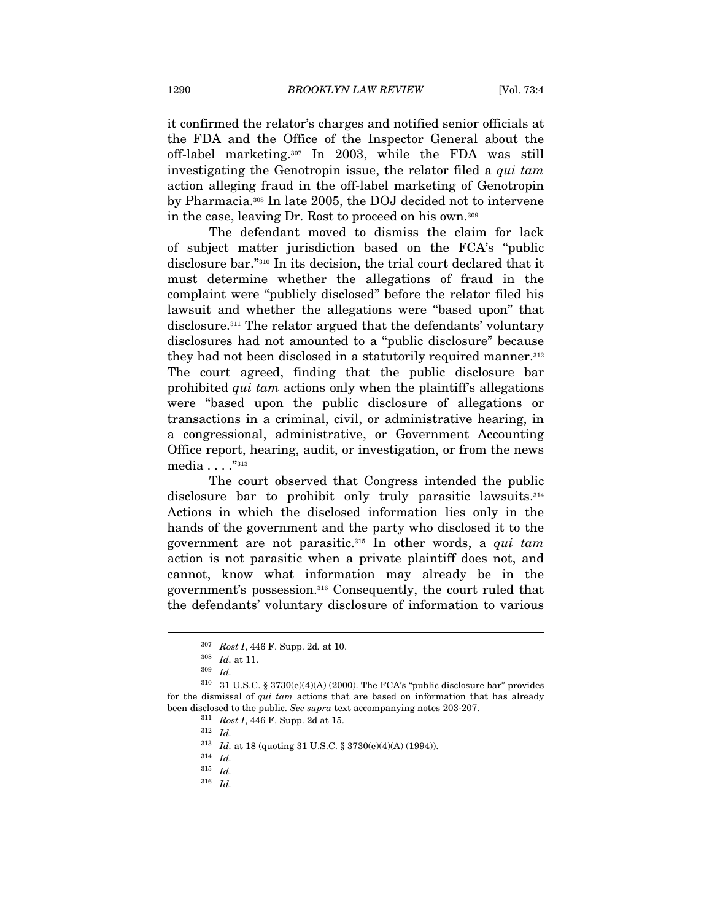it confirmed the relator's charges and notified senior officials at the FDA and the Office of the Inspector General about the off-label marketing.[307] In 2003, while the FDA was still investigating the Genotropin issue, the relator filed a *qui tam* action alleging fraud in the off-label marketing of Genotropin by Pharmacia.[308] In late 2005, the DOJ decided not to intervene in the case, leaving Dr. Rost to proceed on his own.[309]

The defendant moved to dismiss the claim for lack of subject matter jurisdiction based on the FCA's "public disclosure bar."[310] In its decision, the trial court declared that it must determine whether the allegations of fraud in the complaint were "publicly disclosed" before the relator filed his lawsuit and whether the allegations were "based upon" that disclosure.[311] The relator argued that the defendants' voluntary disclosures had not amounted to a "public disclosure" because they had not been disclosed in a statutorily required manner.[312] The court agreed, finding that the public disclosure bar prohibited *qui tam* actions only when the plaintiff's allegations were "based upon the public disclosure of allegations or transactions in a criminal, civil, or administrative hearing, in a congressional, administrative, or Government Accounting Office report, hearing, audit, or investigation, or from the news media . . . ."[313]

The court observed that Congress intended the public disclosure bar to prohibit only truly parasitic lawsuits.[314] Actions in which the disclosed information lies only in the hands of the government and the party who disclosed it to the government are not parasitic.[315] In other words, a *qui tam* action is not parasitic when a private plaintiff does not, and cannot, know what information may already be in the government's possession.[316] Consequently, the court ruled that the defendants' voluntary disclosure of information to various

---

[307] *Rost I*, 446 F. Supp. 2d. at 10.

[308] *Id.* at 11.

[309] *Id.*

[310] 31 U.S.C. § 3730(e)(4)(A) (2000). The FCA's "public disclosure bar" provides for the dismissal of *qui tam* actions that are based on information that has already been disclosed to the public. *See supra* text accompanying notes 203-207.

[311] *Rost I*, 446 F. Supp. 2d at 15.

[312] *Id.*

[313] *Id.* at 18 (quoting 31 U.S.C. § 3730(e)(4)(A) (1994)).

[314] *Id.*

[315] *Id.*

[316] *Id.*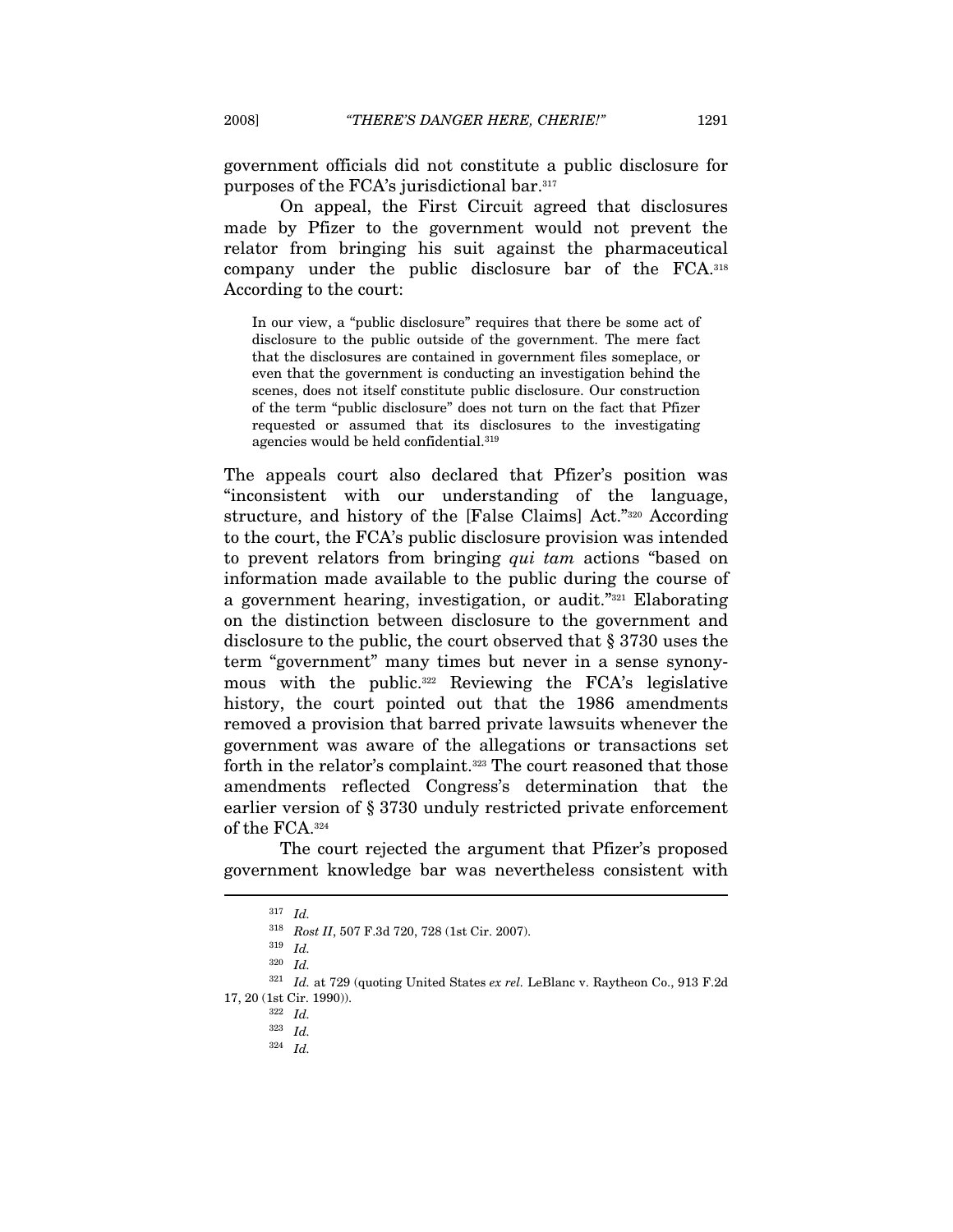government officials did not constitute a public disclosure for purposes of the FCA's jurisdictional bar.[317]

On appeal, the First Circuit agreed that disclosures made by Pfizer to the government would not prevent the relator from bringing his suit against the pharmaceutical company under the public disclosure bar of the FCA.[318] According to the court:

> In our view, a "public disclosure" requires that there be some act of disclosure to the public outside of the government. The mere fact that the disclosures are contained in government files someplace, or even that the government is conducting an investigation behind the scenes, does not itself constitute public disclosure. Our construction of the term "public disclosure" does not turn on the fact that Pfizer requested or assumed that its disclosures to the investigating agencies would be held confidential.[319]

The appeals court also declared that Pfizer's position was "inconsistent with our understanding of the language, structure, and history of the [False Claims] Act."[320] According to the court, the FCA's public disclosure provision was intended to prevent relators from bringing *qui tam* actions "based on information made available to the public during the course of a government hearing, investigation, or audit."[321] Elaborating on the distinction between disclosure to the government and disclosure to the public, the court observed that § 3730 uses the term "government" many times but never in a sense synonymous with the public.[322] Reviewing the FCA's legislative history, the court pointed out that the 1986 amendments removed a provision that barred private lawsuits whenever the government was aware of the allegations or transactions set forth in the relator's complaint.[323] The court reasoned that those amendments reflected Congress's determination that the earlier version of § 3730 unduly restricted private enforcement of the FCA.[324]

The court rejected the argument that Pfizer's proposed government knowledge bar was nevertheless consistent with

---

[317] *Id.*

[318] *Rost II*, 507 F.3d 720, 728 (1st Cir. 2007).

[319] *Id.*

[320] *Id.*

[321] *Id.* at 729 (quoting United States *ex rel.* LeBlanc v. Raytheon Co., 913 F.2d 17, 20 (1st Cir. 1990)).

[322] *Id.*

[323] *Id.*

[324] *Id.*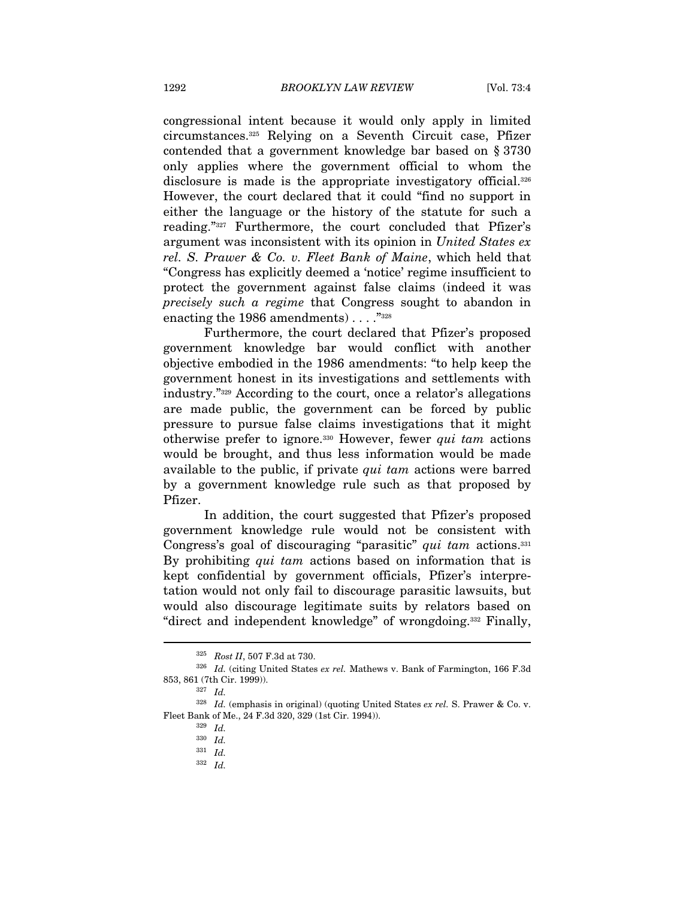congressional intent because it would only apply in limited circumstances.[325] Relying on a Seventh Circuit case, Pfizer contended that a government knowledge bar based on § 3730 only applies where the government official to whom the disclosure is made is the appropriate investigatory official.[326] However, the court declared that it could "find no support in either the language or the history of the statute for such a reading."[327] Furthermore, the court concluded that Pfizer's argument was inconsistent with its opinion in *United States ex rel. S. Prawer & Co. v. Fleet Bank of Maine*, which held that "Congress has explicitly deemed a 'notice' regime insufficient to protect the government against false claims (indeed it was *precisely such a regime* that Congress sought to abandon in enacting the 1986 amendments) . . . ."[328]

Furthermore, the court declared that Pfizer's proposed government knowledge bar would conflict with another objective embodied in the 1986 amendments: "to help keep the government honest in its investigations and settlements with industry."[329] According to the court, once a relator's allegations are made public, the government can be forced by public pressure to pursue false claims investigations that it might otherwise prefer to ignore.[330] However, fewer *qui tam* actions would be brought, and thus less information would be made available to the public, if private *qui tam* actions were barred by a government knowledge rule such as that proposed by Pfizer.

In addition, the court suggested that Pfizer's proposed government knowledge rule would not be consistent with Congress's goal of discouraging "parasitic" *qui tam* actions.[331] By prohibiting *qui tam* actions based on information that is kept confidential by government officials, Pfizer's interpretation would not only fail to discourage parasitic lawsuits, but would also discourage legitimate suits by relators based on "direct and independent knowledge" of wrongdoing.[332] Finally,

---

[325] *Rost II*, 507 F.3d at 730.

[326] *Id.* (citing United States *ex rel.* Mathews v. Bank of Farmington, 166 F.3d 853, 861 (7th Cir. 1999)).

[327] *Id.*

[328] *Id.* (emphasis in original) (quoting United States *ex rel.* S. Prawer & Co. v. Fleet Bank of Me., 24 F.3d 320, 329 (1st Cir. 1994)).

[329] *Id.*

[330] *Id.*

[331] *Id.*

[332] *Id.*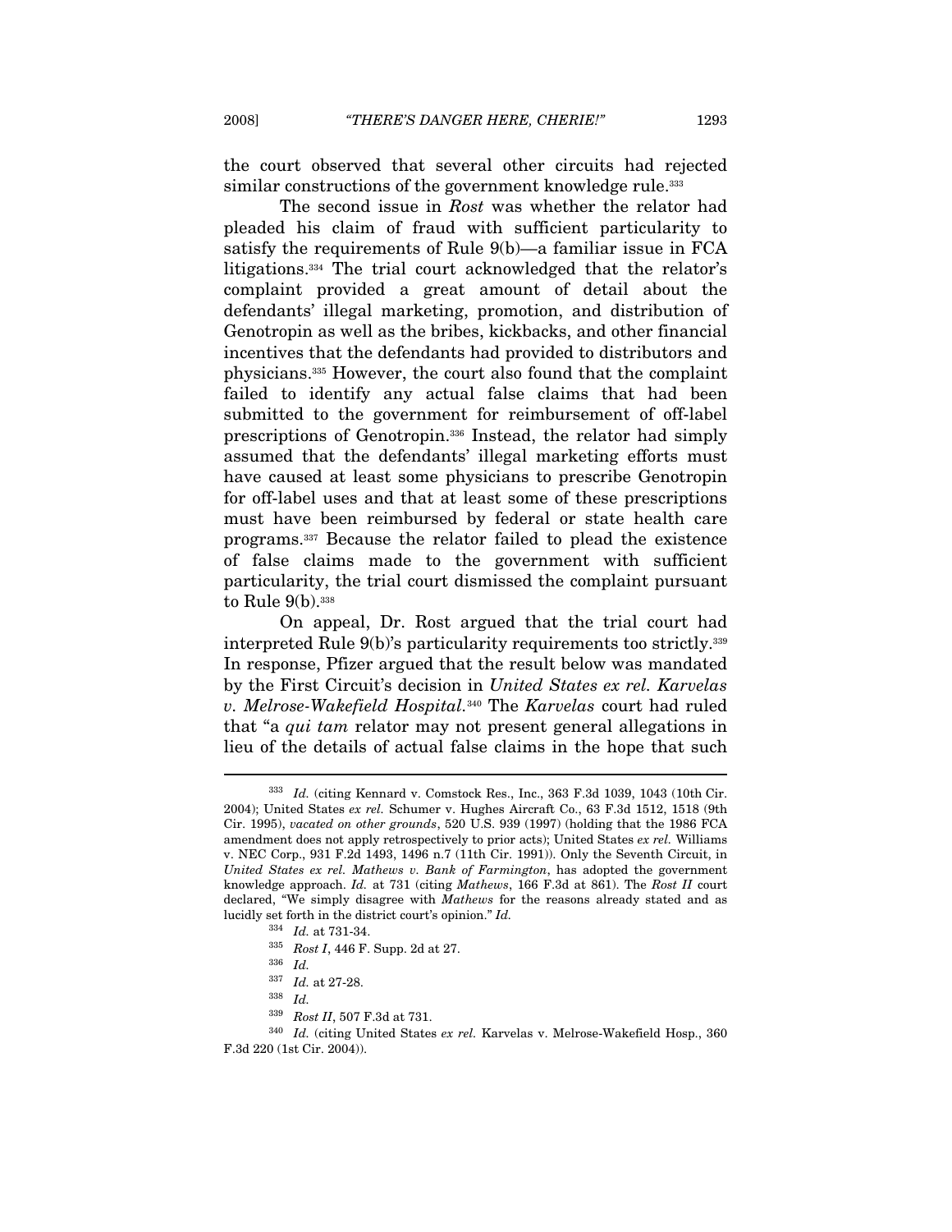the court observed that several other circuits had rejected similar constructions of the government knowledge rule.[333]

The second issue in *Rost* was whether the relator had pleaded his claim of fraud with sufficient particularity to satisfy the requirements of Rule 9(b)—a familiar issue in FCA litigations.[334] The trial court acknowledged that the relator's complaint provided a great amount of detail about the defendants' illegal marketing, promotion, and distribution of Genotropin as well as the bribes, kickbacks, and other financial incentives that the defendants had provided to distributors and physicians.[335] However, the court also found that the complaint failed to identify any actual false claims that had been submitted to the government for reimbursement of off-label prescriptions of Genotropin.[336] Instead, the relator had simply assumed that the defendants' illegal marketing efforts must have caused at least some physicians to prescribe Genotropin for off-label uses and that at least some of these prescriptions must have been reimbursed by federal or state health care programs.[337] Because the relator failed to plead the existence of false claims made to the government with sufficient particularity, the trial court dismissed the complaint pursuant to Rule 9(b).[338]

On appeal, Dr. Rost argued that the trial court had interpreted Rule 9(b)'s particularity requirements too strictly.[339] In response, Pfizer argued that the result below was mandated by the First Circuit's decision in *United States ex rel. Karvelas v. Melrose-Wakefield Hospital*.[340] The *Karvelas* court had ruled that "a *qui tam* relator may not present general allegations in lieu of the details of actual false claims in the hope that such

---

[333] *Id.* (citing Kennard v. Comstock Res., Inc., 363 F.3d 1039, 1043 (10th Cir. 2004); United States *ex rel.* Schumer v. Hughes Aircraft Co., 63 F.3d 1512, 1518 (9th Cir. 1995), *vacated on other grounds*, 520 U.S. 939 (1997) (holding that the 1986 FCA amendment does not apply retrospectively to prior acts); United States *ex rel.* Williams v. NEC Corp., 931 F.2d 1493, 1496 n.7 (11th Cir. 1991)). Only the Seventh Circuit, in *United States ex rel. Mathews v. Bank of Farmington*, has adopted the government knowledge approach. *Id.* at 731 (citing *Mathews*, 166 F.3d at 861). The *Rost II* court declared, "We simply disagree with *Mathews* for the reasons already stated and as lucidly set forth in the district court's opinion." *Id.*

[334] *Id.* at 731-34.

[335] *Rost I*, 446 F. Supp. 2d at 27.

[336] *Id.*

[337] *Id.* at 27-28.

[338] *Id.*

[339] *Rost II*, 507 F.3d at 731.

[340] *Id.* (citing United States *ex rel.* Karvelas v. Melrose-Wakefield Hosp., 360 F.3d 220 (1st Cir. 2004)).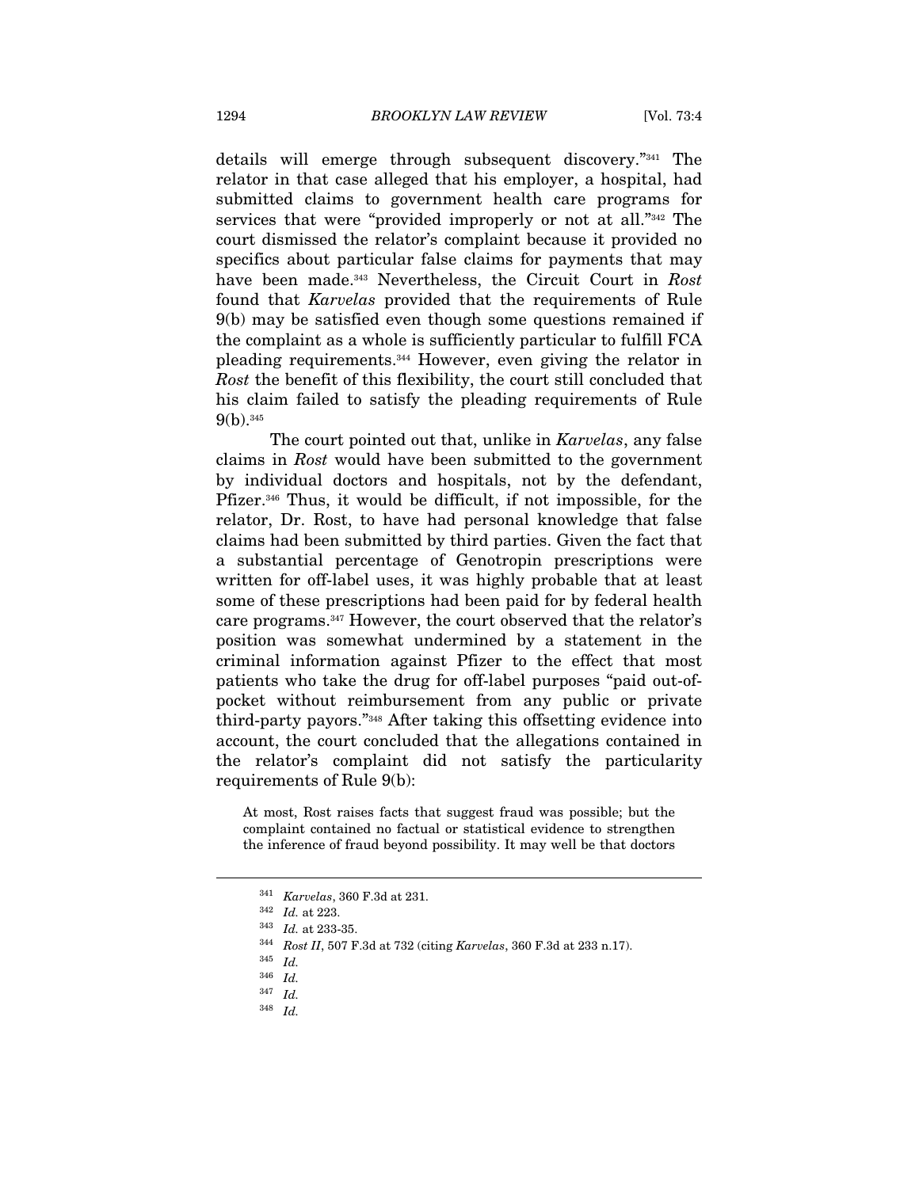details will emerge through subsequent discovery."[341] The relator in that case alleged that his employer, a hospital, had submitted claims to government health care programs for services that were "provided improperly or not at all."[342] The court dismissed the relator's complaint because it provided no specifics about particular false claims for payments that may have been made.[343] Nevertheless, the Circuit Court in *Rost* found that *Karvelas* provided that the requirements of Rule 9(b) may be satisfied even though some questions remained if the complaint as a whole is sufficiently particular to fulfill FCA pleading requirements.[344] However, even giving the relator in *Rost* the benefit of this flexibility, the court still concluded that his claim failed to satisfy the pleading requirements of Rule 9(b).[345]

The court pointed out that, unlike in *Karvelas*, any false claims in *Rost* would have been submitted to the government by individual doctors and hospitals, not by the defendant, Pfizer.[346] Thus, it would be difficult, if not impossible, for the relator, Dr. Rost, to have had personal knowledge that false claims had been submitted by third parties. Given the fact that a substantial percentage of Genotropin prescriptions were written for off-label uses, it was highly probable that at least some of these prescriptions had been paid for by federal health care programs.[347] However, the court observed that the relator's position was somewhat undermined by a statement in the criminal information against Pfizer to the effect that most patients who take the drug for off-label purposes "paid out-of-pocket without reimbursement from any public or private third-party payors."[348] After taking this offsetting evidence into account, the court concluded that the allegations contained in the relator's complaint did not satisfy the particularity requirements of Rule 9(b):

> At most, Rost raises facts that suggest fraud was possible; but the complaint contained no factual or statistical evidence to strengthen the inference of fraud beyond possibility. It may well be that doctors

---

[341] *Karvelas*, 360 F.3d at 231.

[342] *Id.* at 223.

[343] *Id.* at 233-35.

[344] *Rost II*, 507 F.3d at 732 (citing *Karvelas*, 360 F.3d at 233 n.17).

[345] *Id.*

[346] *Id.*

[347] *Id.*

[348] *Id.*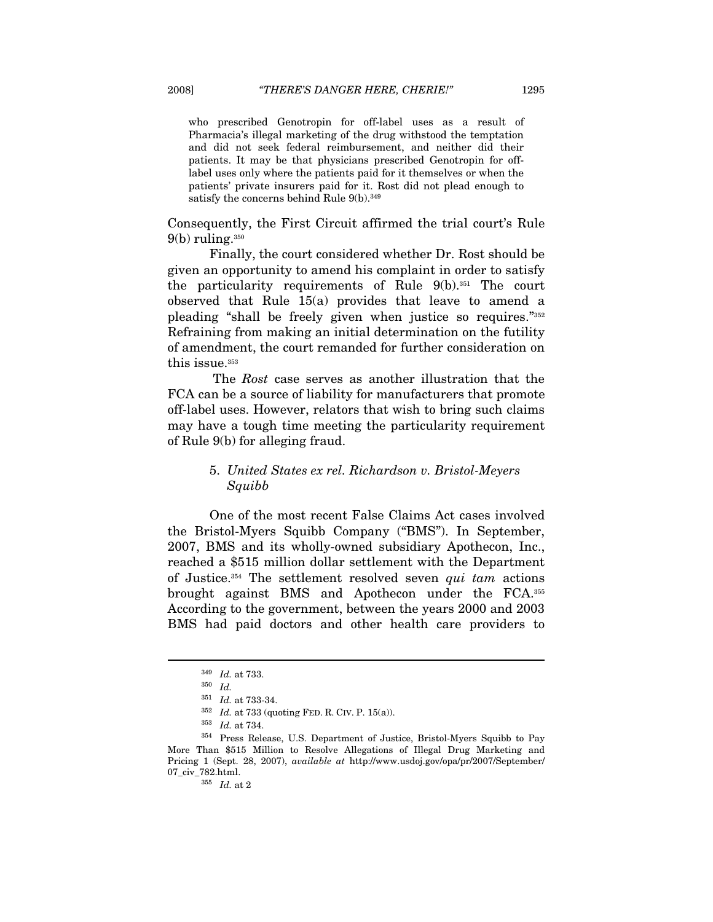who prescribed Genotropin for off-label uses as a result of Pharmacia's illegal marketing of the drug withstood the temptation and did not seek federal reimbursement, and neither did their patients. It may be that physicians prescribed Genotropin for off-label uses only where the patients paid for it themselves or when the patients' private insurers paid for it. Rost did not plead enough to satisfy the concerns behind Rule 9(b).[349]

Consequently, the First Circuit affirmed the trial court's Rule 9(b) ruling.[350]

Finally, the court considered whether Dr. Rost should be given an opportunity to amend his complaint in order to satisfy the particularity requirements of Rule 9(b).[351] The court observed that Rule 15(a) provides that leave to amend a pleading "shall be freely given when justice so requires."[352] Refraining from making an initial determination on the futility of amendment, the court remanded for further consideration on this issue.[353]

The *Rost* case serves as another illustration that the FCA can be a source of liability for manufacturers that promote off-label uses. However, relators that wish to bring such claims may have a tough time meeting the particularity requirement of Rule 9(b) for alleging fraud.

### 5. *United States ex rel. Richardson v. Bristol-Meyers Squibb*

One of the most recent False Claims Act cases involved the Bristol-Myers Squibb Company ("BMS"). In September, 2007, BMS and its wholly-owned subsidiary Apothecon, Inc., reached a $515 million dollar settlement with the Department of Justice.[354] The settlement resolved seven *qui tam* actions brought against BMS and Apothecon under the FCA.[355] According to the government, between the years 2000 and 2003 BMS had paid doctors and other health care providers to

---

[349] *Id.* at 733.

[350] *Id.*

[351] *Id.* at 733-34.

[352] *Id.* at 733 (quoting FED. R. CIV. P. 15(a)).

[353] *Id.* at 734.

[354] Press Release, U.S. Department of Justice, Bristol-Myers Squibb to Pay More Than $515 Million to Resolve Allegations of Illegal Drug Marketing and Pricing 1 (Sept. 28, 2007), *available at* http://www.usdoj.gov/opa/pr/2007/September/07_civ_782.html.

[355] *Id.* at 2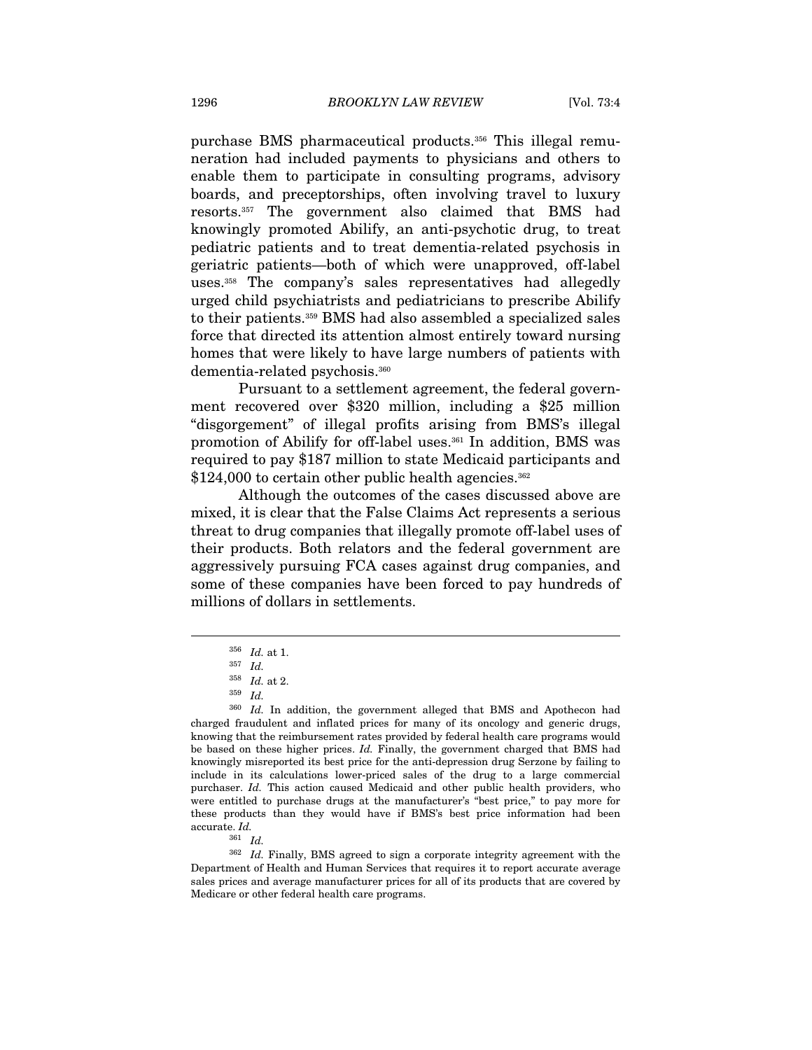purchase BMS pharmaceutical products.[356] This illegal remuneration had included payments to physicians and others to enable them to participate in consulting programs, advisory boards, and preceptorships, often involving travel to luxury resorts.[357] The government also claimed that BMS had knowingly promoted Abilify, an anti-psychotic drug, to treat pediatric patients and to treat dementia-related psychosis in geriatric patients—both of which were unapproved, off-label uses.[358] The company's sales representatives had allegedly urged child psychiatrists and pediatricians to prescribe Abilify to their patients.[359] BMS had also assembled a specialized sales force that directed its attention almost entirely toward nursing homes that were likely to have large numbers of patients with dementia-related psychosis.[360]

Pursuant to a settlement agreement, the federal government recovered over $320 million, including a $25 million "disgorgement" of illegal profits arising from BMS's illegal promotion of Abilify for off-label uses.[361] In addition, BMS was required to pay $187 million to state Medicaid participants and $124,000 to certain other public health agencies.[362]

Although the outcomes of the cases discussed above are mixed, it is clear that the False Claims Act represents a serious threat to drug companies that illegally promote off-label uses of their products. Both relators and the federal government are aggressively pursuing FCA cases against drug companies, and some of these companies have been forced to pay hundreds of millions of dollars in settlements.

---

[356] *Id.* at 1.

[357] *Id.*

[358] *Id.* at 2.

[359] *Id.*

[360] *Id.* In addition, the government alleged that BMS and Apothecon had charged fraudulent and inflated prices for many of its oncology and generic drugs, knowing that the reimbursement rates provided by federal health care programs would be based on these higher prices. *Id.* Finally, the government charged that BMS had knowingly misreported its best price for the anti-depression drug Serzone by failing to include in its calculations lower-priced sales of the drug to a large commercial purchaser. *Id.* This action caused Medicaid and other public health providers, who were entitled to purchase drugs at the manufacturer's "best price," to pay more for these products than they would have if BMS's best price information had been accurate. *Id.*

[361] *Id.*

[362] *Id.* Finally, BMS agreed to sign a corporate integrity agreement with the Department of Health and Human Services that requires it to report accurate average sales prices and average manufacturer prices for all of its products that are covered by Medicare or other federal health care programs.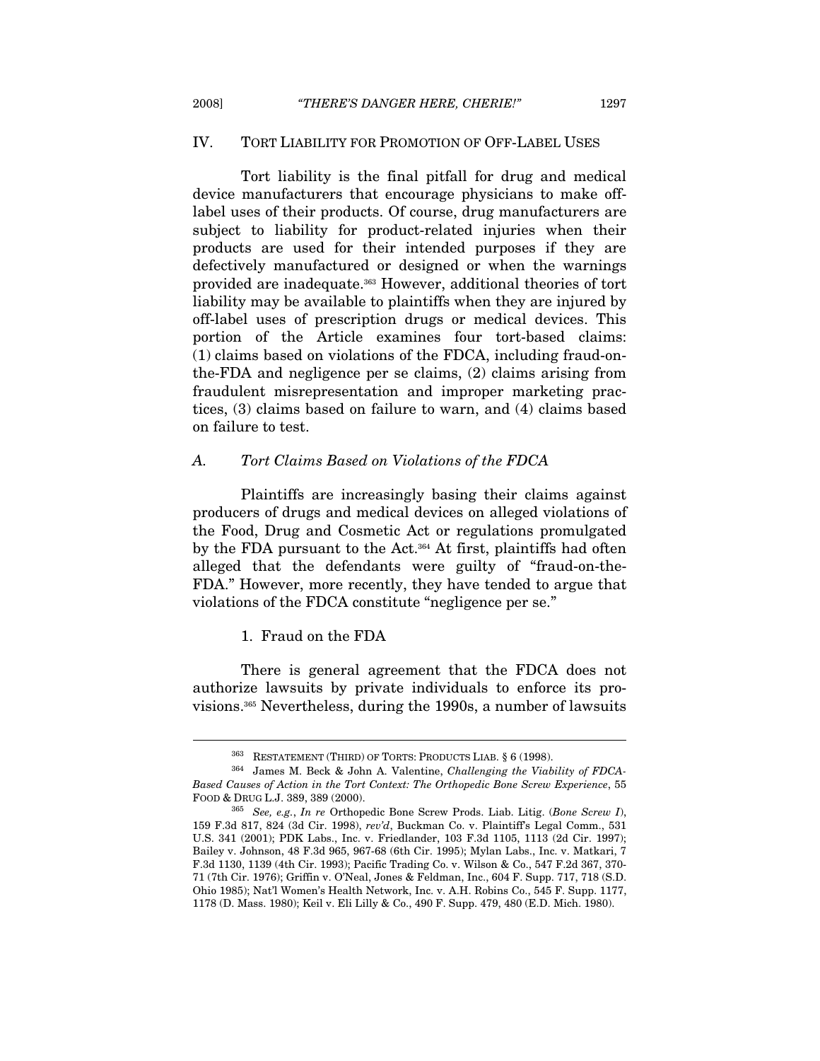## IV. TORT LIABILITY FOR PROMOTION OF OFF-LABEL USES

Tort liability is the final pitfall for drug and medical device manufacturers that encourage physicians to make off-label uses of their products. Of course, drug manufacturers are subject to liability for product-related injuries when their products are used for their intended purposes if they are defectively manufactured or designed or when the warnings provided are inadequate.[363] However, additional theories of tort liability may be available to plaintiffs when they are injured by off-label uses of prescription drugs or medical devices. This portion of the Article examines four tort-based claims: (1) claims based on violations of the FDCA, including fraud-on-the-FDA and negligence per se claims, (2) claims arising from fraudulent misrepresentation and improper marketing practices, (3) claims based on failure to warn, and (4) claims based on failure to test.

### *A. Tort Claims Based on Violations of the FDCA*

Plaintiffs are increasingly basing their claims against producers of drugs and medical devices on alleged violations of the Food, Drug and Cosmetic Act or regulations promulgated by the FDA pursuant to the Act.[364] At first, plaintiffs had often alleged that the defendants were guilty of "fraud-on-the-FDA." However, more recently, they have tended to argue that violations of the FDCA constitute "negligence per se."

#### 1. Fraud on the FDA

There is general agreement that the FDCA does not authorize lawsuits by private individuals to enforce its provisions.[365] Nevertheless, during the 1990s, a number of lawsuits

---

[363] RESTATEMENT (THIRD) OF TORTS: PRODUCTS LIAB. § 6 (1998).

[364] James M. Beck & John A. Valentine, *Challenging the Viability of FDCA-Based Causes of Action in the Tort Context: The Orthopedic Bone Screw Experience*, 55 FOOD & DRUG L.J. 389, 389 (2000).

[365] *See, e.g.*, *In re* Orthopedic Bone Screw Prods. Liab. Litig. (*Bone Screw I*), 159 F.3d 817, 824 (3d Cir. 1998), *rev'd*, Buckman Co. v. Plaintiff's Legal Comm., 531 U.S. 341 (2001); PDK Labs., Inc. v. Friedlander, 103 F.3d 1105, 1113 (2d Cir. 1997); Bailey v. Johnson, 48 F.3d 965, 967-68 (6th Cir. 1995); Mylan Labs., Inc. v. Matkari, 7 F.3d 1130, 1139 (4th Cir. 1993); Pacific Trading Co. v. Wilson & Co., 547 F.2d 367, 370-71 (7th Cir. 1976); Griffin v. O'Neal, Jones & Feldman, Inc., 604 F. Supp. 717, 718 (S.D. Ohio 1985); Nat'l Women's Health Network, Inc. v. A.H. Robins Co., 545 F. Supp. 1177, 1178 (D. Mass. 1980); Keil v. Eli Lilly & Co., 490 F. Supp. 479, 480 (E.D. Mich. 1980).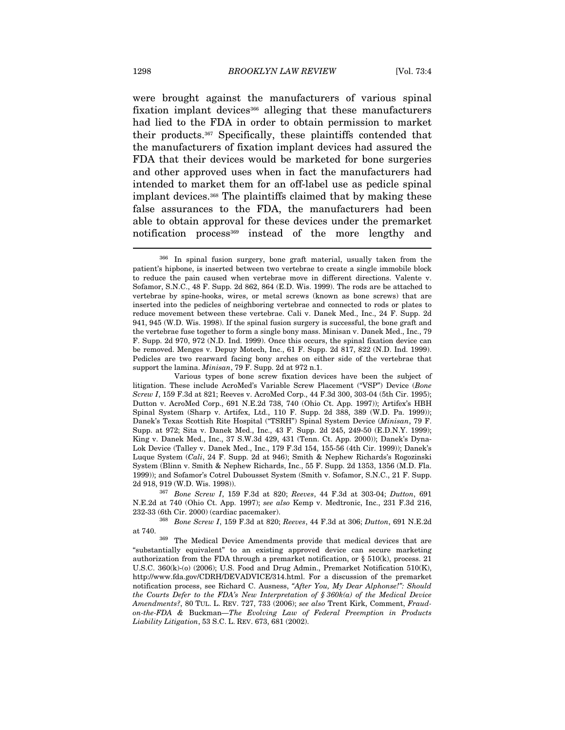were brought against the manufacturers of various spinal fixation implant devices[366] alleging that these manufacturers had lied to the FDA in order to obtain permission to market their products.[367] Specifically, these plaintiffs contended that the manufacturers of fixation implant devices had assured the FDA that their devices would be marketed for bone surgeries and other approved uses when in fact the manufacturers had intended to market them for an off-label use as pedicle spinal implant devices.[368] The plaintiffs claimed that by making these false assurances to the FDA, the manufacturers had been able to obtain approval for these devices under the premarket notification process[369] instead of the more lengthy and

---

[366] In spinal fusion surgery, bone graft material, usually taken from the patient's hipbone, is inserted between two vertebrae to create a single immobile block to reduce the pain caused when vertebrae move in different directions. Valente v. Sofamor, S.N.C., 48 F. Supp. 2d 862, 864 (E.D. Wis. 1999). The rods are be attached to vertebrae by spine-hooks, wires, or metal screws (known as bone screws) that are inserted into the pedicles of neighboring vertebrae and connected to rods or plates to reduce movement between these vertebrae. Cali v. Danek Med., Inc., 24 F. Supp. 2d 941, 945 (W.D. Wis. 1998). If the spinal fusion surgery is successful, the bone graft and the vertebrae fuse together to form a single bony mass. Minisan v. Danek Med., Inc., 79 F. Supp. 2d 970, 972 (N.D. Ind. 1999). Once this occurs, the spinal fixation device can be removed. Menges v. Depuy Motech, Inc., 61 F. Supp. 2d 817, 822 (N.D. Ind. 1999). Pedicles are two rearward facing bony arches on either side of the vertebrae that support the lamina. *Minisan*, 79 F. Supp. 2d at 972 n.1.

Various types of bone screw fixation devices have been the subject of litigation. These include AcroMed's Variable Screw Placement ("VSP") Device (*Bone Screw I*, 159 F.3d at 821; Reeves v. AcroMed Corp., 44 F.3d 300, 303-04 (5th Cir. 1995); Dutton v. AcroMed Corp., 691 N.E.2d 738, 740 (Ohio Ct. App. 1997)); Artifex's HBH Spinal System (Sharp v. Artifex, Ltd., 110 F. Supp. 2d 388, 389 (W.D. Pa. 1999)); Danek's Texas Scottish Rite Hospital ("TSRH") Spinal System Device (*Minisan*, 79 F. Supp. at 972; Sita v. Danek Med., Inc., 43 F. Supp. 2d 245, 249-50 (E.D.N.Y. 1999); King v. Danek Med., Inc., 37 S.W.3d 429, 431 (Tenn. Ct. App. 2000)); Danek's Dyna-Lok Device (Talley v. Danek Med., Inc., 179 F.3d 154, 155-56 (4th Cir. 1999)); Danek's Luque System (*Cali*, 24 F. Supp. 2d at 946); Smith & Nephew Richards's Rogozinski System (Blinn v. Smith & Nephew Richards, Inc., 55 F. Supp. 2d 1353, 1356 (M.D. Fla. 1999)); and Sofamor's Cotrel Dubousset System (Smith v. Sofamor, S.N.C., 21 F. Supp. 2d 918, 919 (W.D. Wis. 1998)).

[367] *Bone Screw I*, 159 F.3d at 820; *Reeves*, 44 F.3d at 303-04; *Dutton*, 691 N.E.2d at 740 (Ohio Ct. App. 1997); *see also* Kemp v. Medtronic, Inc., 231 F.3d 216, 232-33 (6th Cir. 2000) (cardiac pacemaker).

[368] *Bone Screw I*, 159 F.3d at 820; *Reeves*, 44 F.3d at 306; *Dutton*, 691 N.E.2d at 740.

[369] The Medical Device Amendments provide that medical devices that are "substantially equivalent" to an existing approved device can secure marketing authorization from the FDA through a premarket notification, or § 510(k), process. 21 U.S.C. 360(k)-(o) (2006); U.S. Food and Drug Admin., Premarket Notification 510(K), http://www.fda.gov/CDRH/DEVADVICE/314.html. For a discussion of the premarket notification process, see Richard C. Ausness, *"After You, My Dear Alphonse!": Should the Courts Defer to the FDA's New Interpretation of § 360k(a) of the Medical Device Amendments?*, 80 TUL. L. REV. 727, 733 (2006); *see also* Trent Kirk, Comment, *Fraud-on-the-FDA &* Buckman*—The Evolving Law of Federal Preemption in Products Liability Litigation*, 53 S.C. L. REV. 673, 681 (2002).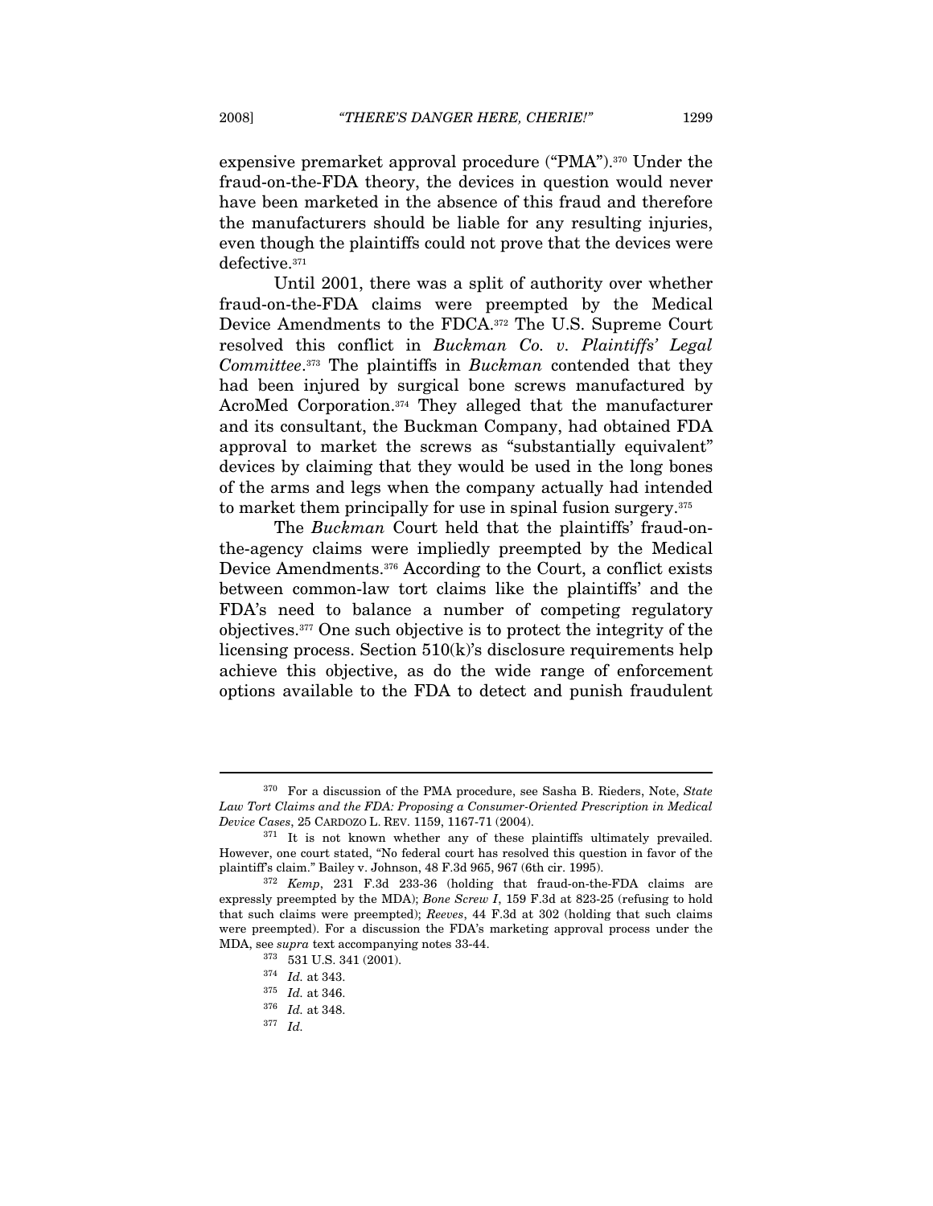expensive premarket approval procedure ("PMA").[370] Under the fraud-on-the-FDA theory, the devices in question would never have been marketed in the absence of this fraud and therefore the manufacturers should be liable for any resulting injuries, even though the plaintiffs could not prove that the devices were defective.[371]

Until 2001, there was a split of authority over whether fraud-on-the-FDA claims were preempted by the Medical Device Amendments to the FDCA.[372] The U.S. Supreme Court resolved this conflict in *Buckman Co. v. Plaintiffs' Legal Committee*.[373] The plaintiffs in *Buckman* contended that they had been injured by surgical bone screws manufactured by AcroMed Corporation.[374] They alleged that the manufacturer and its consultant, the Buckman Company, had obtained FDA approval to market the screws as "substantially equivalent" devices by claiming that they would be used in the long bones of the arms and legs when the company actually had intended to market them principally for use in spinal fusion surgery.[375]

The *Buckman* Court held that the plaintiffs' fraud-on-the-agency claims were impliedly preempted by the Medical Device Amendments.[376] According to the Court, a conflict exists between common-law tort claims like the plaintiffs' and the FDA's need to balance a number of competing regulatory objectives.[377] One such objective is to protect the integrity of the licensing process. Section 510(k)'s disclosure requirements help achieve this objective, as do the wide range of enforcement options available to the FDA to detect and punish fraudulent

---

[370] For a discussion of the PMA procedure, see Sasha B. Rieders, Note, *State Law Tort Claims and the FDA: Proposing a Consumer-Oriented Prescription in Medical Device Cases*, 25 CARDOZO L. REV. 1159, 1167-71 (2004).

[371] It is not known whether any of these plaintiffs ultimately prevailed. However, one court stated, "No federal court has resolved this question in favor of the plaintiff's claim." Bailey v. Johnson, 48 F.3d 965, 967 (6th cir. 1995).

[372] *Kemp*, 231 F.3d 233-36 (holding that fraud-on-the-FDA claims are expressly preempted by the MDA); *Bone Screw I*, 159 F.3d at 823-25 (refusing to hold that such claims were preempted); *Reeves*, 44 F.3d at 302 (holding that such claims were preempted). For a discussion the FDA's marketing approval process under the MDA, see *supra* text accompanying notes 33-44.

[373] 531 U.S. 341 (2001).

[374] *Id.* at 343.

[375] *Id.* at 346.

[376] *Id.* at 348.

[377] *Id.*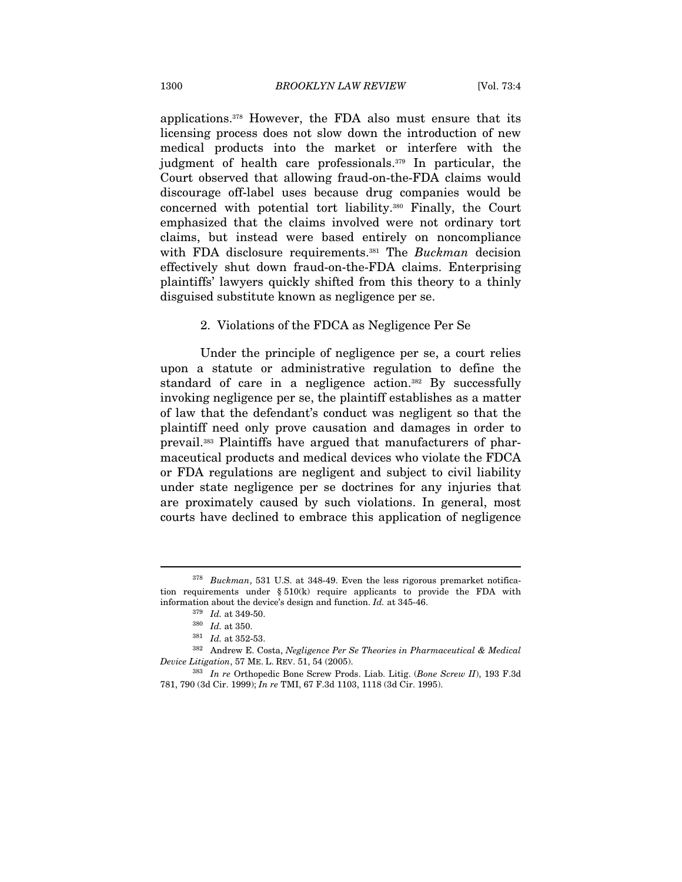applications.[378] However, the FDA also must ensure that its licensing process does not slow down the introduction of new medical products into the market or interfere with the judgment of health care professionals.[379] In particular, the Court observed that allowing fraud-on-the-FDA claims would discourage off-label uses because drug companies would be concerned with potential tort liability.[380] Finally, the Court emphasized that the claims involved were not ordinary tort claims, but instead were based entirely on noncompliance with FDA disclosure requirements.[381] The *Buckman* decision effectively shut down fraud-on-the-FDA claims. Enterprising plaintiffs' lawyers quickly shifted from this theory to a thinly disguised substitute known as negligence per se.

### 2. Violations of the FDCA as Negligence Per Se

Under the principle of negligence per se, a court relies upon a statute or administrative regulation to define the standard of care in a negligence action.[382] By successfully invoking negligence per se, the plaintiff establishes as a matter of law that the defendant's conduct was negligent so that the plaintiff need only prove causation and damages in order to prevail.[383] Plaintiffs have argued that manufacturers of pharmaceutical products and medical devices who violate the FDCA or FDA regulations are negligent and subject to civil liability under state negligence per se doctrines for any injuries that are proximately caused by such violations. In general, most courts have declined to embrace this application of negligence

---

[378] *Buckman*, 531 U.S. at 348-49. Even the less rigorous premarket notification requirements under § 510(k) require applicants to provide the FDA with information about the device's design and function. *Id.* at 345-46.

[379] *Id.* at 349-50.

[380] *Id.* at 350.

[381] *Id.* at 352-53.

[382] Andrew E. Costa, *Negligence Per Se Theories in Pharmaceutical & Medical Device Litigation*, 57 ME. L. REV. 51, 54 (2005).

[383] *In re* Orthopedic Bone Screw Prods. Liab. Litig. (*Bone Screw II*), 193 F.3d 781, 790 (3d Cir. 1999); *In re* TMI, 67 F.3d 1103, 1118 (3d Cir. 1995).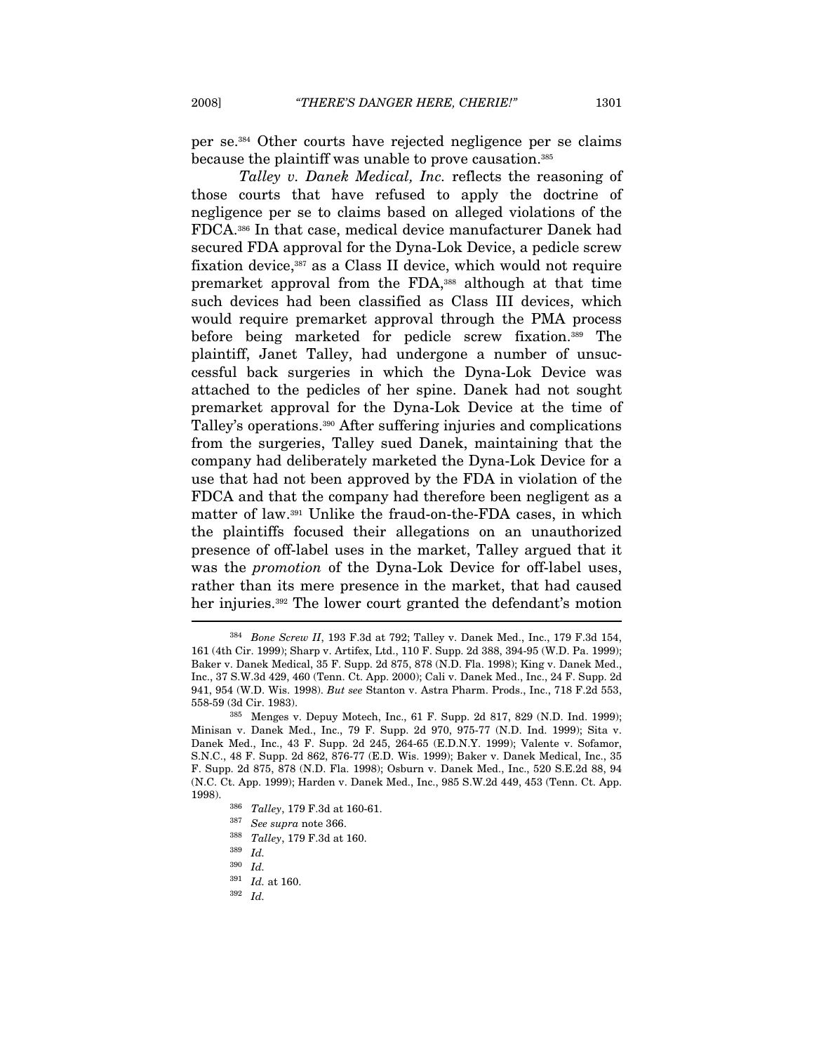per se.[384] Other courts have rejected negligence per se claims because the plaintiff was unable to prove causation.[385]

*Talley v. Danek Medical, Inc.* reflects the reasoning of those courts that have refused to apply the doctrine of negligence per se to claims based on alleged violations of the FDCA.[386] In that case, medical device manufacturer Danek had secured FDA approval for the Dyna-Lok Device, a pedicle screw fixation device,[387] as a Class II device, which would not require premarket approval from the FDA,[388] although at that time such devices had been classified as Class III devices, which would require premarket approval through the PMA process before being marketed for pedicle screw fixation.[389] The plaintiff, Janet Talley, had undergone a number of unsuccessful back surgeries in which the Dyna-Lok Device was attached to the pedicles of her spine. Danek had not sought premarket approval for the Dyna-Lok Device at the time of Talley's operations.[390] After suffering injuries and complications from the surgeries, Talley sued Danek, maintaining that the company had deliberately marketed the Dyna-Lok Device for a use that had not been approved by the FDA in violation of the FDCA and that the company had therefore been negligent as a matter of law.[391] Unlike the fraud-on-the-FDA cases, in which the plaintiffs focused their allegations on an unauthorized presence of off-label uses in the market, Talley argued that it was the *promotion* of the Dyna-Lok Device for off-label uses, rather than its mere presence in the market, that had caused her injuries.[392] The lower court granted the defendant's motion

---

[384] *Bone Screw II*, 193 F.3d at 792; Talley v. Danek Med., Inc., 179 F.3d 154, 161 (4th Cir. 1999); Sharp v. Artifex, Ltd., 110 F. Supp. 2d 388, 394-95 (W.D. Pa. 1999); Baker v. Danek Medical, 35 F. Supp. 2d 875, 878 (N.D. Fla. 1998); King v. Danek Med., Inc., 37 S.W.3d 429, 460 (Tenn. Ct. App. 2000); Cali v. Danek Med., Inc., 24 F. Supp. 2d 941, 954 (W.D. Wis. 1998). *But see* Stanton v. Astra Pharm. Prods., Inc., 718 F.2d 553, 558-59 (3d Cir. 1983).

[385] Menges v. Depuy Motech, Inc., 61 F. Supp. 2d 817, 829 (N.D. Ind. 1999); Minisan v. Danek Med., Inc., 79 F. Supp. 2d 970, 975-77 (N.D. Ind. 1999); Sita v. Danek Med., Inc., 43 F. Supp. 2d 245, 264-65 (E.D.N.Y. 1999); Valente v. Sofamor, S.N.C., 48 F. Supp. 2d 862, 876-77 (E.D. Wis. 1999); Baker v. Danek Medical, Inc., 35 F. Supp. 2d 875, 878 (N.D. Fla. 1998); Osburn v. Danek Med., Inc., 520 S.E.2d 88, 94 (N.C. Ct. App. 1999); Harden v. Danek Med., Inc., 985 S.W.2d 449, 453 (Tenn. Ct. App. 1998).

[386] *Talley*, 179 F.3d at 160-61.

[387] *See supra* note 366.

[388] *Talley*, 179 F.3d at 160.

[389] *Id.*

[390] *Id.*

[391] *Id.* at 160.

[392] *Id.*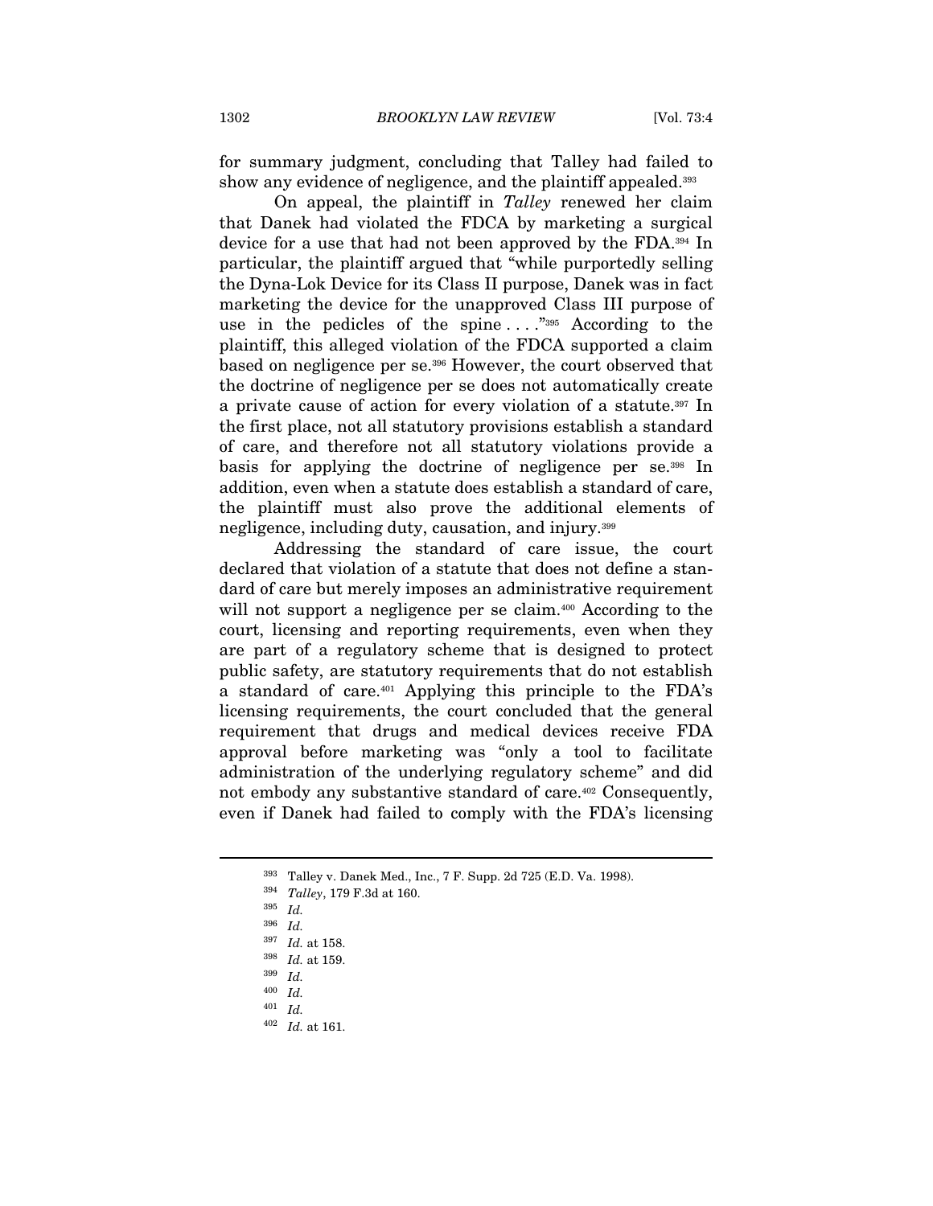for summary judgment, concluding that Talley had failed to show any evidence of negligence, and the plaintiff appealed.[393]

On appeal, the plaintiff in *Talley* renewed her claim that Danek had violated the FDCA by marketing a surgical device for a use that had not been approved by the FDA.[394] In particular, the plaintiff argued that "while purportedly selling the Dyna-Lok Device for its Class II purpose, Danek was in fact marketing the device for the unapproved Class III purpose of use in the pedicles of the spine . . . ."[395] According to the plaintiff, this alleged violation of the FDCA supported a claim based on negligence per se.[396] However, the court observed that the doctrine of negligence per se does not automatically create a private cause of action for every violation of a statute.[397] In the first place, not all statutory provisions establish a standard of care, and therefore not all statutory violations provide a basis for applying the doctrine of negligence per se.[398] In addition, even when a statute does establish a standard of care, the plaintiff must also prove the additional elements of negligence, including duty, causation, and injury.[399]

Addressing the standard of care issue, the court declared that violation of a statute that does not define a standard of care but merely imposes an administrative requirement will not support a negligence per se claim.[400] According to the court, licensing and reporting requirements, even when they are part of a regulatory scheme that is designed to protect public safety, are statutory requirements that do not establish a standard of care.[401] Applying this principle to the FDA's licensing requirements, the court concluded that the general requirement that drugs and medical devices receive FDA approval before marketing was "only a tool to facilitate administration of the underlying regulatory scheme" and did not embody any substantive standard of care.[402] Consequently, even if Danek had failed to comply with the FDA's licensing

---

[393] Talley v. Danek Med., Inc., 7 F. Supp. 2d 725 (E.D. Va. 1998).

[394] *Talley*, 179 F.3d at 160.

[395] *Id.*

[396] *Id.*

[397] *Id.* at 158.

[398] *Id.* at 159.

[399] *Id.*

[400] *Id.*

[401] *Id.*

[402] *Id.* at 161.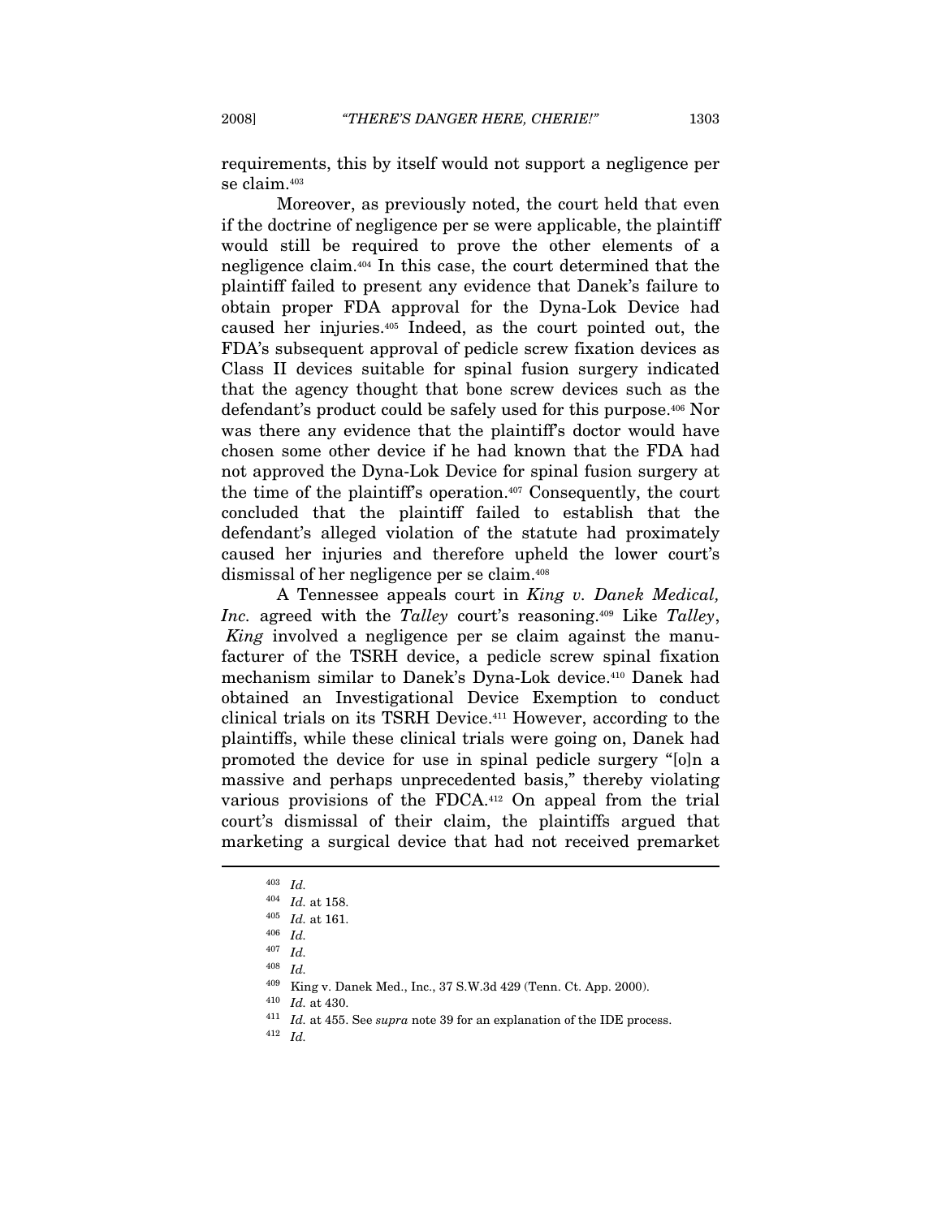requirements, this by itself would not support a negligence per se claim.[403]

Moreover, as previously noted, the court held that even if the doctrine of negligence per se were applicable, the plaintiff would still be required to prove the other elements of a negligence claim.[404] In this case, the court determined that the plaintiff failed to present any evidence that Danek's failure to obtain proper FDA approval for the Dyna-Lok Device had caused her injuries.[405] Indeed, as the court pointed out, the FDA's subsequent approval of pedicle screw fixation devices as Class II devices suitable for spinal fusion surgery indicated that the agency thought that bone screw devices such as the defendant's product could be safely used for this purpose.[406] Nor was there any evidence that the plaintiff's doctor would have chosen some other device if he had known that the FDA had not approved the Dyna-Lok Device for spinal fusion surgery at the time of the plaintiff's operation.[407] Consequently, the court concluded that the plaintiff failed to establish that the defendant's alleged violation of the statute had proximately caused her injuries and therefore upheld the lower court's dismissal of her negligence per se claim.[408]

A Tennessee appeals court in *King v. Danek Medical, Inc.* agreed with the *Talley* court's reasoning.[409] Like *Talley*, *King* involved a negligence per se claim against the manufacturer of the TSRH device, a pedicle screw spinal fixation mechanism similar to Danek's Dyna-Lok device.[410] Danek had obtained an Investigational Device Exemption to conduct clinical trials on its TSRH Device.[411] However, according to the plaintiffs, while these clinical trials were going on, Danek had promoted the device for use in spinal pedicle surgery "[o]n a massive and perhaps unprecedented basis," thereby violating various provisions of the FDCA.[412] On appeal from the trial court's dismissal of their claim, the plaintiffs argued that marketing a surgical device that had not received premarket

---

[403] *Id.*

[404] *Id.* at 158.

[405] *Id.* at 161.

[406] *Id.*

[407] *Id.*

[408] *Id.*

[409] King v. Danek Med., Inc., 37 S.W.3d 429 (Tenn. Ct. App. 2000).

[410] *Id.* at 430.

[411] *Id.* at 455. See *supra* note 39 for an explanation of the IDE process.

[412] *Id.*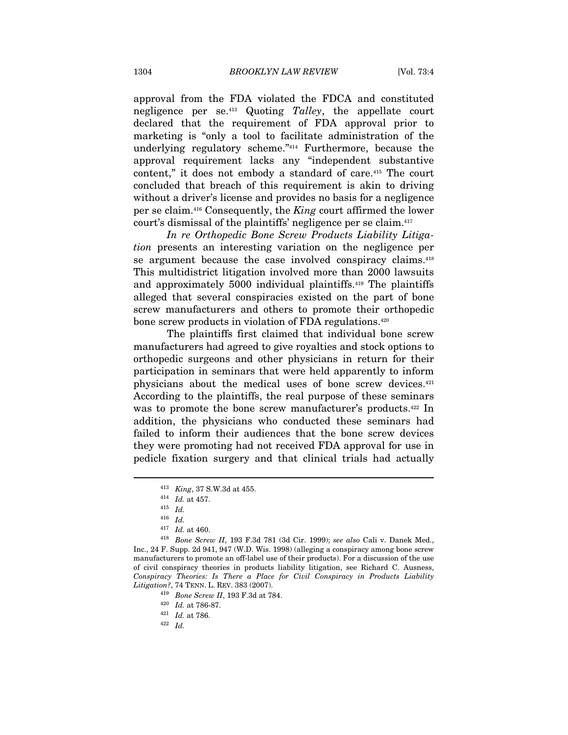approval from the FDA violated the FDCA and constituted negligence per se.[413] Quoting *Talley*, the appellate court declared that the requirement of FDA approval prior to marketing is "only a tool to facilitate administration of the underlying regulatory scheme."[414] Furthermore, because the approval requirement lacks any "independent substantive content," it does not embody a standard of care.[415] The court concluded that breach of this requirement is akin to driving without a driver's license and provides no basis for a negligence per se claim.[416] Consequently, the *King* court affirmed the lower court's dismissal of the plaintiffs' negligence per se claim.[417]

*In re Orthopedic Bone Screw Products Liability Litigation* presents an interesting variation on the negligence per se argument because the case involved conspiracy claims.[418] This multidistrict litigation involved more than 2000 lawsuits and approximately 5000 individual plaintiffs.[419] The plaintiffs alleged that several conspiracies existed on the part of bone screw manufacturers and others to promote their orthopedic bone screw products in violation of FDA regulations.[420]

The plaintiffs first claimed that individual bone screw manufacturers had agreed to give royalties and stock options to orthopedic surgeons and other physicians in return for their participation in seminars that were held apparently to inform physicians about the medical uses of bone screw devices.[421] According to the plaintiffs, the real purpose of these seminars was to promote the bone screw manufacturer's products.[422] In addition, the physicians who conducted these seminars had failed to inform their audiences that the bone screw devices they were promoting had not received FDA approval for use in pedicle fixation surgery and that clinical trials had actually

---

[413] *King*, 37 S.W.3d at 455.

[414] *Id.* at 457.

[415] *Id.*

[416] *Id.*

[417] *Id.* at 460.

[418] *Bone Screw II*, 193 F.3d 781 (3d Cir. 1999); *see also* Cali v. Danek Med., Inc., 24 F. Supp. 2d 941, 947 (W.D. Wis. 1998) (alleging a conspiracy among bone screw manufacturers to promote an off-label use of their products). For a discussion of the use of civil conspiracy theories in products liability litigation, see Richard C. Ausness, *Conspiracy Theories: Is There a Place for Civil Conspiracy in Products Liability Litigation?*, 74 TENN. L. REV. 383 (2007).

[419] *Bone Screw II*, 193 F.3d at 784.

[420] *Id.* at 786-87.

[421] *Id.* at 786.

[422] *Id.*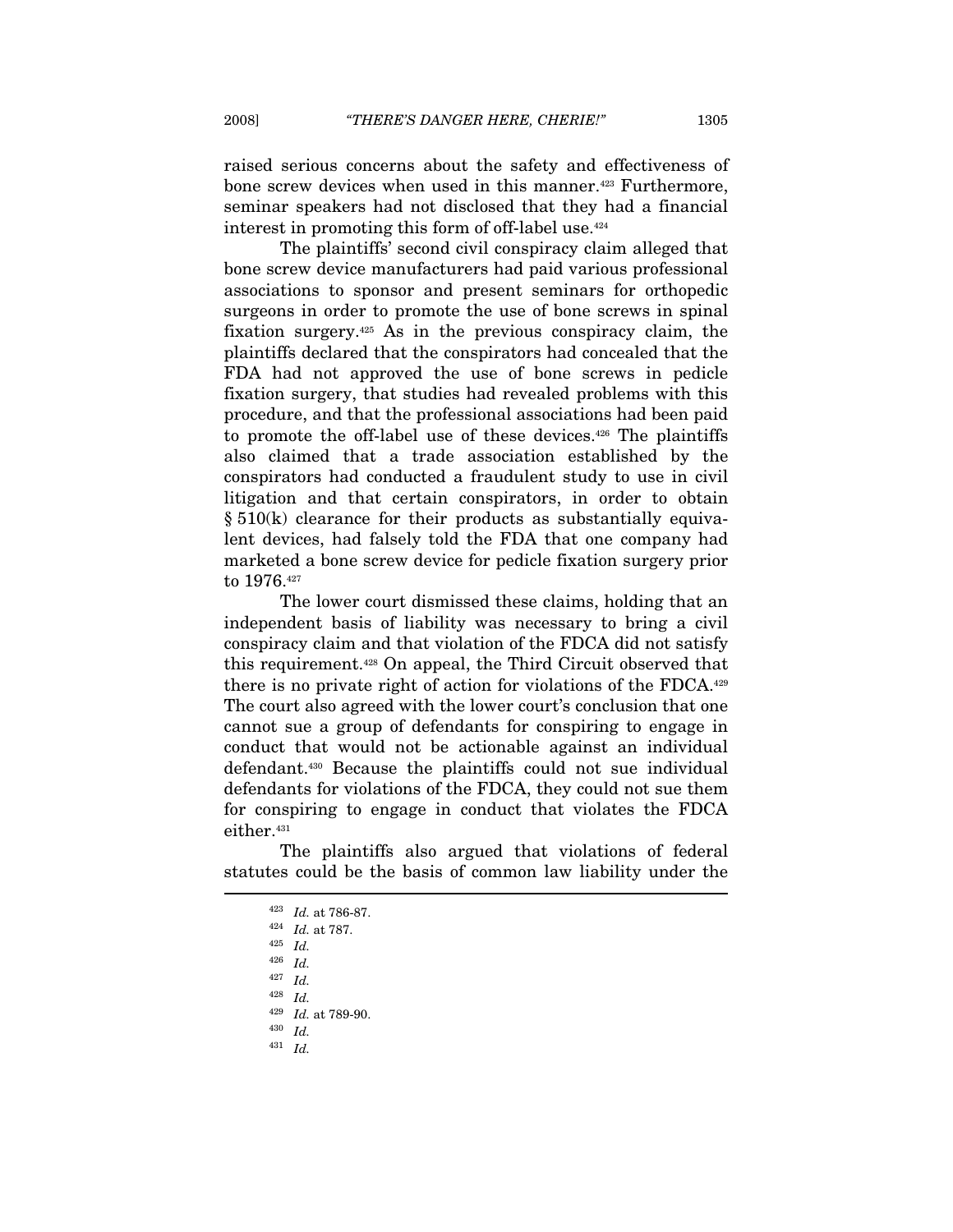raised serious concerns about the safety and effectiveness of bone screw devices when used in this manner.[423] Furthermore, seminar speakers had not disclosed that they had a financial interest in promoting this form of off-label use.[424]

The plaintiffs' second civil conspiracy claim alleged that bone screw device manufacturers had paid various professional associations to sponsor and present seminars for orthopedic surgeons in order to promote the use of bone screws in spinal fixation surgery.[425] As in the previous conspiracy claim, the plaintiffs declared that the conspirators had concealed that the FDA had not approved the use of bone screws in pedicle fixation surgery, that studies had revealed problems with this procedure, and that the professional associations had been paid to promote the off-label use of these devices.[426] The plaintiffs also claimed that a trade association established by the conspirators had conducted a fraudulent study to use in civil litigation and that certain conspirators, in order to obtain § 510(k) clearance for their products as substantially equivalent devices, had falsely told the FDA that one company had marketed a bone screw device for pedicle fixation surgery prior to 1976.[427]

The lower court dismissed these claims, holding that an independent basis of liability was necessary to bring a civil conspiracy claim and that violation of the FDCA did not satisfy this requirement.[428] On appeal, the Third Circuit observed that there is no private right of action for violations of the FDCA.[429] The court also agreed with the lower court's conclusion that one cannot sue a group of defendants for conspiring to engage in conduct that would not be actionable against an individual defendant.[430] Because the plaintiffs could not sue individual defendants for violations of the FDCA, they could not sue them for conspiring to engage in conduct that violates the FDCA either.[431]

The plaintiffs also argued that violations of federal statutes could be the basis of common law liability under the

---

[423] *Id.* at 786-87.

[424] *Id.* at 787.

[425] *Id.*

[426] *Id.*

[427] *Id.*

[428] *Id.*

[429] *Id.* at 789-90.

[430] *Id.*

[431] *Id.*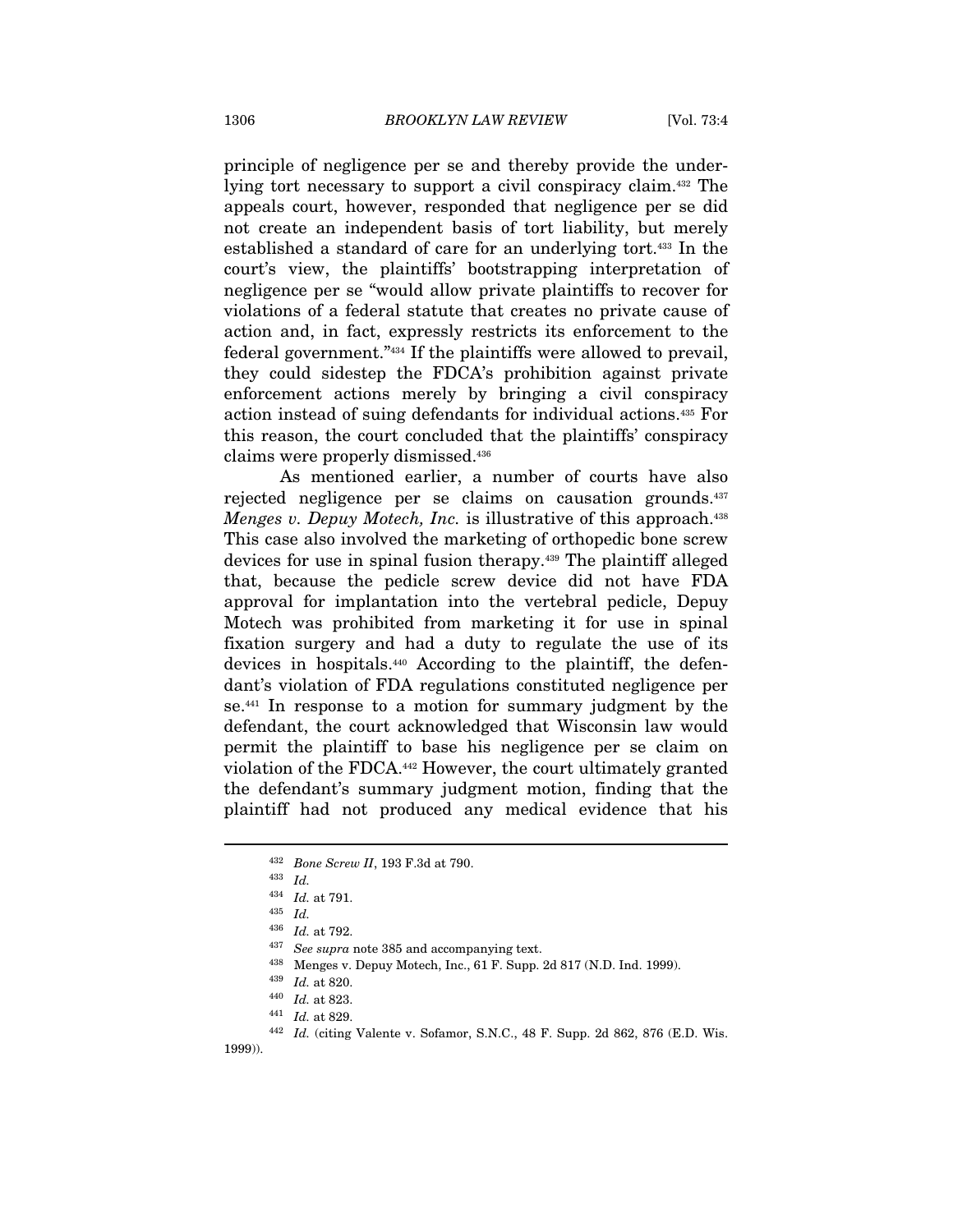principle of negligence per se and thereby provide the underlying tort necessary to support a civil conspiracy claim.[432] The appeals court, however, responded that negligence per se did not create an independent basis of tort liability, but merely established a standard of care for an underlying tort.[433] In the court's view, the plaintiffs' bootstrapping interpretation of negligence per se "would allow private plaintiffs to recover for violations of a federal statute that creates no private cause of action and, in fact, expressly restricts its enforcement to the federal government."[434] If the plaintiffs were allowed to prevail, they could sidestep the FDCA's prohibition against private enforcement actions merely by bringing a civil conspiracy action instead of suing defendants for individual actions.[435] For this reason, the court concluded that the plaintiffs' conspiracy claims were properly dismissed.[436]

As mentioned earlier, a number of courts have also rejected negligence per se claims on causation grounds.[437] *Menges v. Depuy Motech, Inc.* is illustrative of this approach.[438] This case also involved the marketing of orthopedic bone screw devices for use in spinal fusion therapy.[439] The plaintiff alleged that, because the pedicle screw device did not have FDA approval for implantation into the vertebral pedicle, Depuy Motech was prohibited from marketing it for use in spinal fixation surgery and had a duty to regulate the use of its devices in hospitals.[440] According to the plaintiff, the defendant's violation of FDA regulations constituted negligence per se.[441] In response to a motion for summary judgment by the defendant, the court acknowledged that Wisconsin law would permit the plaintiff to base his negligence per se claim on violation of the FDCA.[442] However, the court ultimately granted the defendant's summary judgment motion, finding that the plaintiff had not produced any medical evidence that his

---

[432] *Bone Screw II*, 193 F.3d at 790.

[433] *Id.*

[434] *Id.* at 791.

[435] *Id.*

[436] *Id.* at 792.

[437] *See supra* note 385 and accompanying text.

[438] Menges v. Depuy Motech, Inc., 61 F. Supp. 2d 817 (N.D. Ind. 1999).

[439] *Id.* at 820.

[440] *Id.* at 823.

[441] *Id.* at 829.

[442] *Id.* (citing Valente v. Sofamor, S.N.C., 48 F. Supp. 2d 862, 876 (E.D. Wis. 1999)).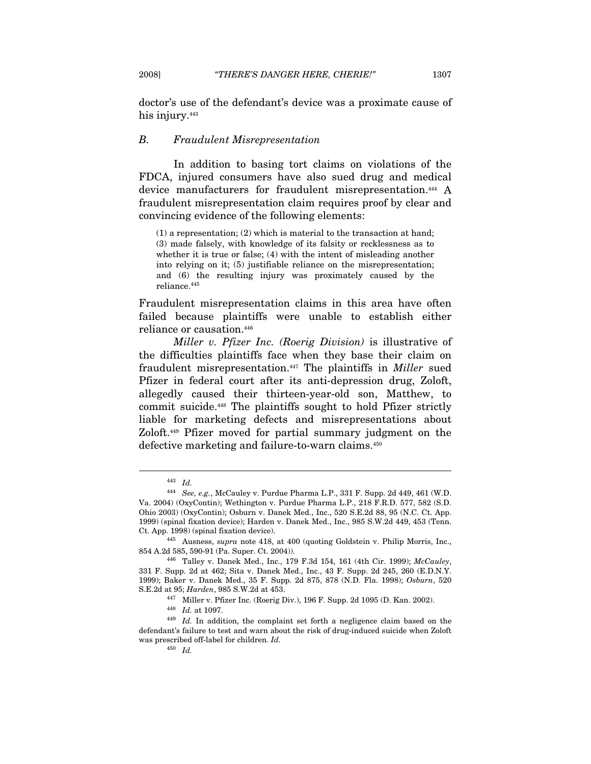doctor's use of the defendant's device was a proximate cause of his injury.[443]

### *B. Fraudulent Misrepresentation*

In addition to basing tort claims on violations of the FDCA, injured consumers have also sued drug and medical device manufacturers for fraudulent misrepresentation.[444] A fraudulent misrepresentation claim requires proof by clear and convincing evidence of the following elements:

> (1) a representation; (2) which is material to the transaction at hand; (3) made falsely, with knowledge of its falsity or recklessness as to whether it is true or false; (4) with the intent of misleading another into relying on it; (5) justifiable reliance on the misrepresentation; and (6) the resulting injury was proximately caused by the reliance.[445]

Fraudulent misrepresentation claims in this area have often failed because plaintiffs were unable to establish either reliance or causation.[446]

*Miller v. Pfizer Inc. (Roerig Division)* is illustrative of the difficulties plaintiffs face when they base their claim on fraudulent misrepresentation.[447] The plaintiffs in *Miller* sued Pfizer in federal court after its anti-depression drug, Zoloft, allegedly caused their thirteen-year-old son, Matthew, to commit suicide.[448] The plaintiffs sought to hold Pfizer strictly liable for marketing defects and misrepresentations about Zoloft.[449] Pfizer moved for partial summary judgment on the defective marketing and failure-to-warn claims.[450]

---

[443] *Id.*

[444] *See, e.g.*, McCauley v. Purdue Pharma L.P., 331 F. Supp. 2d 449, 461 (W.D. Va. 2004) (OxyContin); Wethington v. Purdue Pharma L.P., 218 F.R.D. 577, 582 (S.D. Ohio 2003) (OxyContin); Osburn v. Danek Med., Inc., 520 S.E.2d 88, 95 (N.C. Ct. App. 1999) (spinal fixation device); Harden v. Danek Med., Inc., 985 S.W.2d 449, 453 (Tenn. Ct. App. 1998) (spinal fixation device).

[445] Ausness, *supra* note 418, at 400 (quoting Goldstein v. Philip Morris, Inc., 854 A.2d 585, 590-91 (Pa. Super. Ct. 2004)).

[446] Talley v. Danek Med., Inc., 179 F.3d 154, 161 (4th Cir. 1999); *McCauley*, 331 F. Supp. 2d at 462; Sita v. Danek Med., Inc., 43 F. Supp. 2d 245, 260 (E.D.N.Y. 1999); Baker v. Danek Med., 35 F. Supp. 2d 875, 878 (N.D. Fla. 1998); *Osburn*, 520 S.E.2d at 95; *Harden*, 985 S.W.2d at 453.

[447] Miller v. Pfizer Inc. (Roerig Div.), 196 F. Supp. 2d 1095 (D. Kan. 2002).

[448] *Id.* at 1097.

[449] *Id.* In addition, the complaint set forth a negligence claim based on the defendant's failure to test and warn about the risk of drug-induced suicide when Zoloft was prescribed off-label for children. *Id.*

[450] *Id.*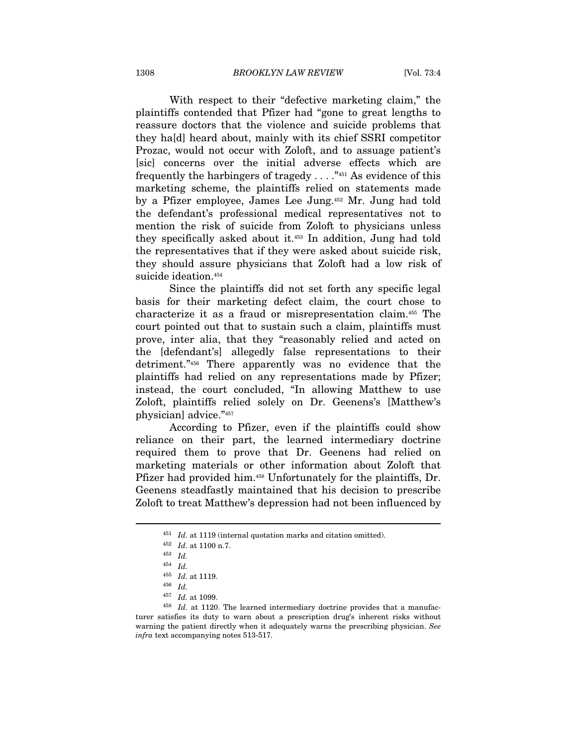With respect to their "defective marketing claim," the plaintiffs contended that Pfizer had "gone to great lengths to reassure doctors that the violence and suicide problems that they ha[d] heard about, mainly with its chief SSRI competitor Prozac, would not occur with Zoloft, and to assuage patient's [sic] concerns over the initial adverse effects which are frequently the harbingers of tragedy . . . ."[451] As evidence of this marketing scheme, the plaintiffs relied on statements made by a Pfizer employee, James Lee Jung.[452] Mr. Jung had told the defendant's professional medical representatives not to mention the risk of suicide from Zoloft to physicians unless they specifically asked about it.[453] In addition, Jung had told the representatives that if they were asked about suicide risk, they should assure physicians that Zoloft had a low risk of suicide ideation.[454]

Since the plaintiffs did not set forth any specific legal basis for their marketing defect claim, the court chose to characterize it as a fraud or misrepresentation claim.[455] The court pointed out that to sustain such a claim, plaintiffs must prove, inter alia, that they "reasonably relied and acted on the [defendant's] allegedly false representations to their detriment."[456] There apparently was no evidence that the plaintiffs had relied on any representations made by Pfizer; instead, the court concluded, "In allowing Matthew to use Zoloft, plaintiffs relied solely on Dr. Geenens's [Matthew's physician] advice."[457]

According to Pfizer, even if the plaintiffs could show reliance on their part, the learned intermediary doctrine required them to prove that Dr. Geenens had relied on marketing materials or other information about Zoloft that Pfizer had provided him.[458] Unfortunately for the plaintiffs, Dr. Geenens steadfastly maintained that his decision to prescribe Zoloft to treat Matthew's depression had not been influenced by

---

[451] *Id.* at 1119 (internal quotation marks and citation omitted).

[452] *Id.* at 1100 n.7.

[453] *Id.*

[454] *Id.*

[455] *Id.* at 1119.

[456] *Id.*

[457] *Id.* at 1099.

[458] *Id.* at 1120. The learned intermediary doctrine provides that a manufacturer satisfies its duty to warn about a prescription drug's inherent risks without warning the patient directly when it adequately warns the prescribing physician. *See infra* text accompanying notes 513-517.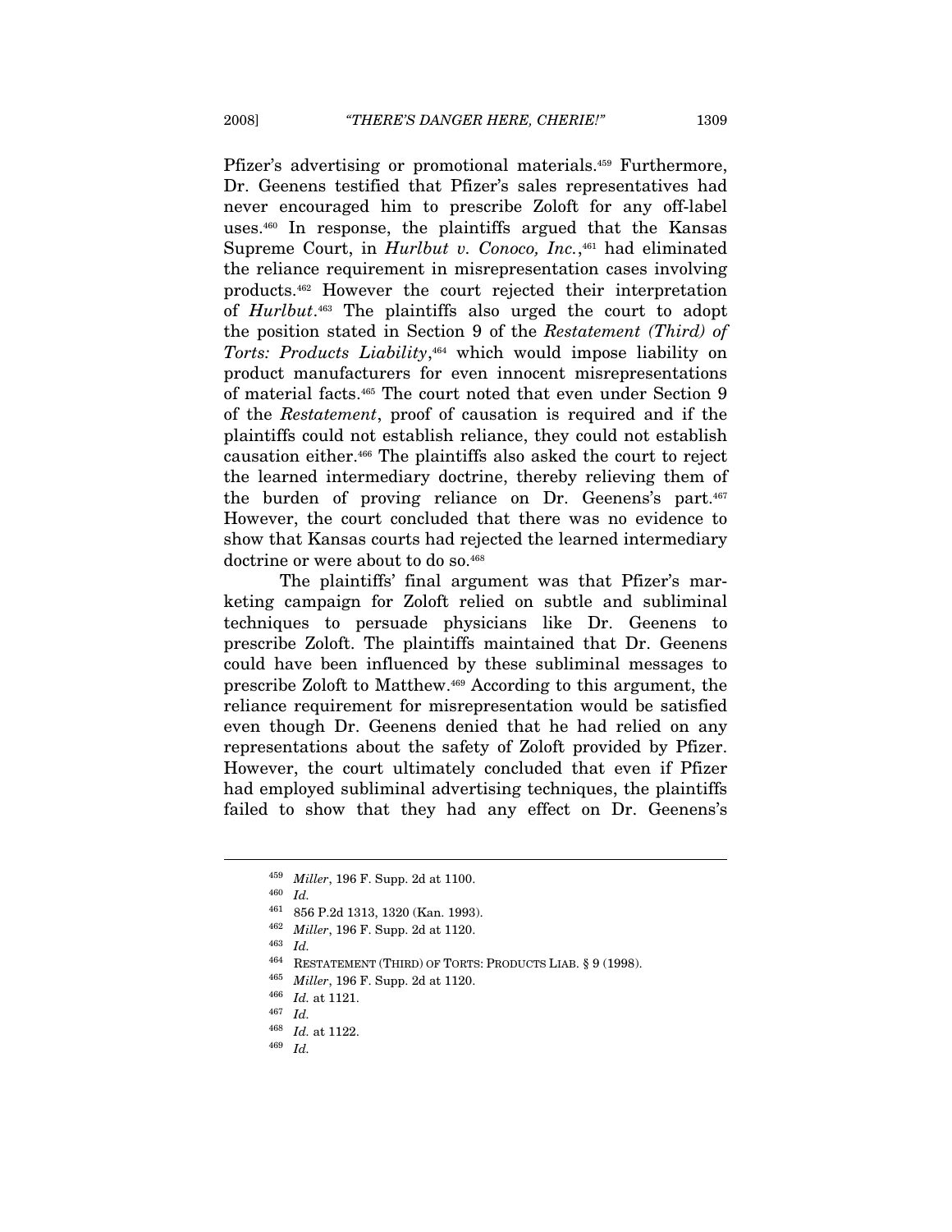Pfizer's advertising or promotional materials.[459] Furthermore, Dr. Geenens testified that Pfizer's sales representatives had never encouraged him to prescribe Zoloft for any off-label uses.[460] In response, the plaintiffs argued that the Kansas Supreme Court, in *Hurlbut v. Conoco, Inc.*,[461] had eliminated the reliance requirement in misrepresentation cases involving products.[462] However the court rejected their interpretation of *Hurlbut*.[463] The plaintiffs also urged the court to adopt the position stated in Section 9 of the *Restatement (Third) of Torts: Products Liability*,[464] which would impose liability on product manufacturers for even innocent misrepresentations of material facts.[465] The court noted that even under Section 9 of the *Restatement*, proof of causation is required and if the plaintiffs could not establish reliance, they could not establish causation either.[466] The plaintiffs also asked the court to reject the learned intermediary doctrine, thereby relieving them of the burden of proving reliance on Dr. Geenens's part.[467] However, the court concluded that there was no evidence to show that Kansas courts had rejected the learned intermediary doctrine or were about to do so.[468]

The plaintiffs' final argument was that Pfizer's marketing campaign for Zoloft relied on subtle and subliminal techniques to persuade physicians like Dr. Geenens to prescribe Zoloft. The plaintiffs maintained that Dr. Geenens could have been influenced by these subliminal messages to prescribe Zoloft to Matthew.[469] According to this argument, the reliance requirement for misrepresentation would be satisfied even though Dr. Geenens denied that he had relied on any representations about the safety of Zoloft provided by Pfizer. However, the court ultimately concluded that even if Pfizer had employed subliminal advertising techniques, the plaintiffs failed to show that they had any effect on Dr. Geenens's

---

[459] *Miller*, 196 F. Supp. 2d at 1100.

[460] *Id.*

[461] 856 P.2d 1313, 1320 (Kan. 1993).

[462] *Miller*, 196 F. Supp. 2d at 1120.

[463] *Id.*

[464] RESTATEMENT (THIRD) OF TORTS: PRODUCTS LIAB. § 9 (1998).

[465] *Miller*, 196 F. Supp. 2d at 1120.

[466] *Id.* at 1121.

[467] *Id.*

[468] *Id.* at 1122.

[469] *Id.*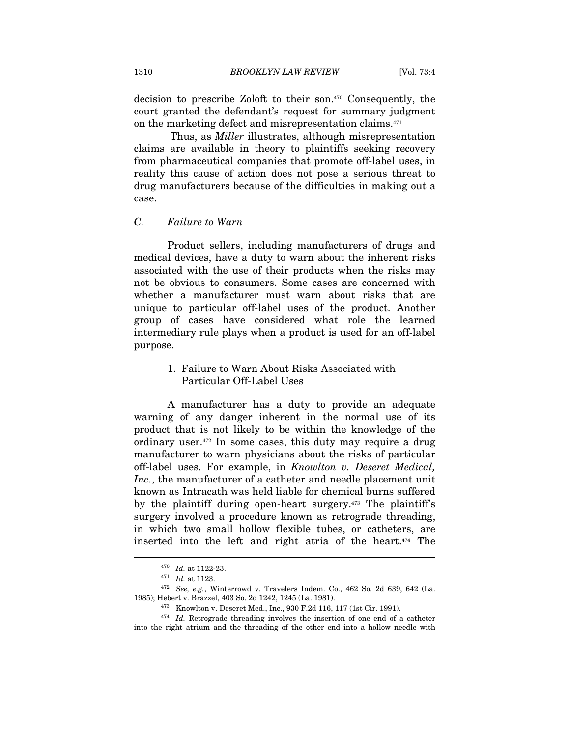decision to prescribe Zoloft to their son.[470] Consequently, the court granted the defendant's request for summary judgment on the marketing defect and misrepresentation claims.[471]

Thus, as *Miller* illustrates, although misrepresentation claims are available in theory to plaintiffs seeking recovery from pharmaceutical companies that promote off-label uses, in reality this cause of action does not pose a serious threat to drug manufacturers because of the difficulties in making out a case.

### *C. Failure to Warn*

Product sellers, including manufacturers of drugs and medical devices, have a duty to warn about the inherent risks associated with the use of their products when the risks may not be obvious to consumers. Some cases are concerned with whether a manufacturer must warn about risks that are unique to particular off-label uses of the product. Another group of cases have considered what role the learned intermediary rule plays when a product is used for an off-label purpose.

#### 1. Failure to Warn About Risks Associated with Particular Off-Label Uses

A manufacturer has a duty to provide an adequate warning of any danger inherent in the normal use of its product that is not likely to be within the knowledge of the ordinary user.[472] In some cases, this duty may require a drug manufacturer to warn physicians about the risks of particular off-label uses. For example, in *Knowlton v. Deseret Medical, Inc.*, the manufacturer of a catheter and needle placement unit known as Intracath was held liable for chemical burns suffered by the plaintiff during open-heart surgery.[473] The plaintiff's surgery involved a procedure known as retrograde threading, in which two small hollow flexible tubes, or catheters, are inserted into the left and right atria of the heart.[474] The

---

[470] *Id.* at 1122-23.

[471] *Id.* at 1123.

[472] *See, e.g.*, Winterrowd v. Travelers Indem. Co., 462 So. 2d 639, 642 (La. 1985); Hebert v. Brazzel, 403 So. 2d 1242, 1245 (La. 1981).

[473] Knowlton v. Deseret Med., Inc., 930 F.2d 116, 117 (1st Cir. 1991).

[474] *Id.* Retrograde threading involves the insertion of one end of a catheter into the right atrium and the threading of the other end into a hollow needle with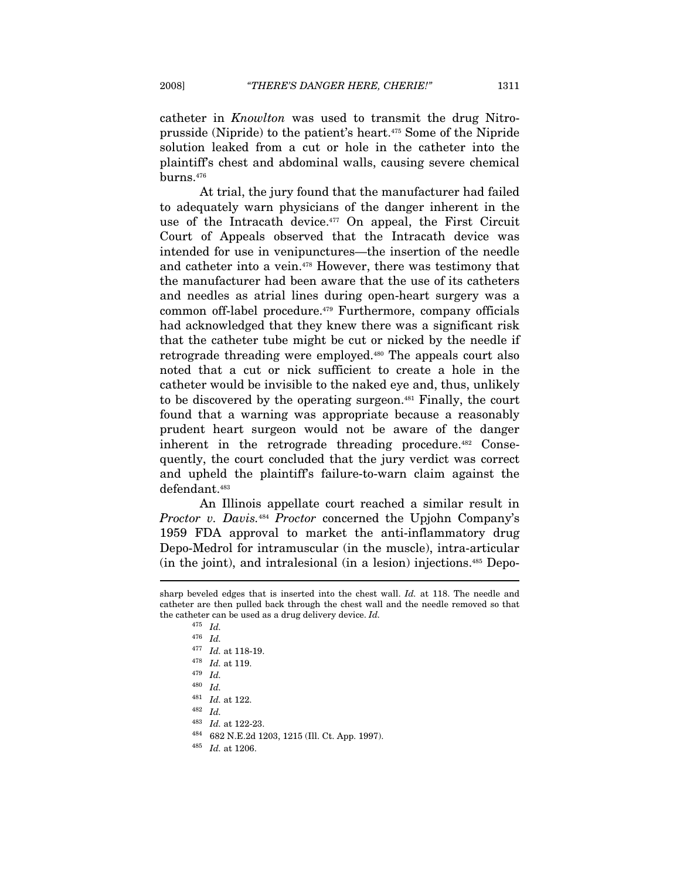catheter in *Knowlton* was used to transmit the drug Nitroprusside (Nipride) to the patient's heart.[475] Some of the Nipride solution leaked from a cut or hole in the catheter into the plaintiff's chest and abdominal walls, causing severe chemical burns.[476]

At trial, the jury found that the manufacturer had failed to adequately warn physicians of the danger inherent in the use of the Intracath device.[477] On appeal, the First Circuit Court of Appeals observed that the Intracath device was intended for use in venipunctures—the insertion of the needle and catheter into a vein.[478] However, there was testimony that the manufacturer had been aware that the use of its catheters and needles as atrial lines during open-heart surgery was a common off-label procedure.[479] Furthermore, company officials had acknowledged that they knew there was a significant risk that the catheter tube might be cut or nicked by the needle if retrograde threading were employed.[480] The appeals court also noted that a cut or nick sufficient to create a hole in the catheter would be invisible to the naked eye and, thus, unlikely to be discovered by the operating surgeon.[481] Finally, the court found that a warning was appropriate because a reasonably prudent heart surgeon would not be aware of the danger inherent in the retrograde threading procedure.[482] Consequently, the court concluded that the jury verdict was correct and upheld the plaintiff's failure-to-warn claim against the defendant.[483]

An Illinois appellate court reached a similar result in *Proctor v. Davis*.[484] *Proctor* concerned the Upjohn Company's 1959 FDA approval to market the anti-inflammatory drug Depo-Medrol for intramuscular (in the muscle), intra-articular (in the joint), and intralesional (in a lesion) injections.[485] Depo-

---

sharp beveled edges that is inserted into the chest wall. *Id.* at 118. The needle and catheter are then pulled back through the chest wall and the needle removed so that the catheter can be used as a drug delivery device. *Id.*

[475] *Id.*

[476] *Id.*

[477] *Id.* at 118-19.

[478] *Id.* at 119.

[479] *Id.*

[480] *Id.*

[481] *Id.* at 122.

[482] *Id.*

[483] *Id.* at 122-23.

[484] 682 N.E.2d 1203, 1215 (Ill. Ct. App. 1997).

[485] *Id.* at 1206.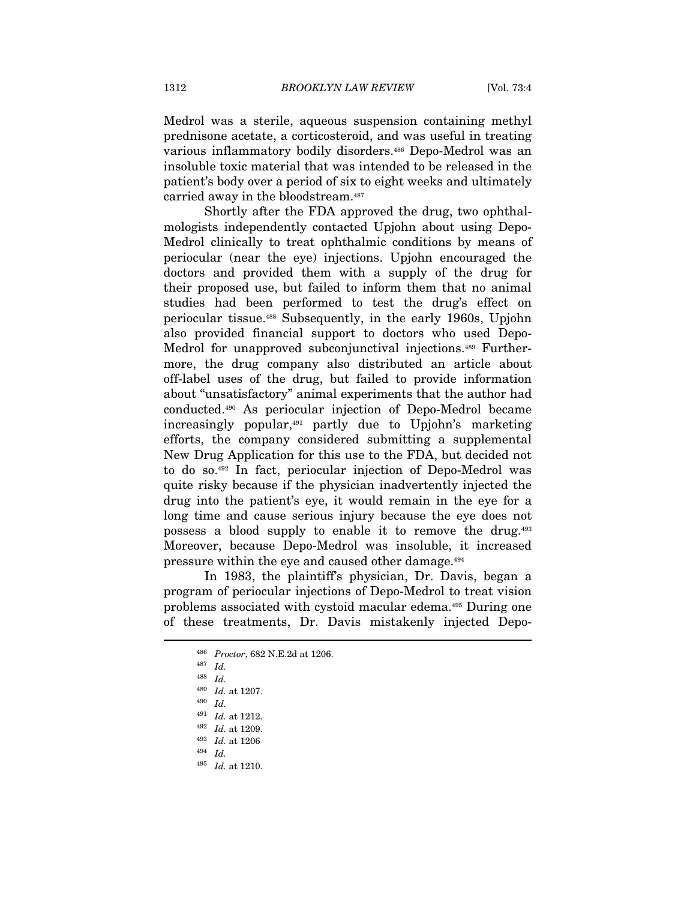Medrol was a sterile, aqueous suspension containing methyl prednisone acetate, a corticosteroid, and was useful in treating various inflammatory bodily disorders.[486] Depo-Medrol was an insoluble toxic material that was intended to be released in the patient's body over a period of six to eight weeks and ultimately carried away in the bloodstream.[487]

Shortly after the FDA approved the drug, two ophthalmologists independently contacted Upjohn about using Depo-Medrol clinically to treat ophthalmic conditions by means of periocular (near the eye) injections. Upjohn encouraged the doctors and provided them with a supply of the drug for their proposed use, but failed to inform them that no animal studies had been performed to test the drug's effect on periocular tissue.[488] Subsequently, in the early 1960s, Upjohn also provided financial support to doctors who used Depo-Medrol for unapproved subconjunctival injections.[489] Furthermore, the drug company also distributed an article about off-label uses of the drug, but failed to provide information about "unsatisfactory" animal experiments that the author had conducted.[490] As periocular injection of Depo-Medrol became increasingly popular,[491] partly due to Upjohn's marketing efforts, the company considered submitting a supplemental New Drug Application for this use to the FDA, but decided not to do so.[492] In fact, periocular injection of Depo-Medrol was quite risky because if the physician inadvertently injected the drug into the patient's eye, it would remain in the eye for a long time and cause serious injury because the eye does not possess a blood supply to enable it to remove the drug.[493] Moreover, because Depo-Medrol was insoluble, it increased pressure within the eye and caused other damage.[494]

In 1983, the plaintiff's physician, Dr. Davis, began a program of periocular injections of Depo-Medrol to treat vision problems associated with cystoid macular edema.[495] During one of these treatments, Dr. Davis mistakenly injected Depo-

---

486 *Proctor*, 682 N.E.2d at 1206.

487 *Id.*

488 *Id.*

489 *Id.* at 1207.

490 *Id.*

491 *Id.* at 1212.

492 *Id.* at 1209.

493 *Id.* at 1206

494 *Id.*

495 *Id.* at 1210.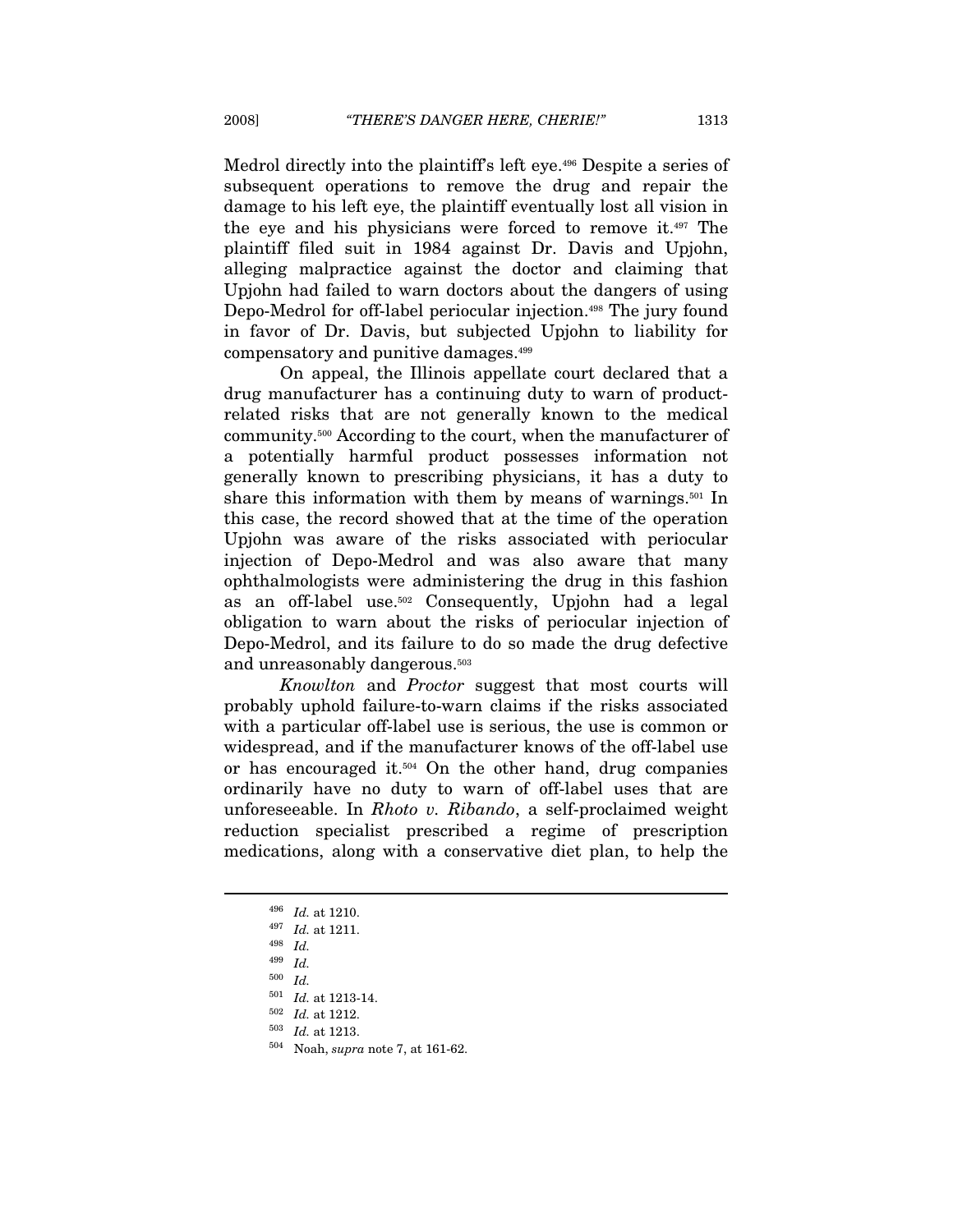Medrol directly into the plaintiff's left eye.[496] Despite a series of subsequent operations to remove the drug and repair the damage to his left eye, the plaintiff eventually lost all vision in the eye and his physicians were forced to remove it.[497] The plaintiff filed suit in 1984 against Dr. Davis and Upjohn, alleging malpractice against the doctor and claiming that Upjohn had failed to warn doctors about the dangers of using Depo-Medrol for off-label periocular injection.[498] The jury found in favor of Dr. Davis, but subjected Upjohn to liability for compensatory and punitive damages.[499]

On appeal, the Illinois appellate court declared that a drug manufacturer has a continuing duty to warn of product-related risks that are not generally known to the medical community.[500] According to the court, when the manufacturer of a potentially harmful product possesses information not generally known to prescribing physicians, it has a duty to share this information with them by means of warnings.[501] In this case, the record showed that at the time of the operation Upjohn was aware of the risks associated with periocular injection of Depo-Medrol and was also aware that many ophthalmologists were administering the drug in this fashion as an off-label use.[502] Consequently, Upjohn had a legal obligation to warn about the risks of periocular injection of Depo-Medrol, and its failure to do so made the drug defective and unreasonably dangerous.[503]

*Knowlton* and *Proctor* suggest that most courts will probably uphold failure-to-warn claims if the risks associated with a particular off-label use is serious, the use is common or widespread, and if the manufacturer knows of the off-label use or has encouraged it.[504] On the other hand, drug companies ordinarily have no duty to warn of off-label uses that are unforeseeable. In *Rhoto v. Ribando*, a self-proclaimed weight reduction specialist prescribed a regime of prescription medications, along with a conservative diet plan, to help the

---

[496] *Id.* at 1210.

[497] *Id.* at 1211.

[498] *Id.*

[499] *Id.*

[500] *Id.*

[501] *Id.* at 1213-14.

[502] *Id.* at 1212.

[503] *Id.* at 1213.

[504] Noah, *supra* note 7, at 161-62.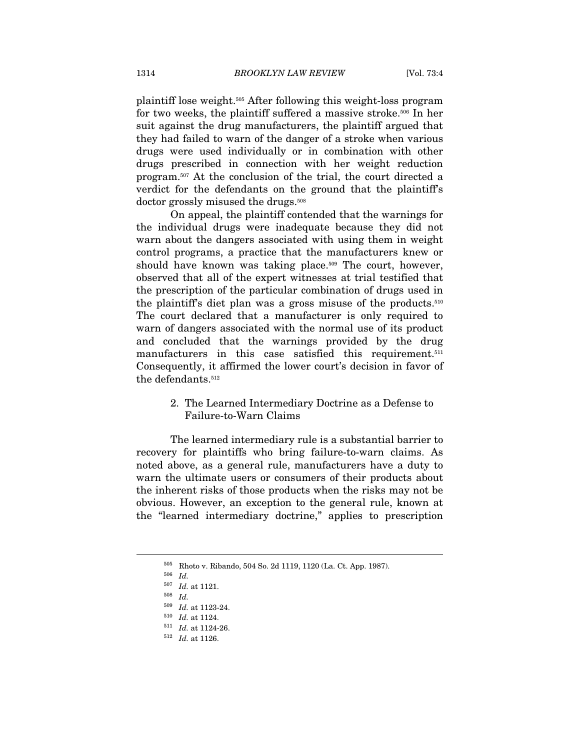plaintiff lose weight.[505] After following this weight-loss program for two weeks, the plaintiff suffered a massive stroke.[506] In her suit against the drug manufacturers, the plaintiff argued that they had failed to warn of the danger of a stroke when various drugs were used individually or in combination with other drugs prescribed in connection with her weight reduction program.[507] At the conclusion of the trial, the court directed a verdict for the defendants on the ground that the plaintiff's doctor grossly misused the drugs.[508]

On appeal, the plaintiff contended that the warnings for the individual drugs were inadequate because they did not warn about the dangers associated with using them in weight control programs, a practice that the manufacturers knew or should have known was taking place.[509] The court, however, observed that all of the expert witnesses at trial testified that the prescription of the particular combination of drugs used in the plaintiff's diet plan was a gross misuse of the products.[510] The court declared that a manufacturer is only required to warn of dangers associated with the normal use of its product and concluded that the warnings provided by the drug manufacturers in this case satisfied this requirement.[511] Consequently, it affirmed the lower court's decision in favor of the defendants.[512]

### 2. The Learned Intermediary Doctrine as a Defense to Failure-to-Warn Claims

The learned intermediary rule is a substantial barrier to recovery for plaintiffs who bring failure-to-warn claims. As noted above, as a general rule, manufacturers have a duty to warn the ultimate users or consumers of their products about the inherent risks of those products when the risks may not be obvious. However, an exception to the general rule, known at the "learned intermediary doctrine," applies to prescription

---

[505] Rhoto v. Ribando, 504 So. 2d 1119, 1120 (La. Ct. App. 1987).

[506] *Id.*

[507] *Id.* at 1121.

[508] *Id.*

[509] *Id.* at 1123-24.

[510] *Id.* at 1124.

[511] *Id.* at 1124-26.

[512] *Id.* at 1126.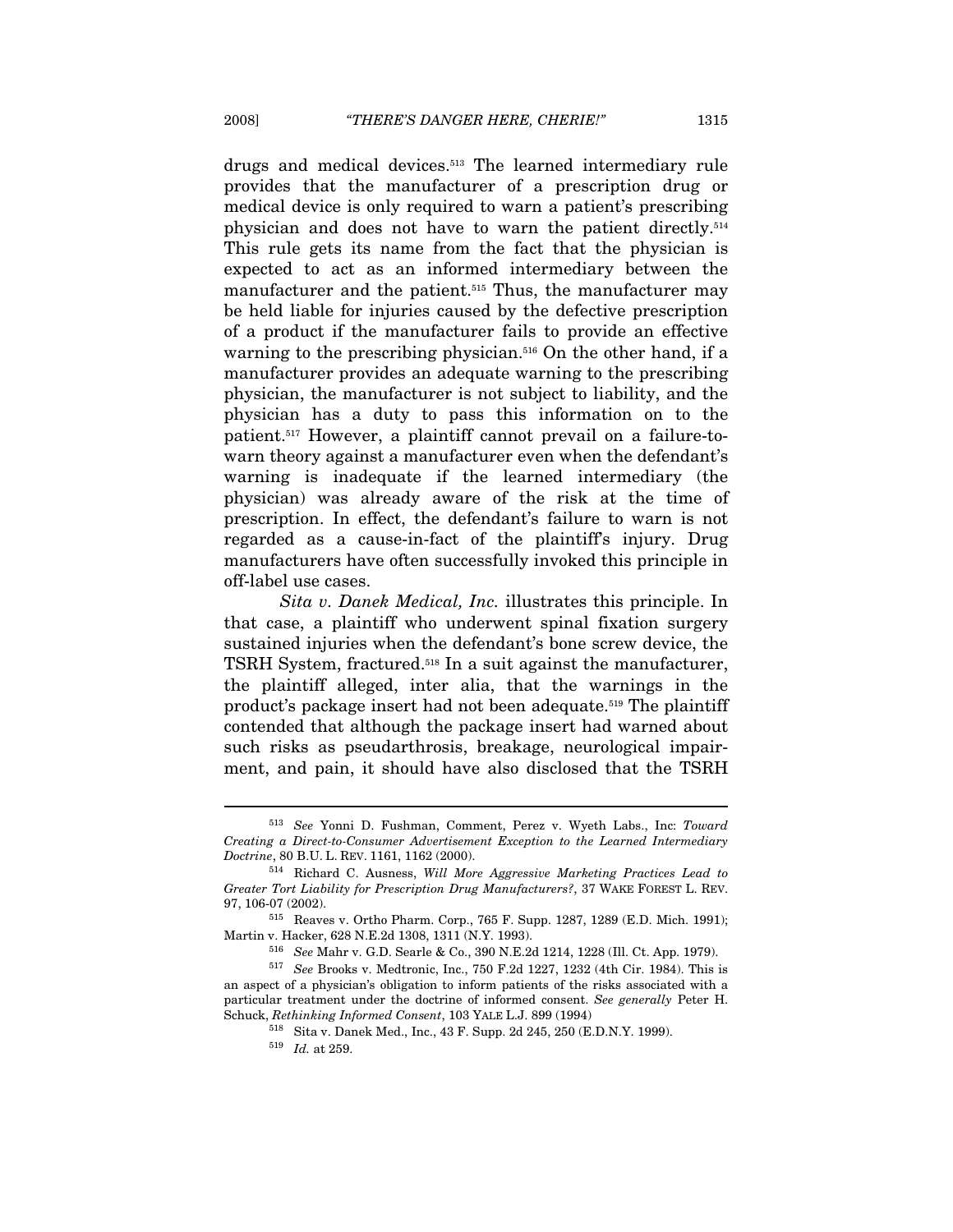drugs and medical devices.[513] The learned intermediary rule provides that the manufacturer of a prescription drug or medical device is only required to warn a patient's prescribing physician and does not have to warn the patient directly.[514] This rule gets its name from the fact that the physician is expected to act as an informed intermediary between the manufacturer and the patient.[515] Thus, the manufacturer may be held liable for injuries caused by the defective prescription of a product if the manufacturer fails to provide an effective warning to the prescribing physician.[516] On the other hand, if a manufacturer provides an adequate warning to the prescribing physician, the manufacturer is not subject to liability, and the physician has a duty to pass this information on to the patient.[517] However, a plaintiff cannot prevail on a failure-to-warn theory against a manufacturer even when the defendant's warning is inadequate if the learned intermediary (the physician) was already aware of the risk at the time of prescription. In effect, the defendant's failure to warn is not regarded as a cause-in-fact of the plaintiff's injury. Drug manufacturers have often successfully invoked this principle in off-label use cases.

*Sita v. Danek Medical, Inc.* illustrates this principle. In that case, a plaintiff who underwent spinal fixation surgery sustained injuries when the defendant's bone screw device, the TSRH System, fractured.[518] In a suit against the manufacturer, the plaintiff alleged, inter alia, that the warnings in the product's package insert had not been adequate.[519] The plaintiff contended that although the package insert had warned about such risks as pseudarthrosis, breakage, neurological impairment, and pain, it should have also disclosed that the TSRH

---

[513] *See* Yonni D. Fushman, Comment, Perez v. Wyeth Labs., Inc: *Toward Creating a Direct-to-Consumer Advertisement Exception to the Learned Intermediary Doctrine*, 80 B.U. L. REV. 1161, 1162 (2000).

[514] Richard C. Ausness, *Will More Aggressive Marketing Practices Lead to Greater Tort Liability for Prescription Drug Manufacturers?*, 37 WAKE FOREST L. REV. 97, 106-07 (2002).

[515] Reaves v. Ortho Pharm. Corp., 765 F. Supp. 1287, 1289 (E.D. Mich. 1991); Martin v. Hacker, 628 N.E.2d 1308, 1311 (N.Y. 1993).

[516] *See* Mahr v. G.D. Searle & Co., 390 N.E.2d 1214, 1228 (Ill. Ct. App. 1979).

[517] *See* Brooks v. Medtronic, Inc., 750 F.2d 1227, 1232 (4th Cir. 1984). This is an aspect of a physician's obligation to inform patients of the risks associated with a particular treatment under the doctrine of informed consent. *See generally* Peter H. Schuck, *Rethinking Informed Consent*, 103 YALE L.J. 899 (1994)

[518] Sita v. Danek Med., Inc., 43 F. Supp. 2d 245, 250 (E.D.N.Y. 1999).

[519] *Id.* at 259.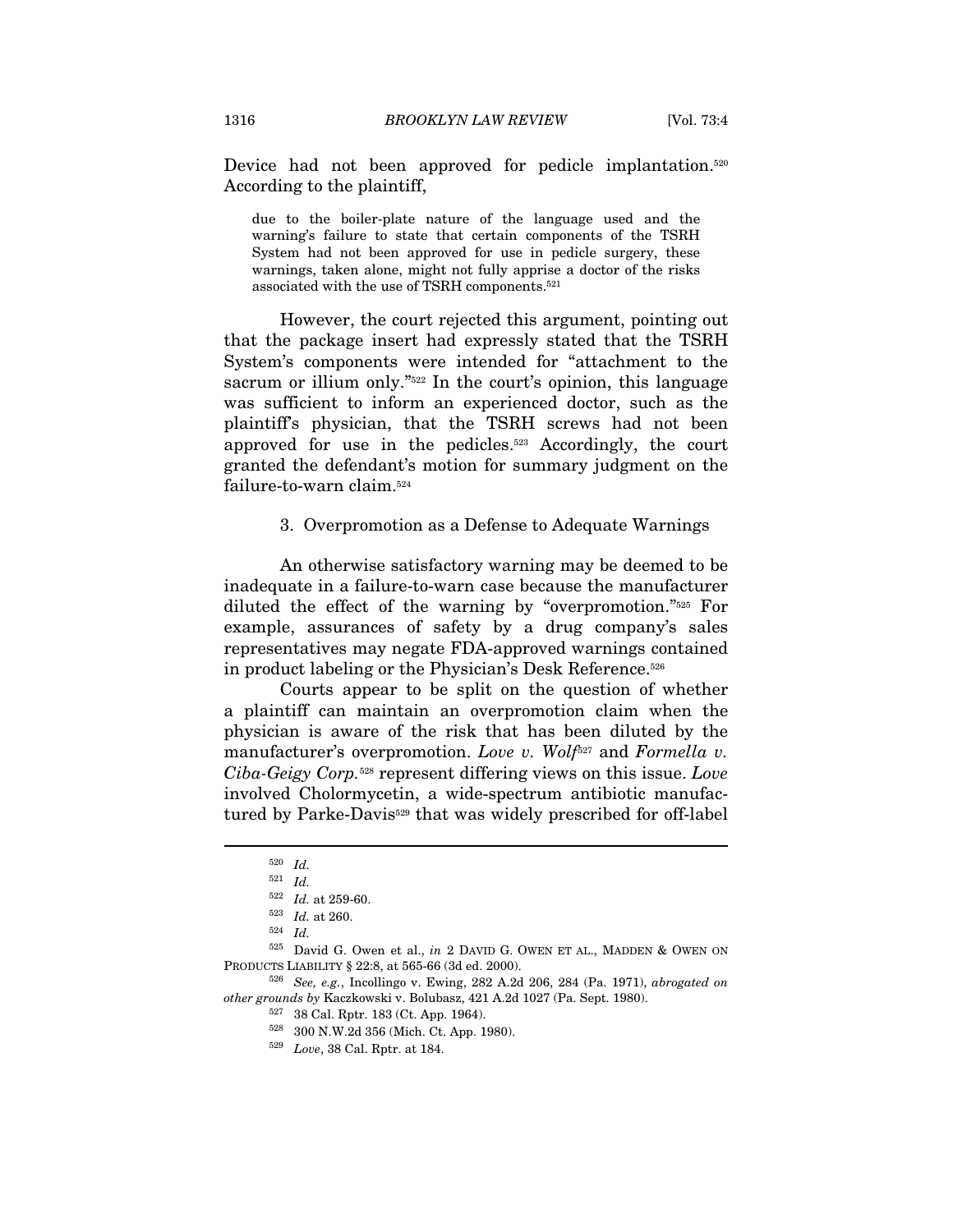Device had not been approved for pedicle implantation.[520] According to the plaintiff,

> due to the boiler-plate nature of the language used and the warning's failure to state that certain components of the TSRH System had not been approved for use in pedicle surgery, these warnings, taken alone, might not fully apprise a doctor of the risks associated with the use of TSRH components.[521]

However, the court rejected this argument, pointing out that the package insert had expressly stated that the TSRH System's components were intended for "attachment to the sacrum or illium only."[522] In the court's opinion, this language was sufficient to inform an experienced doctor, such as the plaintiff's physician, that the TSRH screws had not been approved for use in the pedicles.[523] Accordingly, the court granted the defendant's motion for summary judgment on the failure-to-warn claim.[524]

### 3. Overpromotion as a Defense to Adequate Warnings

An otherwise satisfactory warning may be deemed to be inadequate in a failure-to-warn case because the manufacturer diluted the effect of the warning by "overpromotion."[525] For example, assurances of safety by a drug company's sales representatives may negate FDA-approved warnings contained in product labeling or the Physician's Desk Reference.[526]

Courts appear to be split on the question of whether a plaintiff can maintain an overpromotion claim when the physician is aware of the risk that has been diluted by the manufacturer's overpromotion. *Love v. Wolf*[527] and *Formella v. Ciba-Geigy Corp.*[528] represent differing views on this issue. *Love* involved Cholormycetin, a wide-spectrum antibiotic manufactured by Parke-Davis[529] that was widely prescribed for off-label

---

[520] *Id.*

[521] *Id.*

[522] *Id.* at 259-60.

[523] *Id.* at 260.

[524] *Id.*

[525] David G. Owen et al., *in* 2 DAVID G. OWEN ET AL., MADDEN & OWEN ON PRODUCTS LIABILITY § 22:8, at 565-66 (3d ed. 2000).

[526] *See, e.g.*, Incollingo v. Ewing, 282 A.2d 206, 284 (Pa. 1971), *abrogated on other grounds by* Kaczkowski v. Bolubasz, 421 A.2d 1027 (Pa. Sept. 1980).

[527] 38 Cal. Rptr. 183 (Ct. App. 1964).

[528] 300 N.W.2d 356 (Mich. Ct. App. 1980).

[529] *Love*, 38 Cal. Rptr. at 184.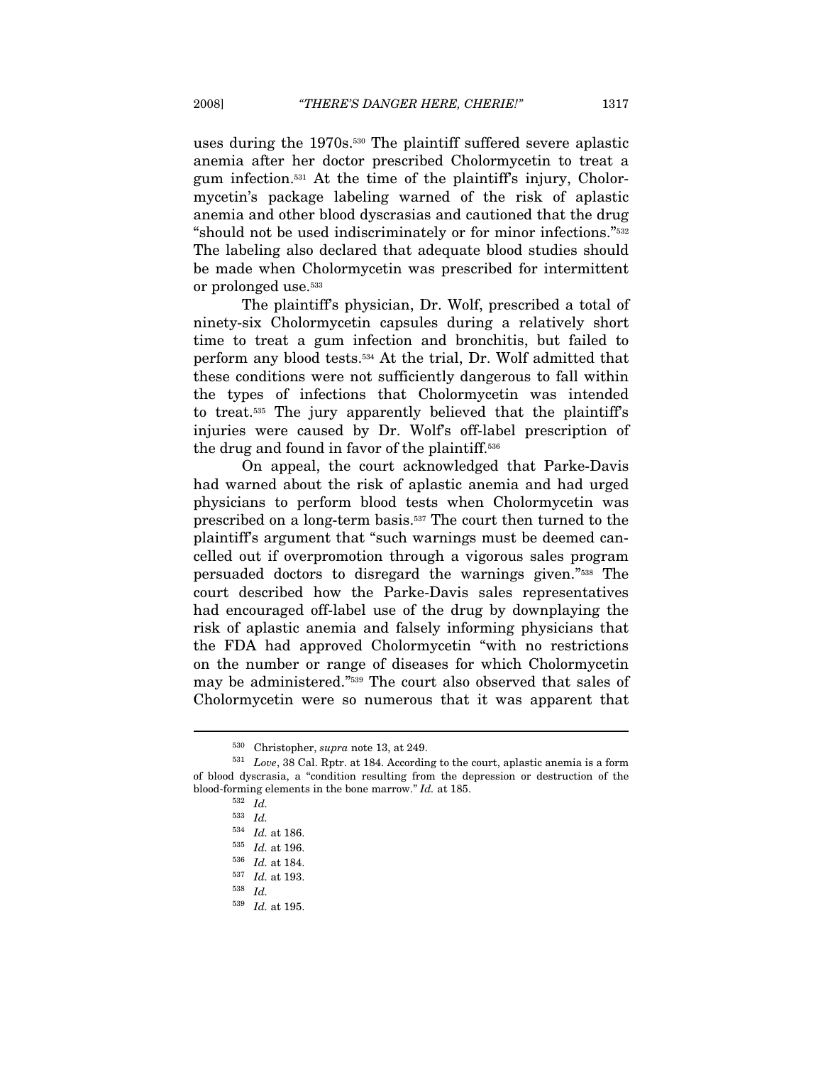uses during the 1970s.[530] The plaintiff suffered severe aplastic anemia after her doctor prescribed Cholormycetin to treat a gum infection.[531] At the time of the plaintiff's injury, Cholormycetin's package labeling warned of the risk of aplastic anemia and other blood dyscrasias and cautioned that the drug "should not be used indiscriminately or for minor infections."[532] The labeling also declared that adequate blood studies should be made when Cholormycetin was prescribed for intermittent or prolonged use.[533]

The plaintiff's physician, Dr. Wolf, prescribed a total of ninety-six Cholormycetin capsules during a relatively short time to treat a gum infection and bronchitis, but failed to perform any blood tests.[534] At the trial, Dr. Wolf admitted that these conditions were not sufficiently dangerous to fall within the types of infections that Cholormycetin was intended to treat.[535] The jury apparently believed that the plaintiff's injuries were caused by Dr. Wolf's off-label prescription of the drug and found in favor of the plaintiff.[536]

On appeal, the court acknowledged that Parke-Davis had warned about the risk of aplastic anemia and had urged physicians to perform blood tests when Cholormycetin was prescribed on a long-term basis.[537] The court then turned to the plaintiff's argument that "such warnings must be deemed cancelled out if overpromotion through a vigorous sales program persuaded doctors to disregard the warnings given."[538] The court described how the Parke-Davis sales representatives had encouraged off-label use of the drug by downplaying the risk of aplastic anemia and falsely informing physicians that the FDA had approved Cholormycetin "with no restrictions on the number or range of diseases for which Cholormycetin may be administered."[539] The court also observed that sales of Cholormycetin were so numerous that it was apparent that

---

[530] Christopher, *supra* note 13, at 249.

[531] *Love*, 38 Cal. Rptr. at 184. According to the court, aplastic anemia is a form of blood dyscrasia, a "condition resulting from the depression or destruction of the blood-forming elements in the bone marrow." *Id.* at 185.

[532] *Id.*

[533] *Id.*

[534] *Id.* at 186.

[535] *Id.* at 196.

[536] *Id.* at 184.

[537] *Id.* at 193.

[538] *Id.*

[539] *Id.* at 195.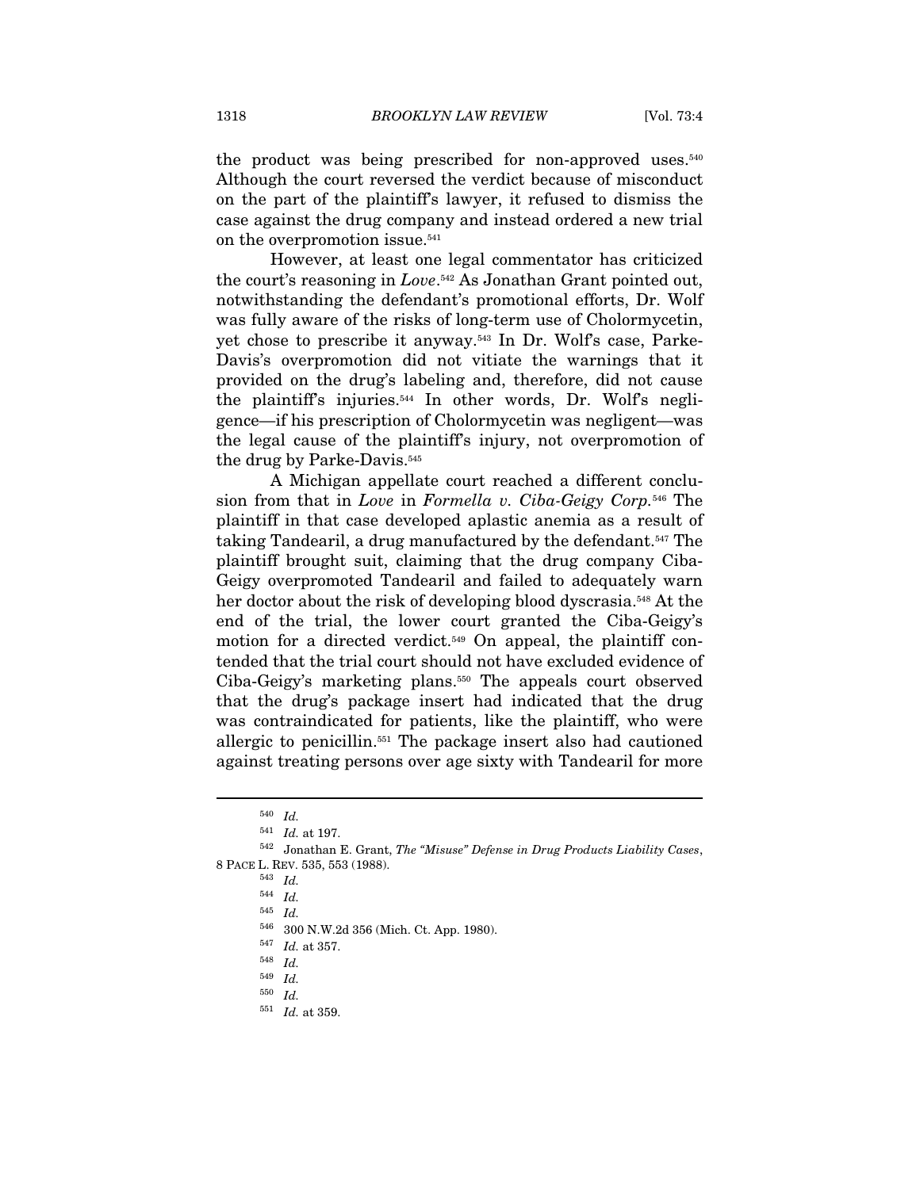the product was being prescribed for non-approved uses.[540] Although the court reversed the verdict because of misconduct on the part of the plaintiff's lawyer, it refused to dismiss the case against the drug company and instead ordered a new trial on the overpromotion issue.[541]

However, at least one legal commentator has criticized the court's reasoning in *Love*.[542] As Jonathan Grant pointed out, notwithstanding the defendant's promotional efforts, Dr. Wolf was fully aware of the risks of long-term use of Cholormycetin, yet chose to prescribe it anyway.[543] In Dr. Wolf's case, Parke-Davis's overpromotion did not vitiate the warnings that it provided on the drug's labeling and, therefore, did not cause the plaintiff's injuries.[544] In other words, Dr. Wolf's negligence—if his prescription of Cholormycetin was negligent—was the legal cause of the plaintiff's injury, not overpromotion of the drug by Parke-Davis.[545]

A Michigan appellate court reached a different conclusion from that in *Love* in *Formella v. Ciba-Geigy Corp.*[546] The plaintiff in that case developed aplastic anemia as a result of taking Tandearil, a drug manufactured by the defendant.[547] The plaintiff brought suit, claiming that the drug company Ciba-Geigy overpromoted Tandearil and failed to adequately warn her doctor about the risk of developing blood dyscrasia.[548] At the end of the trial, the lower court granted the Ciba-Geigy's motion for a directed verdict.[549] On appeal, the plaintiff contended that the trial court should not have excluded evidence of Ciba-Geigy's marketing plans.[550] The appeals court observed that the drug's package insert had indicated that the drug was contraindicated for patients, like the plaintiff, who were allergic to penicillin.[551] The package insert also had cautioned against treating persons over age sixty with Tandearil for more

---

[540] *Id.*

[541] *Id.* at 197.

[542] Jonathan E. Grant, *The "Misuse" Defense in Drug Products Liability Cases*, 8 PACE L. REV. 535, 553 (1988).

[543] *Id.*

[544] *Id.*

[545] *Id.*

[546] 300 N.W.2d 356 (Mich. Ct. App. 1980).

[547] *Id.* at 357.

[548] *Id.*

[549] *Id.*

[550] *Id.*

[551] *Id.* at 359.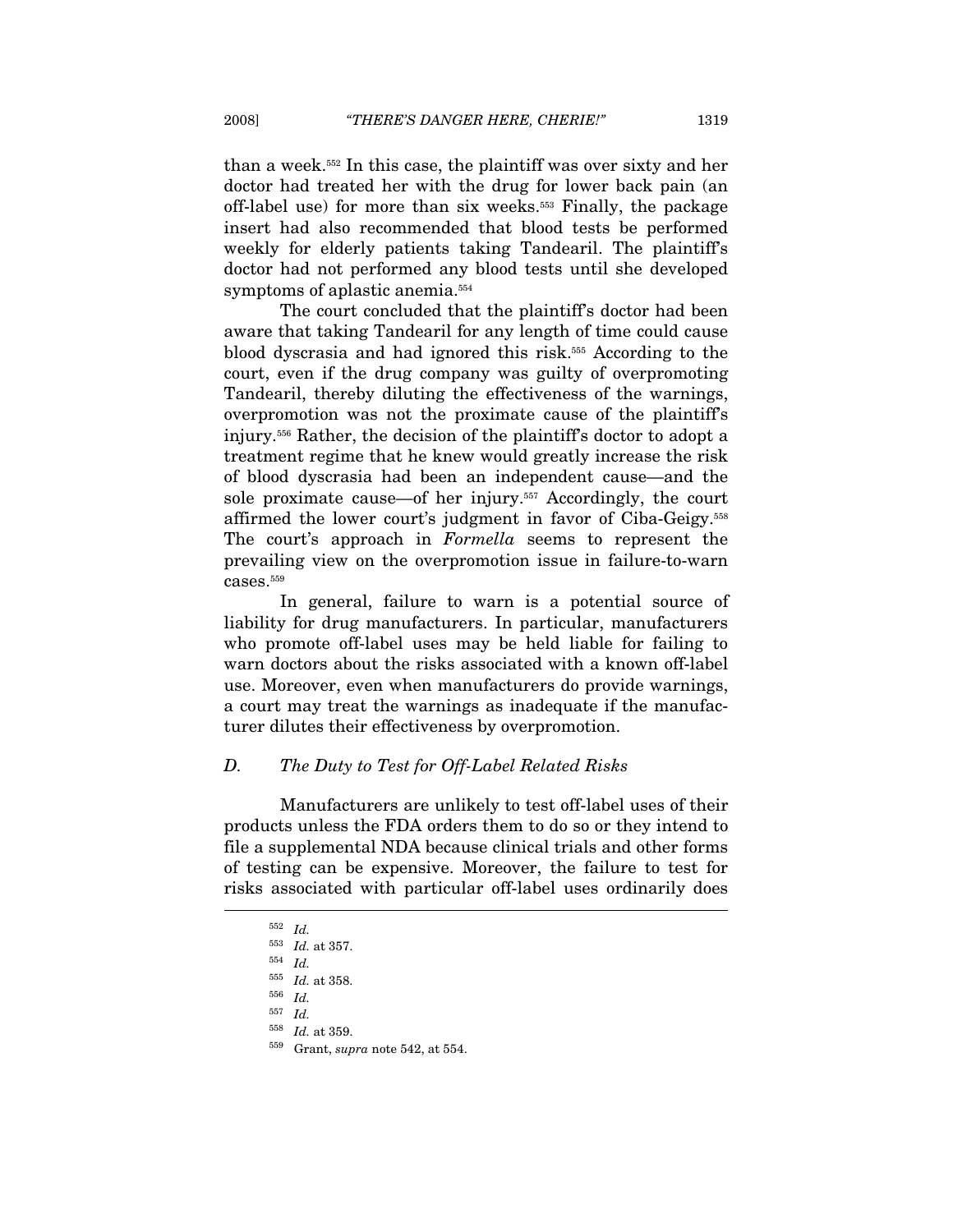than a week.[552] In this case, the plaintiff was over sixty and her doctor had treated her with the drug for lower back pain (an off-label use) for more than six weeks.[553] Finally, the package insert had also recommended that blood tests be performed weekly for elderly patients taking Tandearil. The plaintiff's doctor had not performed any blood tests until she developed symptoms of aplastic anemia.[554]

The court concluded that the plaintiff's doctor had been aware that taking Tandearil for any length of time could cause blood dyscrasia and had ignored this risk.[555] According to the court, even if the drug company was guilty of overpromoting Tandearil, thereby diluting the effectiveness of the warnings, overpromotion was not the proximate cause of the plaintiff's injury.[556] Rather, the decision of the plaintiff's doctor to adopt a treatment regime that he knew would greatly increase the risk of blood dyscrasia had been an independent cause—and the sole proximate cause—of her injury.[557] Accordingly, the court affirmed the lower court's judgment in favor of Ciba-Geigy.[558] The court's approach in *Formella* seems to represent the prevailing view on the overpromotion issue in failure-to-warn cases.[559]

In general, failure to warn is a potential source of liability for drug manufacturers. In particular, manufacturers who promote off-label uses may be held liable for failing to warn doctors about the risks associated with a known off-label use. Moreover, even when manufacturers do provide warnings, a court may treat the warnings as inadequate if the manufacturer dilutes their effectiveness by overpromotion.

### *D. The Duty to Test for Off-Label Related Risks*

Manufacturers are unlikely to test off-label uses of their products unless the FDA orders them to do so or they intend to file a supplemental NDA because clinical trials and other forms of testing can be expensive. Moreover, the failure to test for risks associated with particular off-label uses ordinarily does

---

[552] *Id.*

[553] *Id.* at 357.

[554] *Id.*

[555] *Id.* at 358.

[556] *Id.*

[557] *Id.*

[558] *Id.* at 359.

[559] Grant, *supra* note 542, at 554.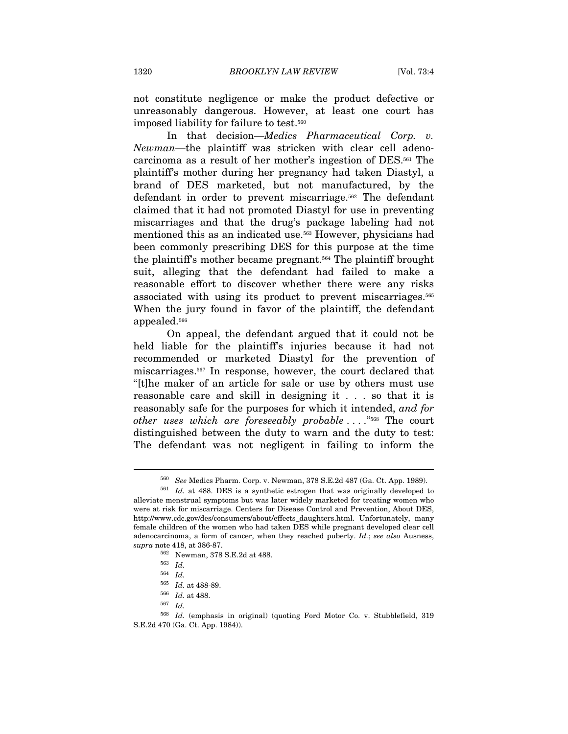not constitute negligence or make the product defective or unreasonably dangerous. However, at least one court has imposed liability for failure to test.[560]

In that decision—*Medics Pharmaceutical Corp. v. Newman*—the plaintiff was stricken with clear cell adenocarcinoma as a result of her mother's ingestion of DES.[561] The plaintiff's mother during her pregnancy had taken Diastyl, a brand of DES marketed, but not manufactured, by the defendant in order to prevent miscarriage.[562] The defendant claimed that it had not promoted Diastyl for use in preventing miscarriages and that the drug's package labeling had not mentioned this as an indicated use.[563] However, physicians had been commonly prescribing DES for this purpose at the time the plaintiff's mother became pregnant.[564] The plaintiff brought suit, alleging that the defendant had failed to make a reasonable effort to discover whether there were any risks associated with using its product to prevent miscarriages.[565] When the jury found in favor of the plaintiff, the defendant appealed.[566]

On appeal, the defendant argued that it could not be held liable for the plaintiff's injuries because it had not recommended or marketed Diastyl for the prevention of miscarriages.[567] In response, however, the court declared that "[t]he maker of an article for sale or use by others must use reasonable care and skill in designing it . . . so that it is reasonably safe for the purposes for which it intended, *and for other uses which are foreseeably probable* . . . ."[568] The court distinguished between the duty to warn and the duty to test: The defendant was not negligent in failing to inform the

---

[560] *See* Medics Pharm. Corp. v. Newman, 378 S.E.2d 487 (Ga. Ct. App. 1989).

[561] *Id.* at 488. DES is a synthetic estrogen that was originally developed to alleviate menstrual symptoms but was later widely marketed for treating women who were at risk for miscarriage. Centers for Disease Control and Prevention, About DES, http://www.cdc.gov/des/consumers/about/effects_daughters.html. Unfortunately, many female children of the women who had taken DES while pregnant developed clear cell adenocarcinoma, a form of cancer, when they reached puberty. *Id.*; *see also* Ausness, *supra* note 418, at 386-87.

[562] Newman, 378 S.E.2d at 488.

[563] *Id.*

[564] *Id.*

[565] *Id.* at 488-89.

[566] *Id.* at 488.

[567] *Id.*

[568] *Id.* (emphasis in original) (quoting Ford Motor Co. v. Stubblefield, 319 S.E.2d 470 (Ga. Ct. App. 1984)).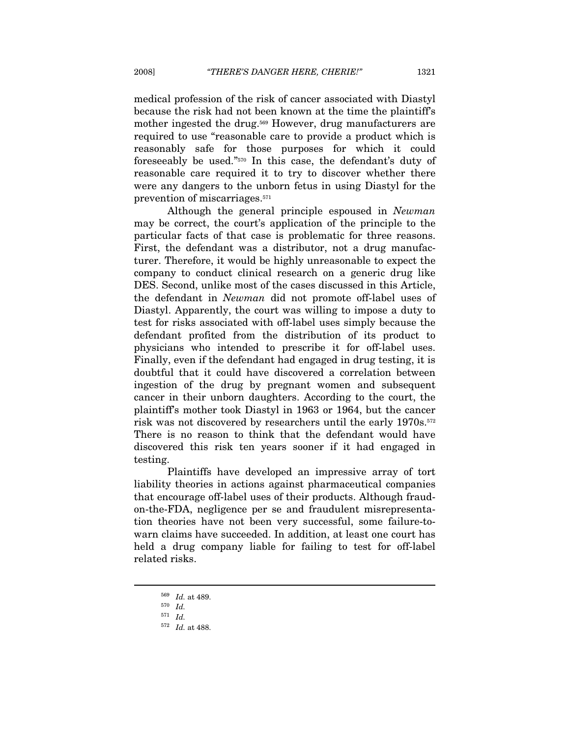medical profession of the risk of cancer associated with Diastyl because the risk had not been known at the time the plaintiff's mother ingested the drug.[569] However, drug manufacturers are required to use "reasonable care to provide a product which is reasonably safe for those purposes for which it could foreseeably be used."[570] In this case, the defendant's duty of reasonable care required it to try to discover whether there were any dangers to the unborn fetus in using Diastyl for the prevention of miscarriages.[571]

Although the general principle espoused in *Newman* may be correct, the court's application of the principle to the particular facts of that case is problematic for three reasons. First, the defendant was a distributor, not a drug manufacturer. Therefore, it would be highly unreasonable to expect the company to conduct clinical research on a generic drug like DES. Second, unlike most of the cases discussed in this Article, the defendant in *Newman* did not promote off-label uses of Diastyl. Apparently, the court was willing to impose a duty to test for risks associated with off-label uses simply because the defendant profited from the distribution of its product to physicians who intended to prescribe it for off-label uses. Finally, even if the defendant had engaged in drug testing, it is doubtful that it could have discovered a correlation between ingestion of the drug by pregnant women and subsequent cancer in their unborn daughters. According to the court, the plaintiff's mother took Diastyl in 1963 or 1964, but the cancer risk was not discovered by researchers until the early 1970s.[572] There is no reason to think that the defendant would have discovered this risk ten years sooner if it had engaged in testing.

Plaintiffs have developed an impressive array of tort liability theories in actions against pharmaceutical companies that encourage off-label uses of their products. Although fraud-on-the-FDA, negligence per se and fraudulent misrepresentation theories have not been very successful, some failure-to-warn claims have succeeded. In addition, at least one court has held a drug company liable for failing to test for off-label related risks.

---

[569] *Id.* at 489.

[570] *Id.*

[571] *Id.*

[572] *Id.* at 488.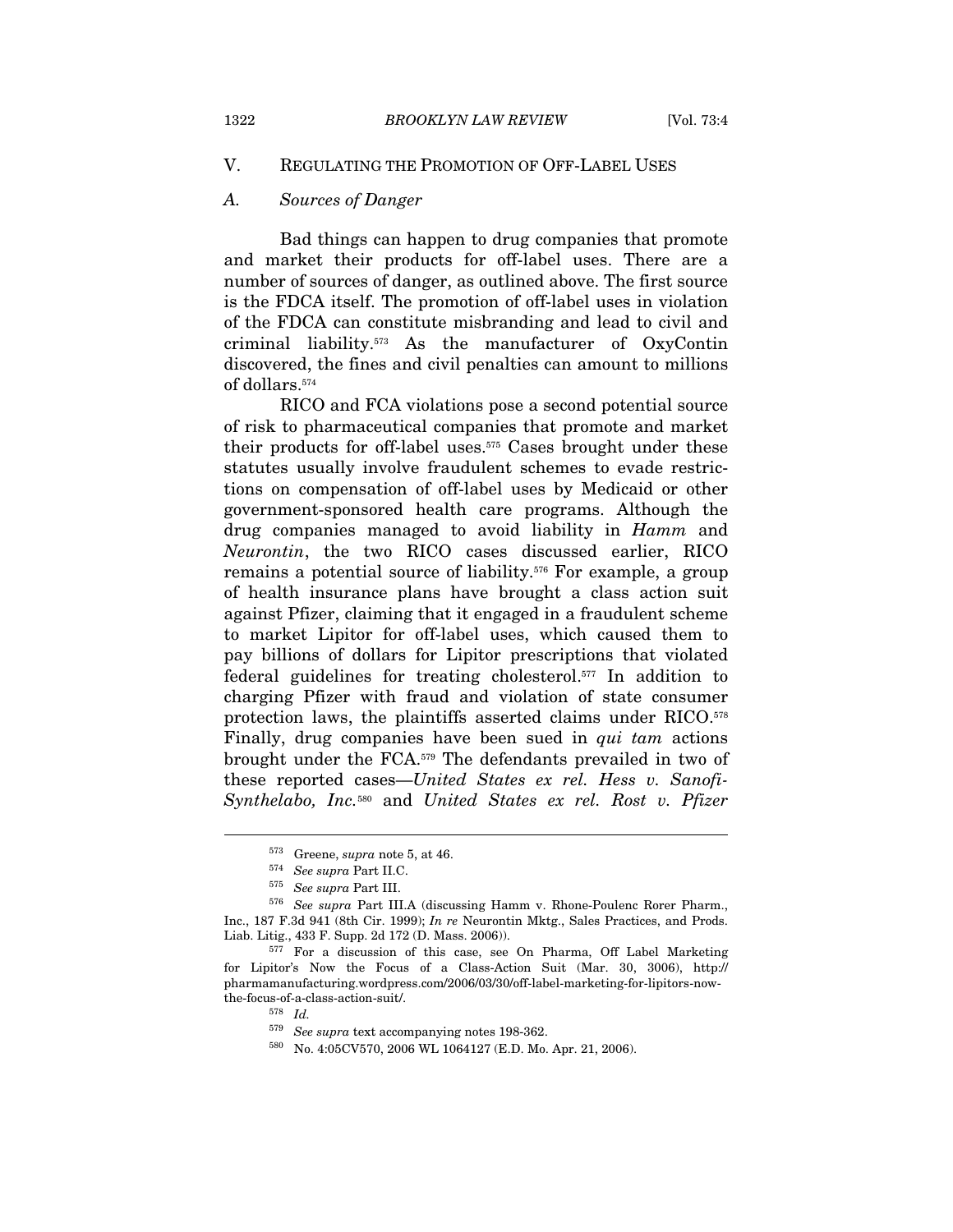## V. Regulating the Promotion of Off-Label Uses

### *A. Sources of Danger*

Bad things can happen to drug companies that promote and market their products for off-label uses. There are a number of sources of danger, as outlined above. The first source is the FDCA itself. The promotion of off-label uses in violation of the FDCA can constitute misbranding and lead to civil and criminal liability.[573] As the manufacturer of OxyContin discovered, the fines and civil penalties can amount to millions of dollars.[574]

RICO and FCA violations pose a second potential source of risk to pharmaceutical companies that promote and market their products for off-label uses.[575] Cases brought under these statutes usually involve fraudulent schemes to evade restrictions on compensation of off-label uses by Medicaid or other government-sponsored health care programs. Although the drug companies managed to avoid liability in *Hamm* and *Neurontin*, the two RICO cases discussed earlier, RICO remains a potential source of liability.[576] For example, a group of health insurance plans have brought a class action suit against Pfizer, claiming that it engaged in a fraudulent scheme to market Lipitor for off-label uses, which caused them to pay billions of dollars for Lipitor prescriptions that violated federal guidelines for treating cholesterol.[577] In addition to charging Pfizer with fraud and violation of state consumer protection laws, the plaintiffs asserted claims under RICO.[578] Finally, drug companies have been sued in *qui tam* actions brought under the FCA.[579] The defendants prevailed in two of these reported cases—*United States ex rel. Hess v. Sanofi-Synthelabo, Inc.*[580] and *United States ex rel. Rost v. Pfizer*

---

[573] Greene, *supra* note 5, at 46.

[574] *See supra* Part II.C.

[575] *See supra* Part III.

[576] *See supra* Part III.A (discussing Hamm v. Rhone-Poulenc Rorer Pharm., Inc., 187 F.3d 941 (8th Cir. 1999); *In re* Neurontin Mktg., Sales Practices, and Prods. Liab. Litig., 433 F. Supp. 2d 172 (D. Mass. 2006)).

[577] For a discussion of this case, see On Pharma, Off Label Marketing for Lipitor's Now the Focus of a Class-Action Suit (Mar. 30, 3006), http://pharmamanufacturing.wordpress.com/2006/03/30/off-label-marketing-for-lipitors-now-the-focus-of-a-class-action-suit/.

[578] *Id.*

[579] *See supra* text accompanying notes 198-362.

[580] No. 4:05CV570, 2006 WL 1064127 (E.D. Mo. Apr. 21, 2006).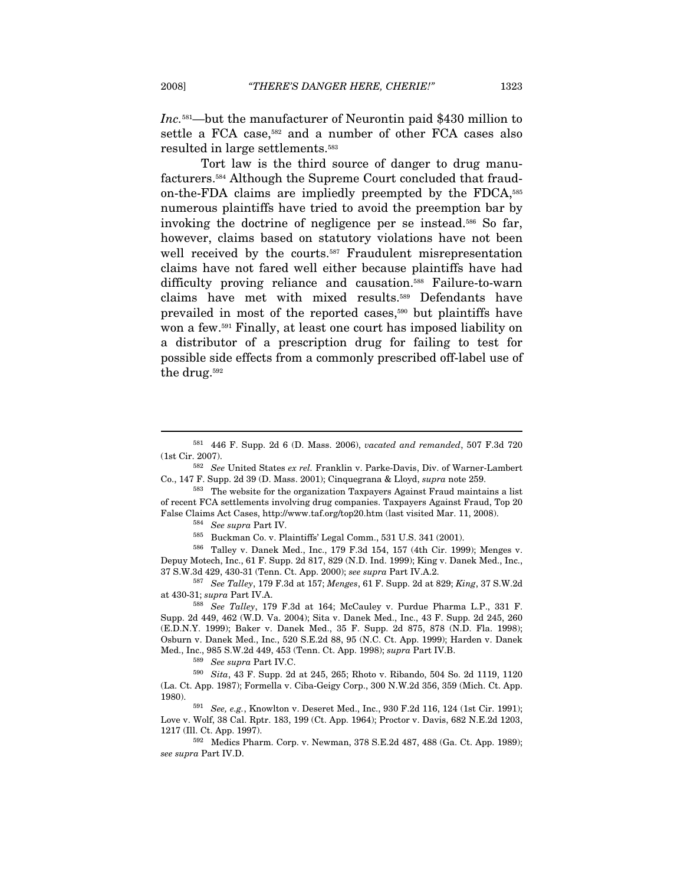*Inc.*[581]—but the manufacturer of Neurontin paid $430 million to settle a FCA case,[582] and a number of other FCA cases also resulted in large settlements.[583]

Tort law is the third source of danger to drug manufacturers.[584] Although the Supreme Court concluded that fraud-on-the-FDA claims are impliedly preempted by the FDCA,[585] numerous plaintiffs have tried to avoid the preemption bar by invoking the doctrine of negligence per se instead.[586] So far, however, claims based on statutory violations have not been well received by the courts.[587] Fraudulent misrepresentation claims have not fared well either because plaintiffs have had difficulty proving reliance and causation.[588] Failure-to-warn claims have met with mixed results.[589] Defendants have prevailed in most of the reported cases,[590] but plaintiffs have won a few.[591] Finally, at least one court has imposed liability on a distributor of a prescription drug for failing to test for possible side effects from a commonly prescribed off-label use of the drug.[592]

---

[581] 446 F. Supp. 2d 6 (D. Mass. 2006), *vacated and remanded*, 507 F.3d 720 (1st Cir. 2007).

[582] *See* United States *ex rel.* Franklin v. Parke-Davis, Div. of Warner-Lambert Co., 147 F. Supp. 2d 39 (D. Mass. 2001); Cinquegrana & Lloyd, *supra* note 259.

[583] The website for the organization Taxpayers Against Fraud maintains a list of recent FCA settlements involving drug companies. Taxpayers Against Fraud, Top 20 False Claims Act Cases, http://www.taf.org/top20.htm (last visited Mar. 11, 2008).

[584] *See supra* Part IV.

[585] Buckman Co. v. Plaintiffs' Legal Comm., 531 U.S. 341 (2001).

[586] Talley v. Danek Med., Inc., 179 F.3d 154, 157 (4th Cir. 1999); Menges v. Depuy Motech, Inc., 61 F. Supp. 2d 817, 829 (N.D. Ind. 1999); King v. Danek Med., Inc., 37 S.W.3d 429, 430-31 (Tenn. Ct. App. 2000); *see supra* Part IV.A.2.

[587] *See Talley*, 179 F.3d at 157; *Menges*, 61 F. Supp. 2d at 829; *King*, 37 S.W.2d at 430-31; *supra* Part IV.A.

[588] *See Talley*, 179 F.3d at 164; McCauley v. Purdue Pharma L.P., 331 F. Supp. 2d 449, 462 (W.D. Va. 2004); Sita v. Danek Med., Inc., 43 F. Supp. 2d 245, 260 (E.D.N.Y. 1999); Baker v. Danek Med., 35 F. Supp. 2d 875, 878 (N.D. Fla. 1998); Osburn v. Danek Med., Inc., 520 S.E.2d 88, 95 (N.C. Ct. App. 1999); Harden v. Danek Med., Inc., 985 S.W.2d 449, 453 (Tenn. Ct. App. 1998); *supra* Part IV.B.

[589] *See supra* Part IV.C.

[590] *Sita*, 43 F. Supp. 2d at 245, 265; Rhoto v. Ribando, 504 So. 2d 1119, 1120 (La. Ct. App. 1987); Formella v. Ciba-Geigy Corp., 300 N.W.2d 356, 359 (Mich. Ct. App. 1980).

[591] *See, e.g.*, Knowlton v. Deseret Med., Inc., 930 F.2d 116, 124 (1st Cir. 1991); Love v. Wolf, 38 Cal. Rptr. 183, 199 (Ct. App. 1964); Proctor v. Davis, 682 N.E.2d 1203, 1217 (Ill. Ct. App. 1997).

[592] Medics Pharm. Corp. v. Newman, 378 S.E.2d 487, 488 (Ga. Ct. App. 1989); *see supra* Part IV.D.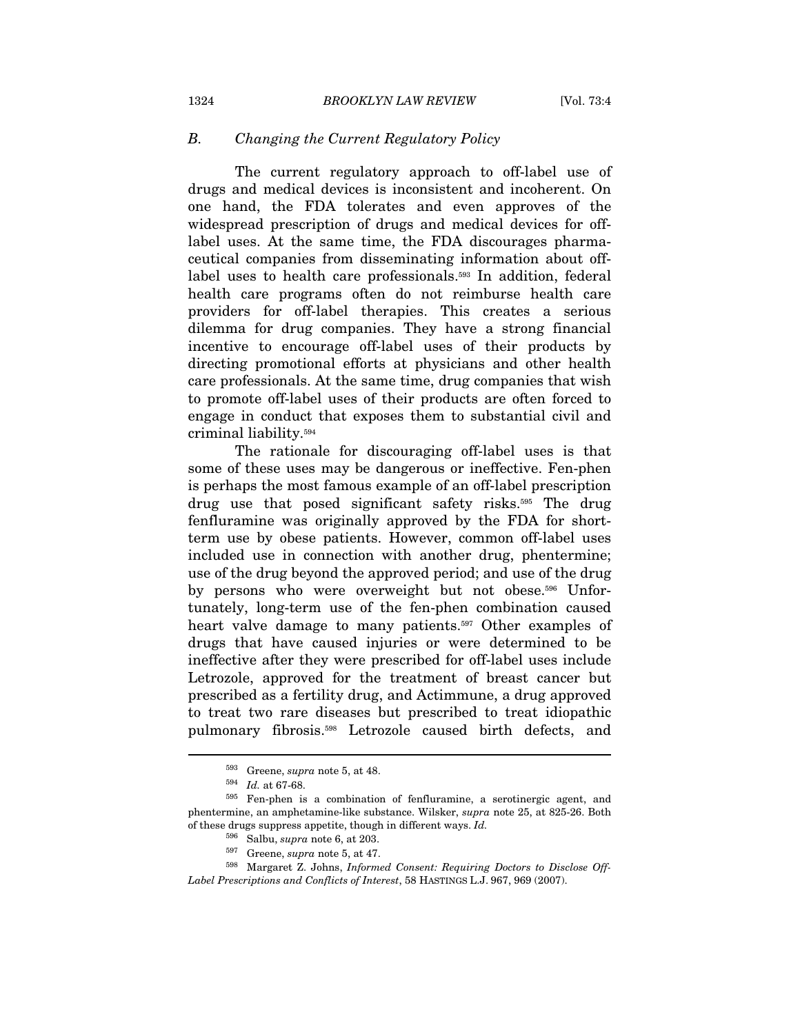### B. Changing the Current Regulatory Policy

The current regulatory approach to off-label use of drugs and medical devices is inconsistent and incoherent. On one hand, the FDA tolerates and even approves of the widespread prescription of drugs and medical devices for off-label uses. At the same time, the FDA discourages pharmaceutical companies from disseminating information about off-label uses to health care professionals.[593] In addition, federal health care programs often do not reimburse health care providers for off-label therapies. This creates a serious dilemma for drug companies. They have a strong financial incentive to encourage off-label uses of their products by directing promotional efforts at physicians and other health care professionals. At the same time, drug companies that wish to promote off-label uses of their products are often forced to engage in conduct that exposes them to substantial civil and criminal liability.[594]

The rationale for discouraging off-label uses is that some of these uses may be dangerous or ineffective. Fen-phen is perhaps the most famous example of an off-label prescription drug use that posed significant safety risks.[595] The drug fenfluramine was originally approved by the FDA for short-term use by obese patients. However, common off-label uses included use in connection with another drug, phentermine; use of the drug beyond the approved period; and use of the drug by persons who were overweight but not obese.[596] Unfortunately, long-term use of the fen-phen combination caused heart valve damage to many patients.[597] Other examples of drugs that have caused injuries or were determined to be ineffective after they were prescribed for off-label uses include Letrozole, approved for the treatment of breast cancer but prescribed as a fertility drug, and Actimmune, a drug approved to treat two rare diseases but prescribed to treat idiopathic pulmonary fibrosis.[598] Letrozole caused birth defects, and

---

[593] Greene, *supra* note 5, at 48.

[594] *Id.* at 67-68.

[595] Fen-phen is a combination of fenfluramine, a serotinergic agent, and phentermine, an amphetamine-like substance. Wilsker, *supra* note 25, at 825-26. Both of these drugs suppress appetite, though in different ways. *Id.*

[596] Salbu, *supra* note 6, at 203.

[597] Greene, *supra* note 5, at 47.

[598] Margaret Z. Johns, *Informed Consent: Requiring Doctors to Disclose Off-Label Prescriptions and Conflicts of Interest*, 58 HASTINGS L.J. 967, 969 (2007).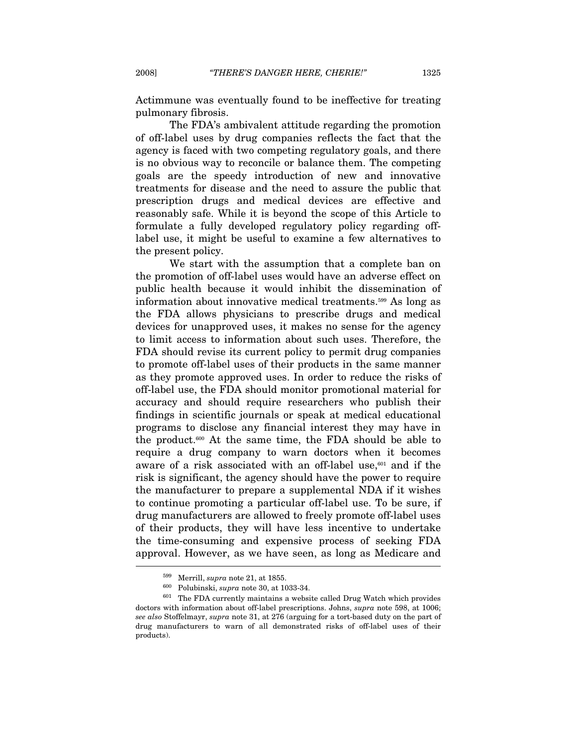Actimmune was eventually found to be ineffective for treating pulmonary fibrosis.

The FDA's ambivalent attitude regarding the promotion of off-label uses by drug companies reflects the fact that the agency is faced with two competing regulatory goals, and there is no obvious way to reconcile or balance them. The competing goals are the speedy introduction of new and innovative treatments for disease and the need to assure the public that prescription drugs and medical devices are effective and reasonably safe. While it is beyond the scope of this Article to formulate a fully developed regulatory policy regarding off-label use, it might be useful to examine a few alternatives to the present policy.

We start with the assumption that a complete ban on the promotion of off-label uses would have an adverse effect on public health because it would inhibit the dissemination of information about innovative medical treatments.[599] As long as the FDA allows physicians to prescribe drugs and medical devices for unapproved uses, it makes no sense for the agency to limit access to information about such uses. Therefore, the FDA should revise its current policy to permit drug companies to promote off-label uses of their products in the same manner as they promote approved uses. In order to reduce the risks of off-label use, the FDA should monitor promotional material for accuracy and should require researchers who publish their findings in scientific journals or speak at medical educational programs to disclose any financial interest they may have in the product.[600] At the same time, the FDA should be able to require a drug company to warn doctors when it becomes aware of a risk associated with an off-label use,[601] and if the risk is significant, the agency should have the power to require the manufacturer to prepare a supplemental NDA if it wishes to continue promoting a particular off-label use. To be sure, if drug manufacturers are allowed to freely promote off-label uses of their products, they will have less incentive to undertake the time-consuming and expensive process of seeking FDA approval. However, as we have seen, as long as Medicare and

---

[599] Merrill, *supra* note 21, at 1855.

[600] Polubinski, *supra* note 30, at 1033-34.

[601] The FDA currently maintains a website called Drug Watch which provides doctors with information about off-label prescriptions. Johns, *supra* note 598, at 1006; *see also* Stoffelmayr, *supra* note 31, at 276 (arguing for a tort-based duty on the part of drug manufacturers to warn of all demonstrated risks of off-label uses of their products).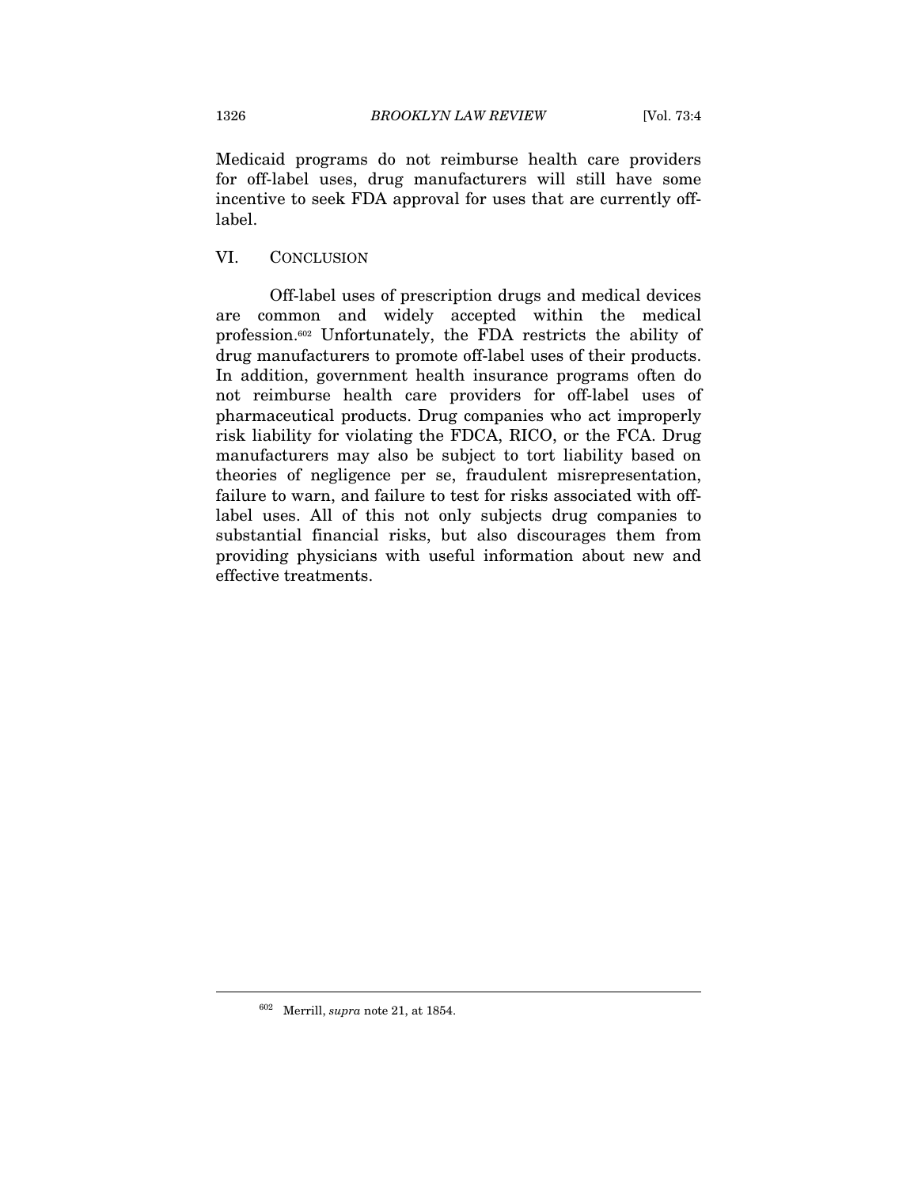Medicaid programs do not reimburse health care providers for off-label uses, drug manufacturers will still have some incentive to seek FDA approval for uses that are currently off-label.

## VI. CONCLUSION

Off-label uses of prescription drugs and medical devices are common and widely accepted within the medical profession.[602] Unfortunately, the FDA restricts the ability of drug manufacturers to promote off-label uses of their products. In addition, government health insurance programs often do not reimburse health care providers for off-label uses of pharmaceutical products. Drug companies who act improperly risk liability for violating the FDCA, RICO, or the FCA. Drug manufacturers may also be subject to tort liability based on theories of negligence per se, fraudulent misrepresentation, failure to warn, and failure to test for risks associated with off-label uses. All of this not only subjects drug companies to substantial financial risks, but also discourages them from providing physicians with useful information about new and effective treatments.

---

[602] Merrill, *supra* note 21, at 1854.